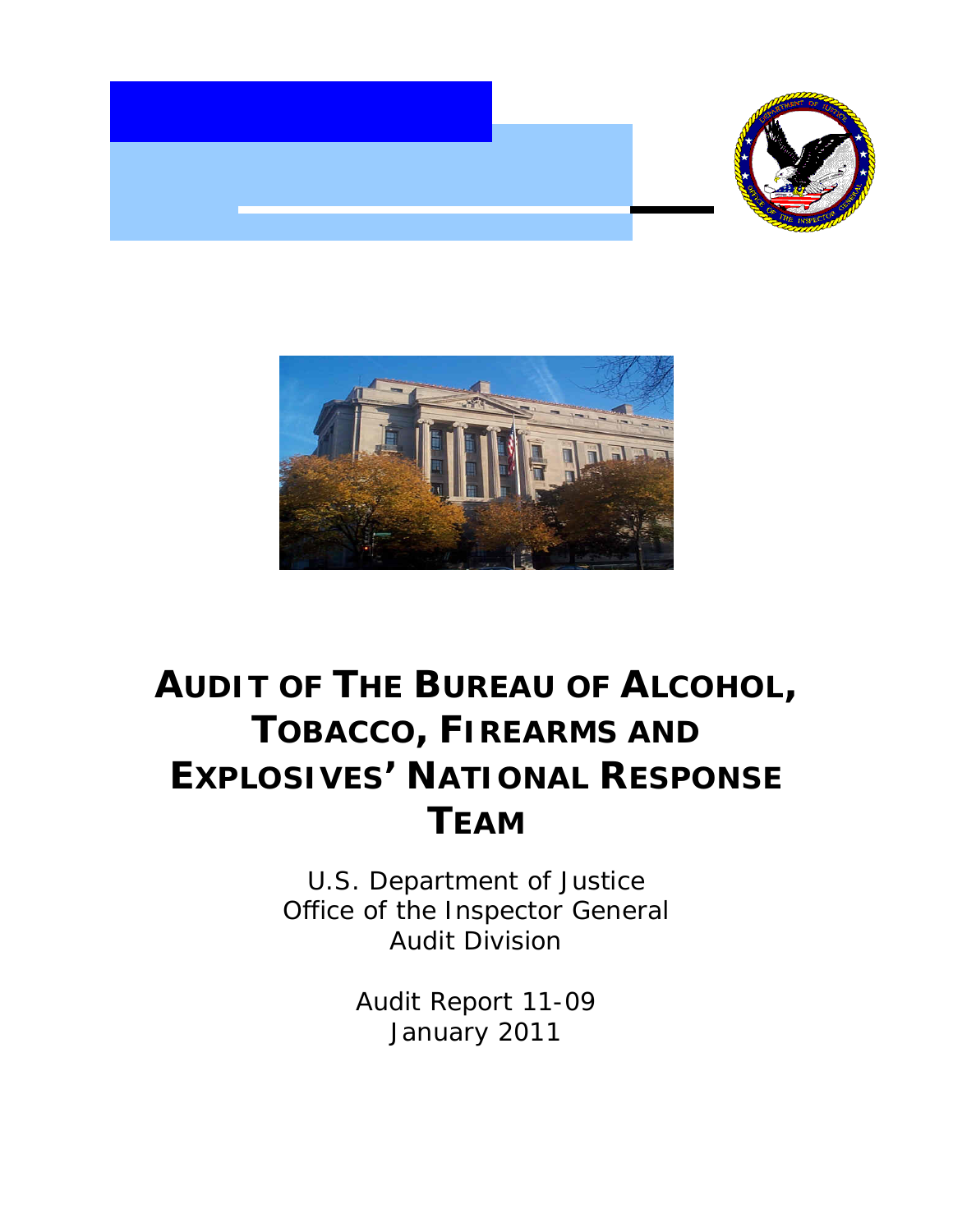# AUDIT OF THE BUREAU OF ALCOHOL, TOBACCO, FIREARMS AND EXPLOSIVES' NATIONAL RESPONSE TEAM

U.S. Department of Justice
Office of the Inspector General
Audit Division

Audit Report 11-09
January 2011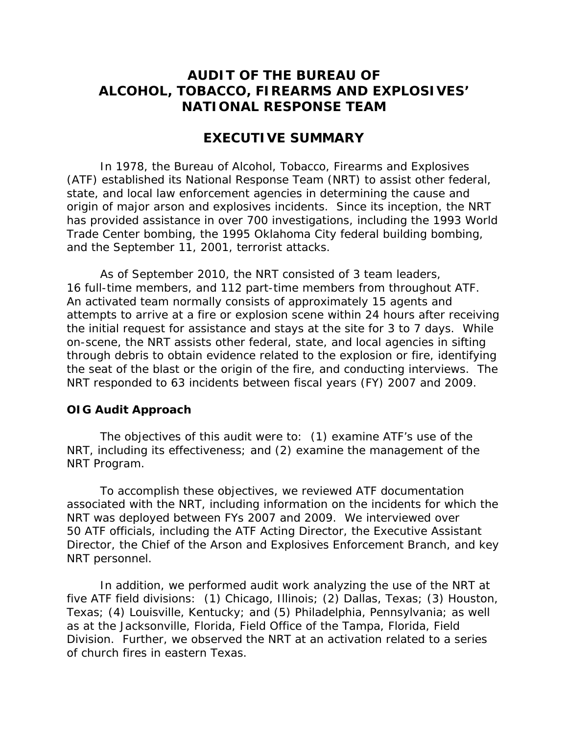# AUDIT OF THE BUREAU OF ALCOHOL, TOBACCO, FIREARMS AND EXPLOSIVES' NATIONAL RESPONSE TEAM

## EXECUTIVE SUMMARY

In 1978, the Bureau of Alcohol, Tobacco, Firearms and Explosives (ATF) established its National Response Team (NRT) to assist other federal, state, and local law enforcement agencies in determining the cause and origin of major arson and explosives incidents. Since its inception, the NRT has provided assistance in over 700 investigations, including the 1993 World Trade Center bombing, the 1995 Oklahoma City federal building bombing, and the September 11, 2001, terrorist attacks.

As of September 2010, the NRT consisted of 3 team leaders, 16 full-time members, and 112 part-time members from throughout ATF. An activated team normally consists of approximately 15 agents and attempts to arrive at a fire or explosion scene within 24 hours after receiving the initial request for assistance and stays at the site for 3 to 7 days. While on-scene, the NRT assists other federal, state, and local agencies in sifting through debris to obtain evidence related to the explosion or fire, identifying the seat of the blast or the origin of the fire, and conducting interviews. The NRT responded to 63 incidents between fiscal years (FY) 2007 and 2009.

### OIG Audit Approach

The objectives of this audit were to: (1) examine ATF's use of the NRT, including its effectiveness; and (2) examine the management of the NRT Program.

To accomplish these objectives, we reviewed ATF documentation associated with the NRT, including information on the incidents for which the NRT was deployed between FYs 2007 and 2009. We interviewed over 50 ATF officials, including the ATF Acting Director, the Executive Assistant Director, the Chief of the Arson and Explosives Enforcement Branch, and key NRT personnel.

In addition, we performed audit work analyzing the use of the NRT at five ATF field divisions: (1) Chicago, Illinois; (2) Dallas, Texas; (3) Houston, Texas; (4) Louisville, Kentucky; and (5) Philadelphia, Pennsylvania; as well as at the Jacksonville, Florida, Field Office of the Tampa, Florida, Field Division. Further, we observed the NRT at an activation related to a series of church fires in eastern Texas.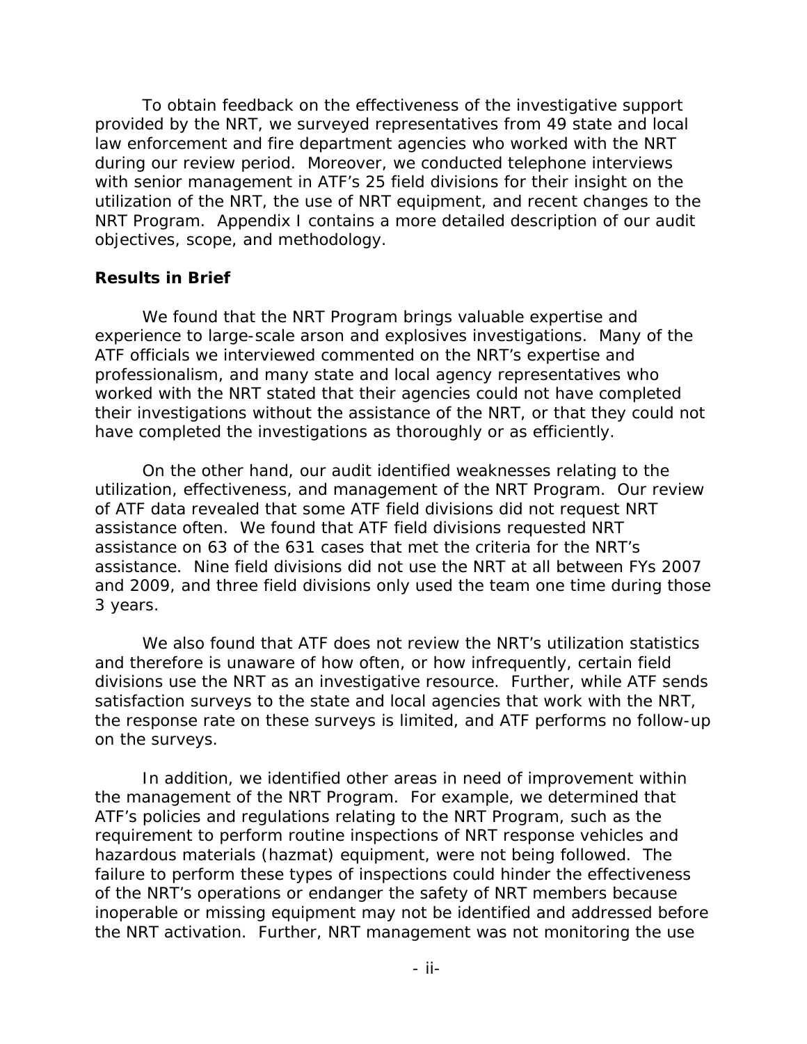To obtain feedback on the effectiveness of the investigative support provided by the NRT, we surveyed representatives from 49 state and local law enforcement and fire department agencies who worked with the NRT during our review period. Moreover, we conducted telephone interviews with senior management in ATF's 25 field divisions for their insight on the utilization of the NRT, the use of NRT equipment, and recent changes to the NRT Program. Appendix I contains a more detailed description of our audit objectives, scope, and methodology.

**Results in Brief**

We found that the NRT Program brings valuable expertise and experience to large-scale arson and explosives investigations. Many of the ATF officials we interviewed commented on the NRT's expertise and professionalism, and many state and local agency representatives who worked with the NRT stated that their agencies could not have completed their investigations without the assistance of the NRT, or that they could not have completed the investigations as thoroughly or as efficiently.

On the other hand, our audit identified weaknesses relating to the utilization, effectiveness, and management of the NRT Program. Our review of ATF data revealed that some ATF field divisions did not request NRT assistance often. We found that ATF field divisions requested NRT assistance on 63 of the 631 cases that met the criteria for the NRT's assistance. Nine field divisions did not use the NRT at all between FYs 2007 and 2009, and three field divisions only used the team one time during those 3 years.

We also found that ATF does not review the NRT's utilization statistics and therefore is unaware of how often, or how infrequently, certain field divisions use the NRT as an investigative resource. Further, while ATF sends satisfaction surveys to the state and local agencies that work with the NRT, the response rate on these surveys is limited, and ATF performs no follow-up on the surveys.

In addition, we identified other areas in need of improvement within the management of the NRT Program. For example, we determined that ATF's policies and regulations relating to the NRT Program, such as the requirement to perform routine inspections of NRT response vehicles and hazardous materials (hazmat) equipment, were not being followed. The failure to perform these types of inspections could hinder the effectiveness of the NRT's operations or endanger the safety of NRT members because inoperable or missing equipment may not be identified and addressed before the NRT activation. Further, NRT management was not monitoring the use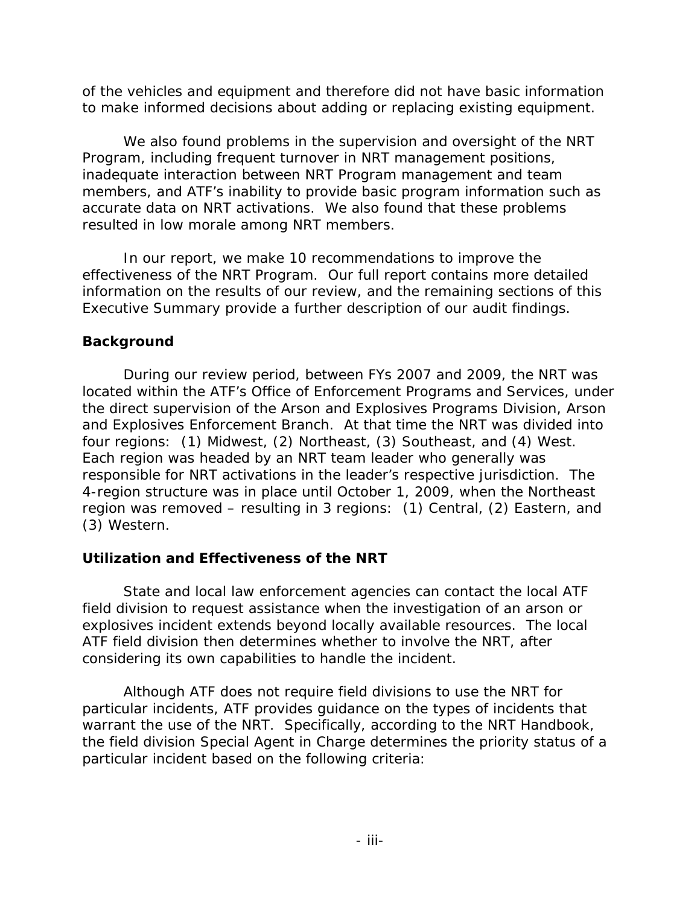of the vehicles and equipment and therefore did not have basic information to make informed decisions about adding or replacing existing equipment.

We also found problems in the supervision and oversight of the NRT Program, including frequent turnover in NRT management positions, inadequate interaction between NRT Program management and team members, and ATF's inability to provide basic program information such as accurate data on NRT activations. We also found that these problems resulted in low morale among NRT members.

In our report, we make 10 recommendations to improve the effectiveness of the NRT Program. Our full report contains more detailed information on the results of our review, and the remaining sections of this Executive Summary provide a further description of our audit findings.

## Background

During our review period, between FYs 2007 and 2009, the NRT was located within the ATF's Office of Enforcement Programs and Services, under the direct supervision of the Arson and Explosives Programs Division, Arson and Explosives Enforcement Branch. At that time the NRT was divided into four regions: (1) Midwest, (2) Northeast, (3) Southeast, and (4) West. Each region was headed by an NRT team leader who generally was responsible for NRT activations in the leader's respective jurisdiction. The 4-region structure was in place until October 1, 2009, when the Northeast region was removed – resulting in 3 regions: (1) Central, (2) Eastern, and (3) Western.

## Utilization and Effectiveness of the NRT

State and local law enforcement agencies can contact the local ATF field division to request assistance when the investigation of an arson or explosives incident extends beyond locally available resources. The local ATF field division then determines whether to involve the NRT, after considering its own capabilities to handle the incident.

Although ATF does not require field divisions to use the NRT for particular incidents, ATF provides guidance on the types of incidents that warrant the use of the NRT. Specifically, according to the NRT Handbook, the field division Special Agent in Charge determines the priority status of a particular incident based on the following criteria: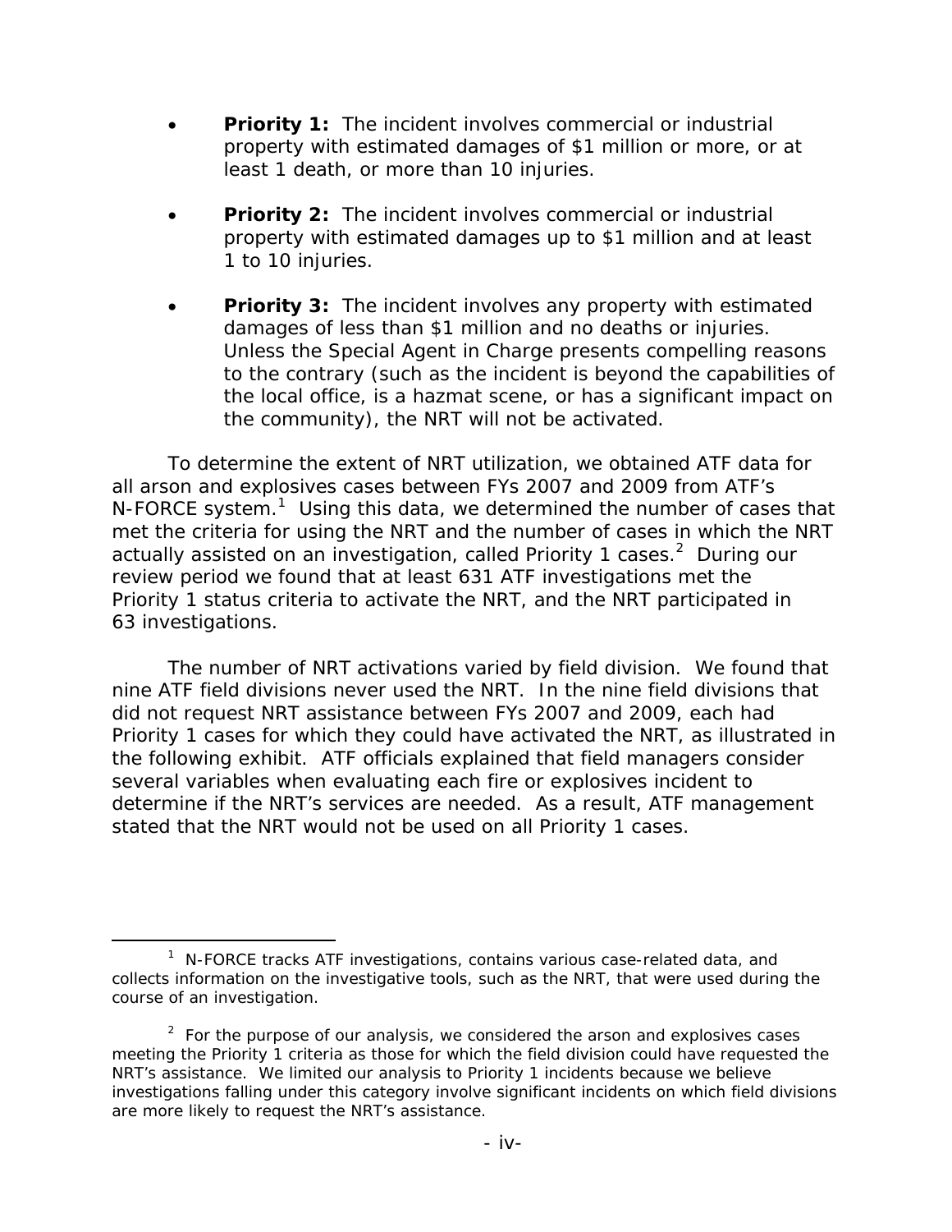- **Priority 1:** The incident involves commercial or industrial property with estimated damages of $1 million or more, or at least 1 death, or more than 10 injuries.

- **Priority 2:** The incident involves commercial or industrial property with estimated damages up to $1 million and at least 1 to 10 injuries.

- **Priority 3:** The incident involves any property with estimated damages of less than $1 million and no deaths or injuries. Unless the Special Agent in Charge presents compelling reasons to the contrary (such as the incident is beyond the capabilities of the local office, is a hazmat scene, or has a significant impact on the community), the NRT will not be activated.

To determine the extent of NRT utilization, we obtained ATF data for all arson and explosives cases between FYs 2007 and 2009 from ATF's N-FORCE system.[1] Using this data, we determined the number of cases that met the criteria for using the NRT and the number of cases in which the NRT actually assisted on an investigation, called Priority 1 cases.[2] During our review period we found that at least 631 ATF investigations met the Priority 1 status criteria to activate the NRT, and the NRT participated in 63 investigations.

The number of NRT activations varied by field division. We found that nine ATF field divisions never used the NRT. In the nine field divisions that did not request NRT assistance between FYs 2007 and 2009, each had Priority 1 cases for which they could have activated the NRT, as illustrated in the following exhibit. ATF officials explained that field managers consider several variables when evaluating each fire or explosives incident to determine if the NRT's services are needed. As a result, ATF management stated that the NRT would not be used on all Priority 1 cases.

---

[1] N-FORCE tracks ATF investigations, contains various case-related data, and collects information on the investigative tools, such as the NRT, that were used during the course of an investigation.

[2] For the purpose of our analysis, we considered the arson and explosives cases meeting the Priority 1 criteria as those for which the field division could have requested the NRT's assistance. We limited our analysis to Priority 1 incidents because we believe investigations falling under this category involve significant incidents on which field divisions are more likely to request the NRT's assistance.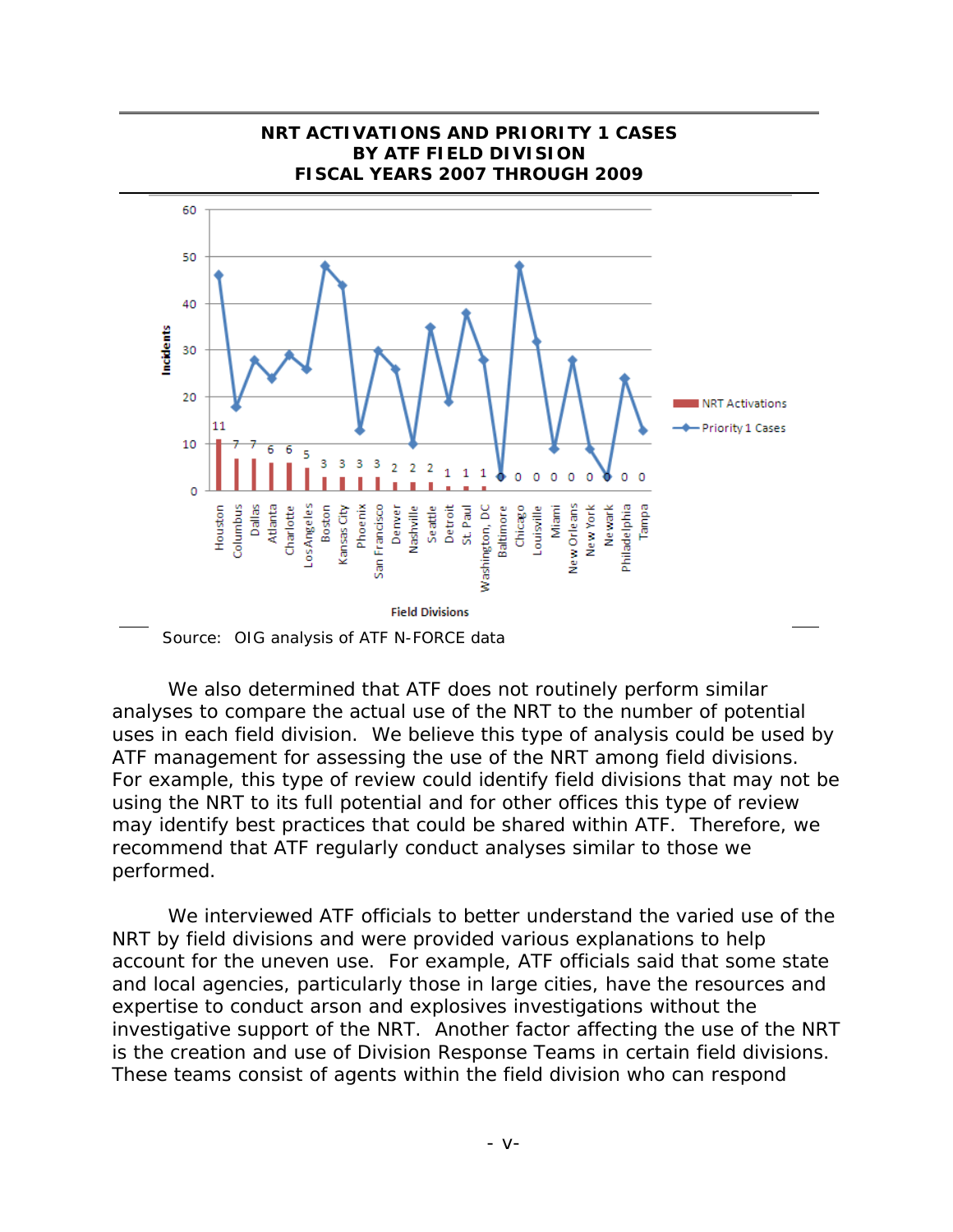**NRT ACTIVATIONS AND PRIORITY 1 CASES BY ATF FIELD DIVISION FISCAL YEARS 2007 THROUGH 2009**

| Field Division | NRT Activations |
|---|---|
| Houston | 11 |
| Columbus | 7 |
| Dallas | 7 |
| Atlanta | 6 |
| Charlotte | 6 |
| Los Angeles | 5 |
| Boston | 3 |
| Kansas City | 3 |
| Phoenix | 3 |
| San Francisco | 3 |
| Denver | 2 |
| Nashville | 2 |
| Seattle | 2 |
| Detroit | 1 |
| St. Paul | 1 |
| Washington, DC | 1 |
| Baltimore | 0 |
| Chicago | 0 |
| Louisville | 0 |
| Miami | 0 |
| New Orleans | 0 |
| New York | 0 |
| Newark | 0 |
| Philadelphia | 0 |
| Tampa | 0 |

Source: OIG analysis of ATF N-FORCE data

We also determined that ATF does not routinely perform similar analyses to compare the actual use of the NRT to the number of potential uses in each field division. We believe this type of analysis could be used by ATF management for assessing the use of the NRT among field divisions. For example, this type of review could identify field divisions that may not be using the NRT to its full potential and for other offices this type of review may identify best practices that could be shared within ATF. Therefore, we recommend that ATF regularly conduct analyses similar to those we performed.

We interviewed ATF officials to better understand the varied use of the NRT by field divisions and were provided various explanations to help account for the uneven use. For example, ATF officials said that some state and local agencies, particularly those in large cities, have the resources and expertise to conduct arson and explosives investigations without the investigative support of the NRT. Another factor affecting the use of the NRT is the creation and use of Division Response Teams in certain field divisions. These teams consist of agents within the field division who can respond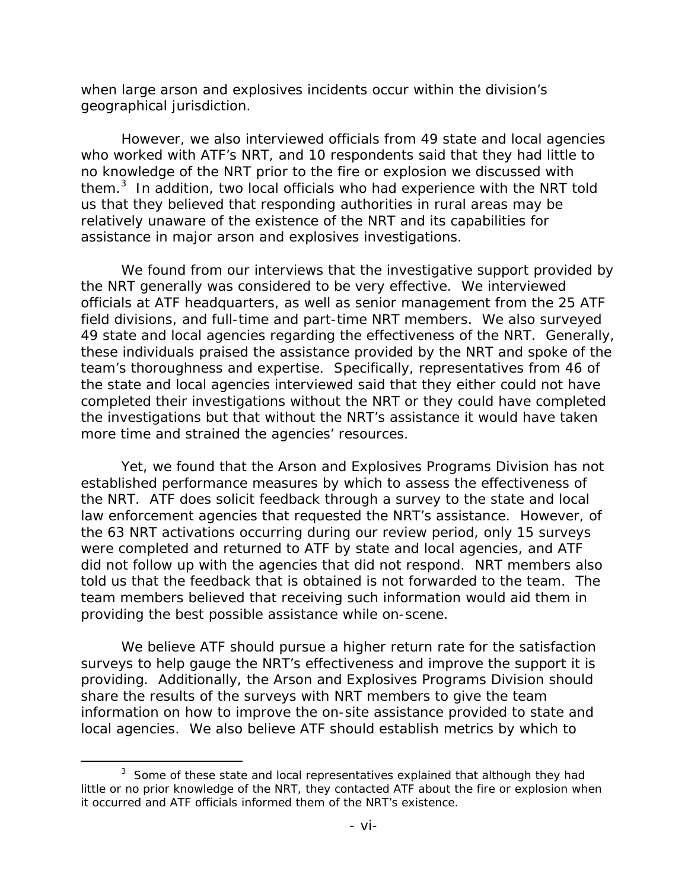when large arson and explosives incidents occur within the division's geographical jurisdiction.

However, we also interviewed officials from 49 state and local agencies who worked with ATF's NRT, and 10 respondents said that they had little to no knowledge of the NRT prior to the fire or explosion we discussed with them.[3] In addition, two local officials who had experience with the NRT told us that they believed that responding authorities in rural areas may be relatively unaware of the existence of the NRT and its capabilities for assistance in major arson and explosives investigations.

We found from our interviews that the investigative support provided by the NRT generally was considered to be very effective. We interviewed officials at ATF headquarters, as well as senior management from the 25 ATF field divisions, and full-time and part-time NRT members. We also surveyed 49 state and local agencies regarding the effectiveness of the NRT. Generally, these individuals praised the assistance provided by the NRT and spoke of the team's thoroughness and expertise. Specifically, representatives from 46 of the state and local agencies interviewed said that they either could not have completed their investigations without the NRT or they could have completed the investigations but that without the NRT's assistance it would have taken more time and strained the agencies' resources.

Yet, we found that the Arson and Explosives Programs Division has not established performance measures by which to assess the effectiveness of the NRT. ATF does solicit feedback through a survey to the state and local law enforcement agencies that requested the NRT's assistance. However, of the 63 NRT activations occurring during our review period, only 15 surveys were completed and returned to ATF by state and local agencies, and ATF did not follow up with the agencies that did not respond. NRT members also told us that the feedback that is obtained is not forwarded to the team. The team members believed that receiving such information would aid them in providing the best possible assistance while on-scene.

We believe ATF should pursue a higher return rate for the satisfaction surveys to help gauge the NRT's effectiveness and improve the support it is providing. Additionally, the Arson and Explosives Programs Division should share the results of the surveys with NRT members to give the team information on how to improve the on-site assistance provided to state and local agencies. We also believe ATF should establish metrics by which to

[3] Some of these state and local representatives explained that although they had little or no prior knowledge of the NRT, they contacted ATF about the fire or explosion when it occurred and ATF officials informed them of the NRT's existence.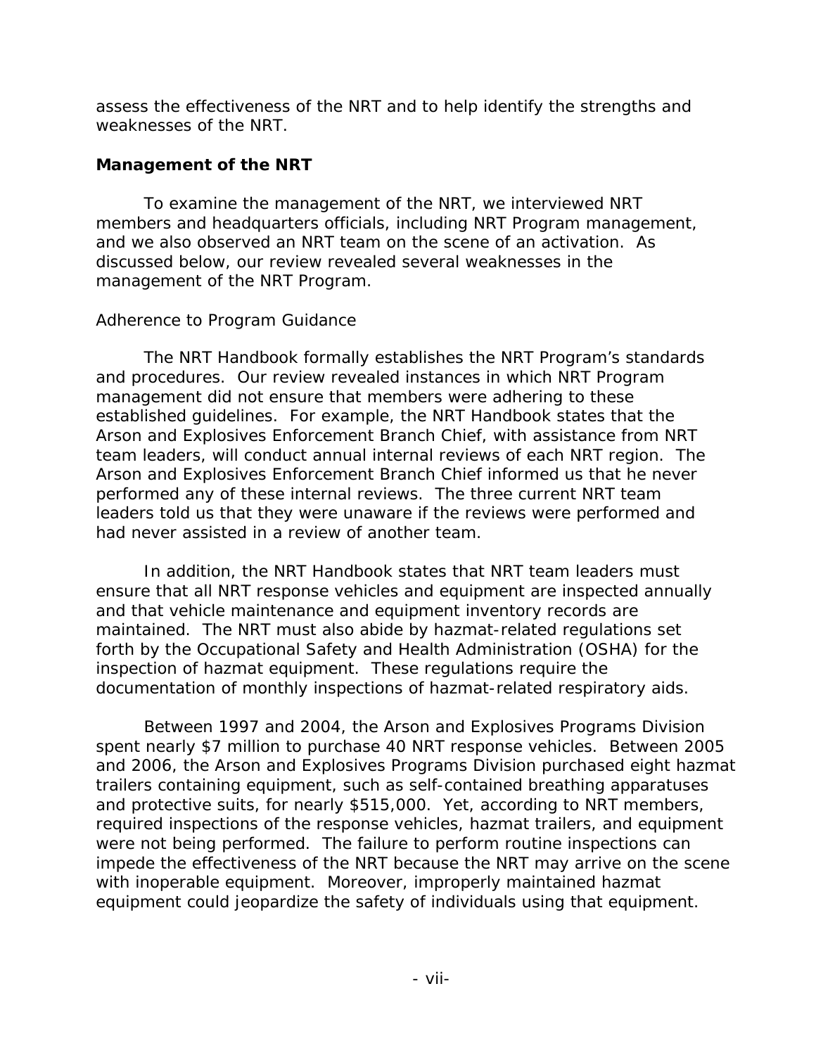assess the effectiveness of the NRT and to help identify the strengths and weaknesses of the NRT.

### Management of the NRT

To examine the management of the NRT, we interviewed NRT members and headquarters officials, including NRT Program management, and we also observed an NRT team on the scene of an activation. As discussed below, our review revealed several weaknesses in the management of the NRT Program.

#### Adherence to Program Guidance

The NRT Handbook formally establishes the NRT Program's standards and procedures. Our review revealed instances in which NRT Program management did not ensure that members were adhering to these established guidelines. For example, the NRT Handbook states that the Arson and Explosives Enforcement Branch Chief, with assistance from NRT team leaders, will conduct annual internal reviews of each NRT region. The Arson and Explosives Enforcement Branch Chief informed us that he never performed any of these internal reviews. The three current NRT team leaders told us that they were unaware if the reviews were performed and had never assisted in a review of another team.

In addition, the NRT Handbook states that NRT team leaders must ensure that all NRT response vehicles and equipment are inspected annually and that vehicle maintenance and equipment inventory records are maintained. The NRT must also abide by hazmat-related regulations set forth by the Occupational Safety and Health Administration (OSHA) for the inspection of hazmat equipment. These regulations require the documentation of monthly inspections of hazmat-related respiratory aids.

Between 1997 and 2004, the Arson and Explosives Programs Division spent nearly $7 million to purchase 40 NRT response vehicles. Between 2005 and 2006, the Arson and Explosives Programs Division purchased eight hazmat trailers containing equipment, such as self-contained breathing apparatuses and protective suits, for nearly $515,000. Yet, according to NRT members, required inspections of the response vehicles, hazmat trailers, and equipment were not being performed. The failure to perform routine inspections can impede the effectiveness of the NRT because the NRT may arrive on the scene with inoperable equipment. Moreover, improperly maintained hazmat equipment could jeopardize the safety of individuals using that equipment.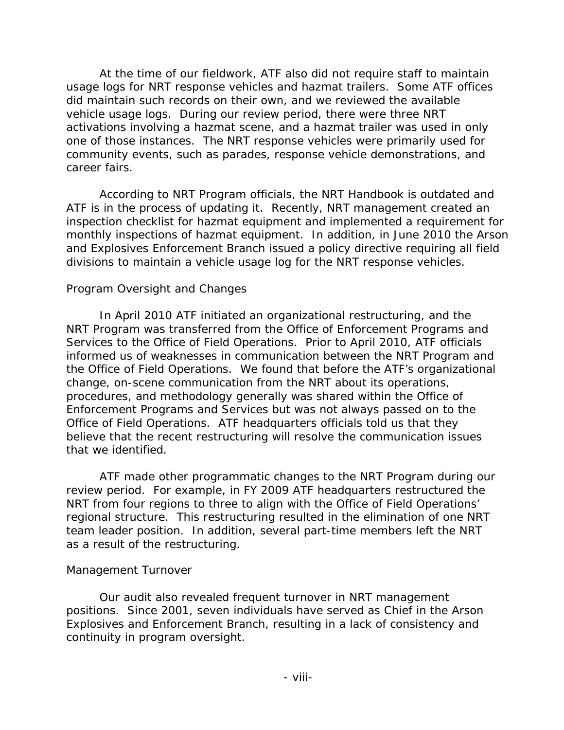At the time of our fieldwork, ATF also did not require staff to maintain usage logs for NRT response vehicles and hazmat trailers. Some ATF offices did maintain such records on their own, and we reviewed the available vehicle usage logs. During our review period, there were three NRT activations involving a hazmat scene, and a hazmat trailer was used in only one of those instances. The NRT response vehicles were primarily used for community events, such as parades, response vehicle demonstrations, and career fairs.

According to NRT Program officials, the NRT Handbook is outdated and ATF is in the process of updating it. Recently, NRT management created an inspection checklist for hazmat equipment and implemented a requirement for monthly inspections of hazmat equipment. In addition, in June 2010 the Arson and Explosives Enforcement Branch issued a policy directive requiring all field divisions to maintain a vehicle usage log for the NRT response vehicles.

### Program Oversight and Changes

In April 2010 ATF initiated an organizational restructuring, and the NRT Program was transferred from the Office of Enforcement Programs and Services to the Office of Field Operations. Prior to April 2010, ATF officials informed us of weaknesses in communication between the NRT Program and the Office of Field Operations. We found that before the ATF's organizational change, on-scene communication from the NRT about its operations, procedures, and methodology generally was shared within the Office of Enforcement Programs and Services but was not always passed on to the Office of Field Operations. ATF headquarters officials told us that they believe that the recent restructuring will resolve the communication issues that we identified.

ATF made other programmatic changes to the NRT Program during our review period. For example, in FY 2009 ATF headquarters restructured the NRT from four regions to three to align with the Office of Field Operations' regional structure. This restructuring resulted in the elimination of one NRT team leader position. In addition, several part-time members left the NRT as a result of the restructuring.

### Management Turnover

Our audit also revealed frequent turnover in NRT management positions. Since 2001, seven individuals have served as Chief in the Arson Explosives and Enforcement Branch, resulting in a lack of consistency and continuity in program oversight.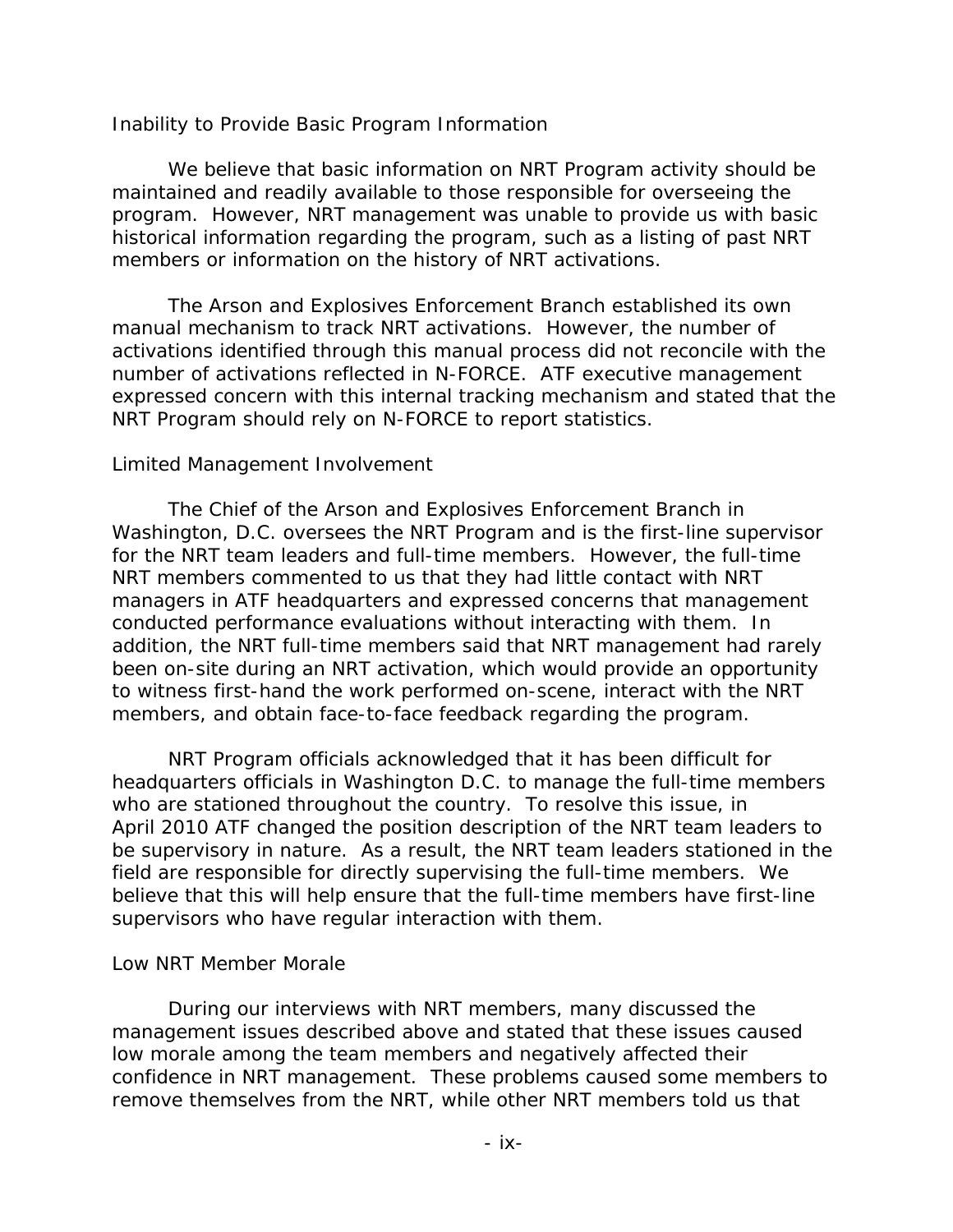### Inability to Provide Basic Program Information

We believe that basic information on NRT Program activity should be maintained and readily available to those responsible for overseeing the program. However, NRT management was unable to provide us with basic historical information regarding the program, such as a listing of past NRT members or information on the history of NRT activations.

The Arson and Explosives Enforcement Branch established its own manual mechanism to track NRT activations. However, the number of activations identified through this manual process did not reconcile with the number of activations reflected in N-FORCE. ATF executive management expressed concern with this internal tracking mechanism and stated that the NRT Program should rely on N-FORCE to report statistics.

### Limited Management Involvement

The Chief of the Arson and Explosives Enforcement Branch in Washington, D.C. oversees the NRT Program and is the first-line supervisor for the NRT team leaders and full-time members. However, the full-time NRT members commented to us that they had little contact with NRT managers in ATF headquarters and expressed concerns that management conducted performance evaluations without interacting with them. In addition, the NRT full-time members said that NRT management had rarely been on-site during an NRT activation, which would provide an opportunity to witness first-hand the work performed on-scene, interact with the NRT members, and obtain face-to-face feedback regarding the program.

NRT Program officials acknowledged that it has been difficult for headquarters officials in Washington D.C. to manage the full-time members who are stationed throughout the country. To resolve this issue, in April 2010 ATF changed the position description of the NRT team leaders to be supervisory in nature. As a result, the NRT team leaders stationed in the field are responsible for directly supervising the full-time members. We believe that this will help ensure that the full-time members have first-line supervisors who have regular interaction with them.

### Low NRT Member Morale

During our interviews with NRT members, many discussed the management issues described above and stated that these issues caused low morale among the team members and negatively affected their confidence in NRT management. These problems caused some members to remove themselves from the NRT, while other NRT members told us that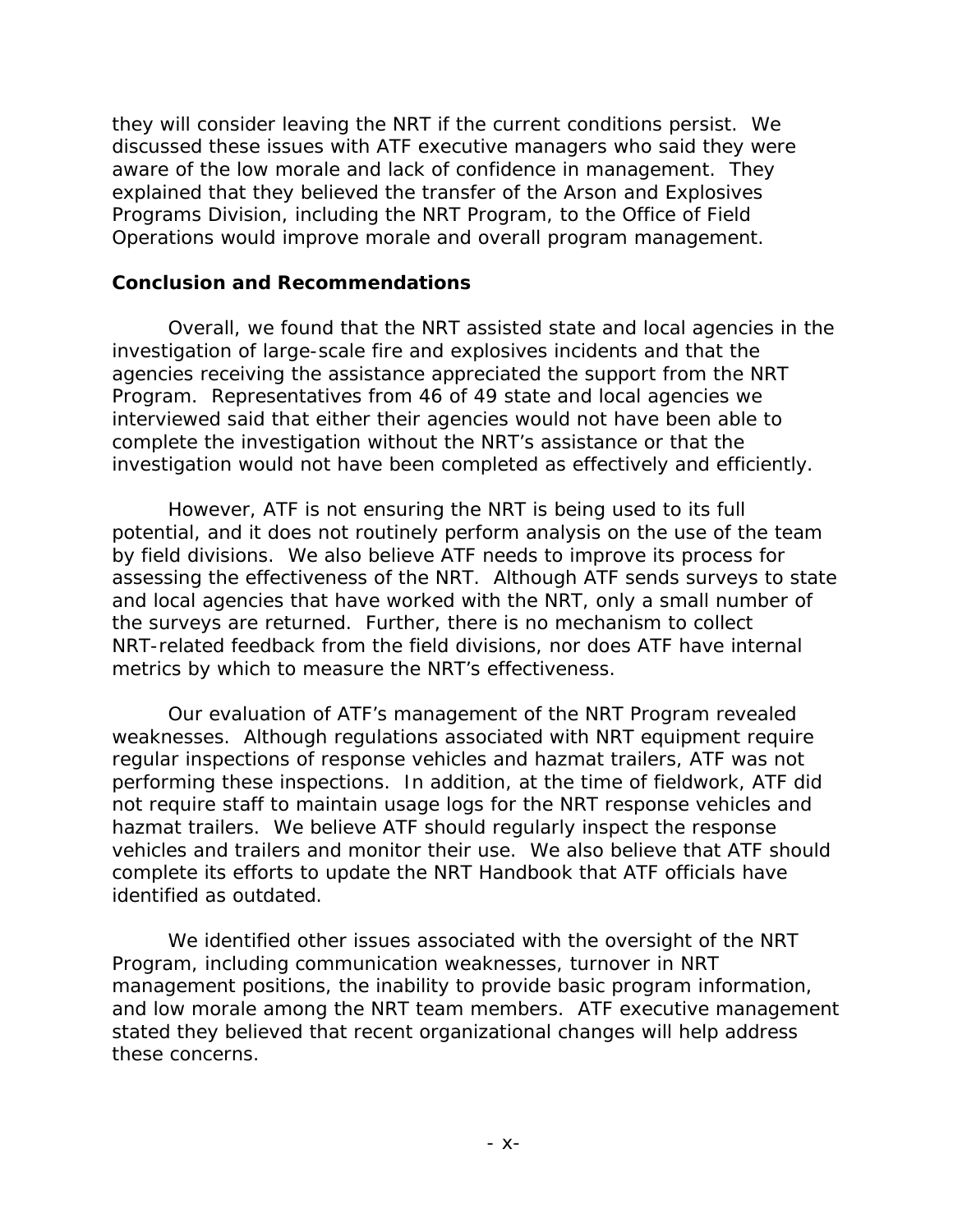they will consider leaving the NRT if the current conditions persist. We discussed these issues with ATF executive managers who said they were aware of the low morale and lack of confidence in management. They explained that they believed the transfer of the Arson and Explosives Programs Division, including the NRT Program, to the Office of Field Operations would improve morale and overall program management.

### Conclusion and Recommendations

Overall, we found that the NRT assisted state and local agencies in the investigation of large-scale fire and explosives incidents and that the agencies receiving the assistance appreciated the support from the NRT Program. Representatives from 46 of 49 state and local agencies we interviewed said that either their agencies would not have been able to complete the investigation without the NRT's assistance or that the investigation would not have been completed as effectively and efficiently.

However, ATF is not ensuring the NRT is being used to its full potential, and it does not routinely perform analysis on the use of the team by field divisions. We also believe ATF needs to improve its process for assessing the effectiveness of the NRT. Although ATF sends surveys to state and local agencies that have worked with the NRT, only a small number of the surveys are returned. Further, there is no mechanism to collect NRT-related feedback from the field divisions, nor does ATF have internal metrics by which to measure the NRT's effectiveness.

Our evaluation of ATF's management of the NRT Program revealed weaknesses. Although regulations associated with NRT equipment require regular inspections of response vehicles and hazmat trailers, ATF was not performing these inspections. In addition, at the time of fieldwork, ATF did not require staff to maintain usage logs for the NRT response vehicles and hazmat trailers. We believe ATF should regularly inspect the response vehicles and trailers and monitor their use. We also believe that ATF should complete its efforts to update the NRT Handbook that ATF officials have identified as outdated.

We identified other issues associated with the oversight of the NRT Program, including communication weaknesses, turnover in NRT management positions, the inability to provide basic program information, and low morale among the NRT team members. ATF executive management stated they believed that recent organizational changes will help address these concerns.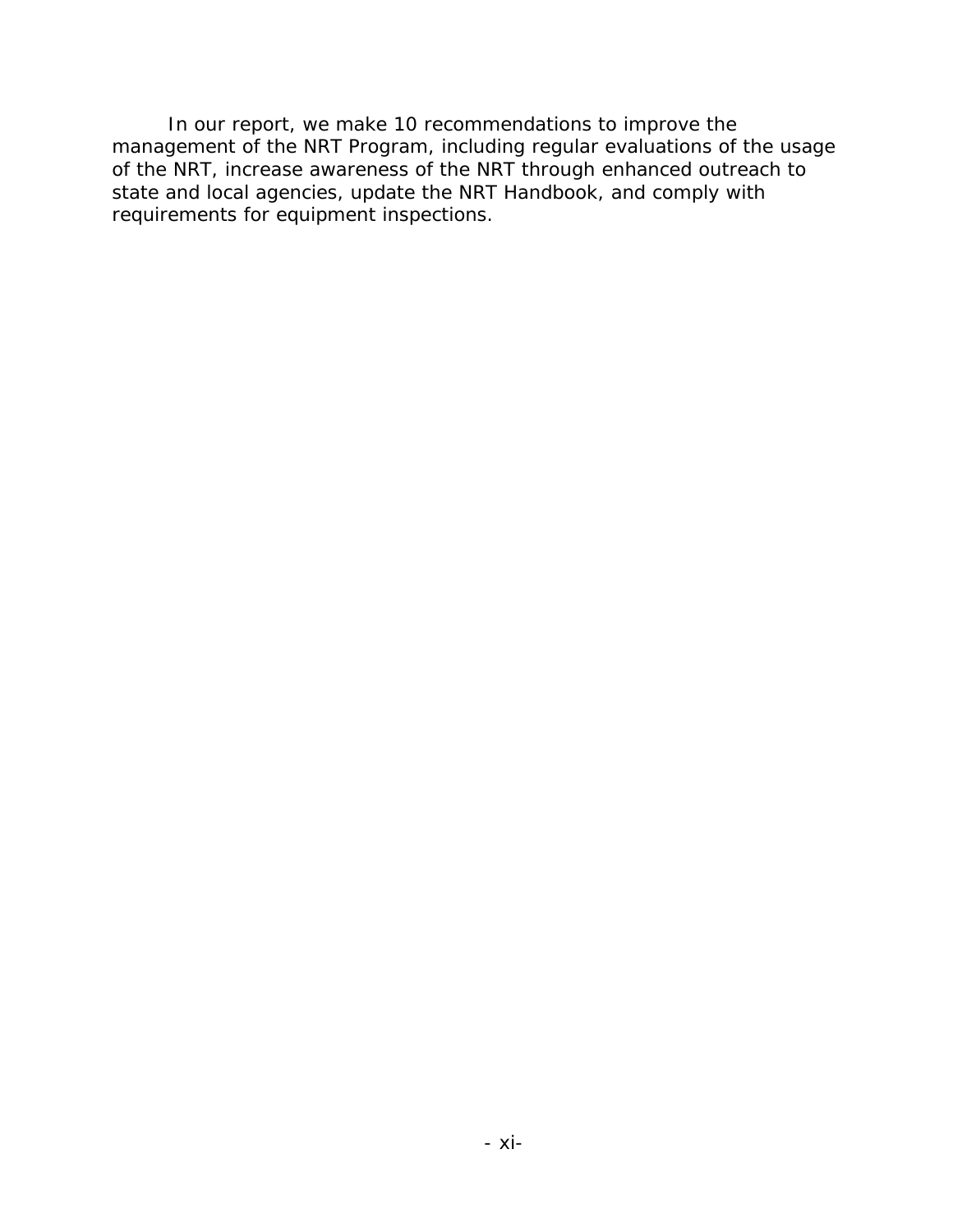In our report, we make 10 recommendations to improve the management of the NRT Program, including regular evaluations of the usage of the NRT, increase awareness of the NRT through enhanced outreach to state and local agencies, update the NRT Handbook, and comply with requirements for equipment inspections.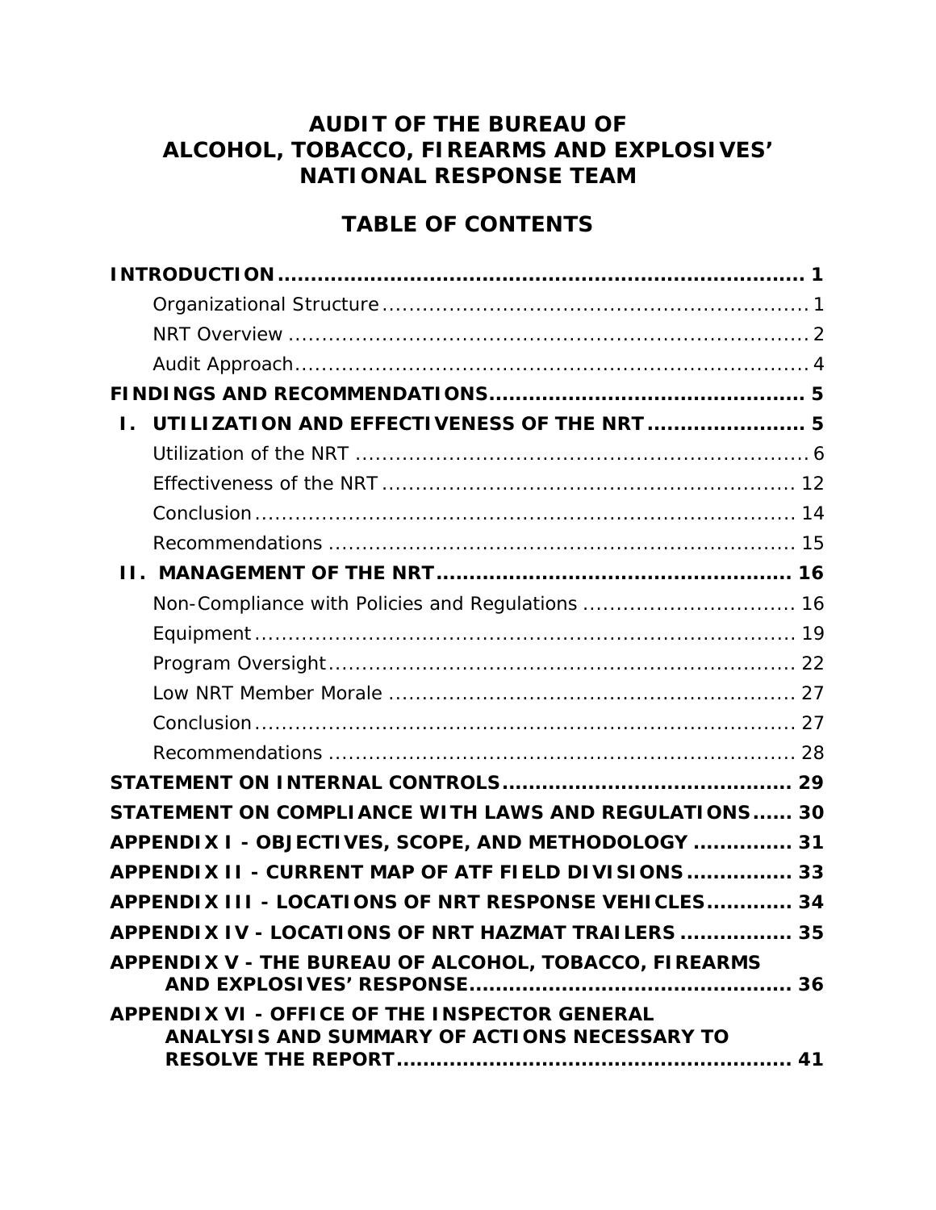# AUDIT OF THE BUREAU OF ALCOHOL, TOBACCO, FIREARMS AND EXPLOSIVES' NATIONAL RESPONSE TEAM

## TABLE OF CONTENTS

**INTRODUCTION** ........................................................................ **1**

- Organizational Structure ........................................................ 1
- NRT Overview ........................................................................ 2
- Audit Approach....................................................................... 4

**FINDINGS AND RECOMMENDATIONS** ........................................ **5**

**I. UTILIZATION AND EFFECTIVENESS OF THE NRT** ........................ **5**

- Utilization of the NRT ............................................................ 6
- Effectiveness of the NRT ........................................................ 12
- Conclusion ............................................................................ 14
- Recommendations ................................................................. 15

**II. MANAGEMENT OF THE NRT** .................................................. **16**

- Non-Compliance with Policies and Regulations ........................ 16
- Equipment ............................................................................ 19
- Program Oversight ................................................................ 22
- Low NRT Member Morale ....................................................... 27
- Conclusion ............................................................................ 27
- Recommendations ................................................................. 28

**STATEMENT ON INTERNAL CONTROLS** ...................................... **29**

**STATEMENT ON COMPLIANCE WITH LAWS AND REGULATIONS** ...... **30**

**APPENDIX I - OBJECTIVES, SCOPE, AND METHODOLOGY** ............... **31**

**APPENDIX II - CURRENT MAP OF ATF FIELD DIVISIONS** ................ **33**

**APPENDIX III - LOCATIONS OF NRT RESPONSE VEHICLES** ............. **34**

**APPENDIX IV - LOCATIONS OF NRT HAZMAT TRAILERS** ................. **35**

**APPENDIX V - THE BUREAU OF ALCOHOL, TOBACCO, FIREARMS AND EXPLOSIVES' RESPONSE** ................................................ **36**

**APPENDIX VI - OFFICE OF THE INSPECTOR GENERAL ANALYSIS AND SUMMARY OF ACTIONS NECESSARY TO RESOLVE THE REPORT** ........................................................... **41**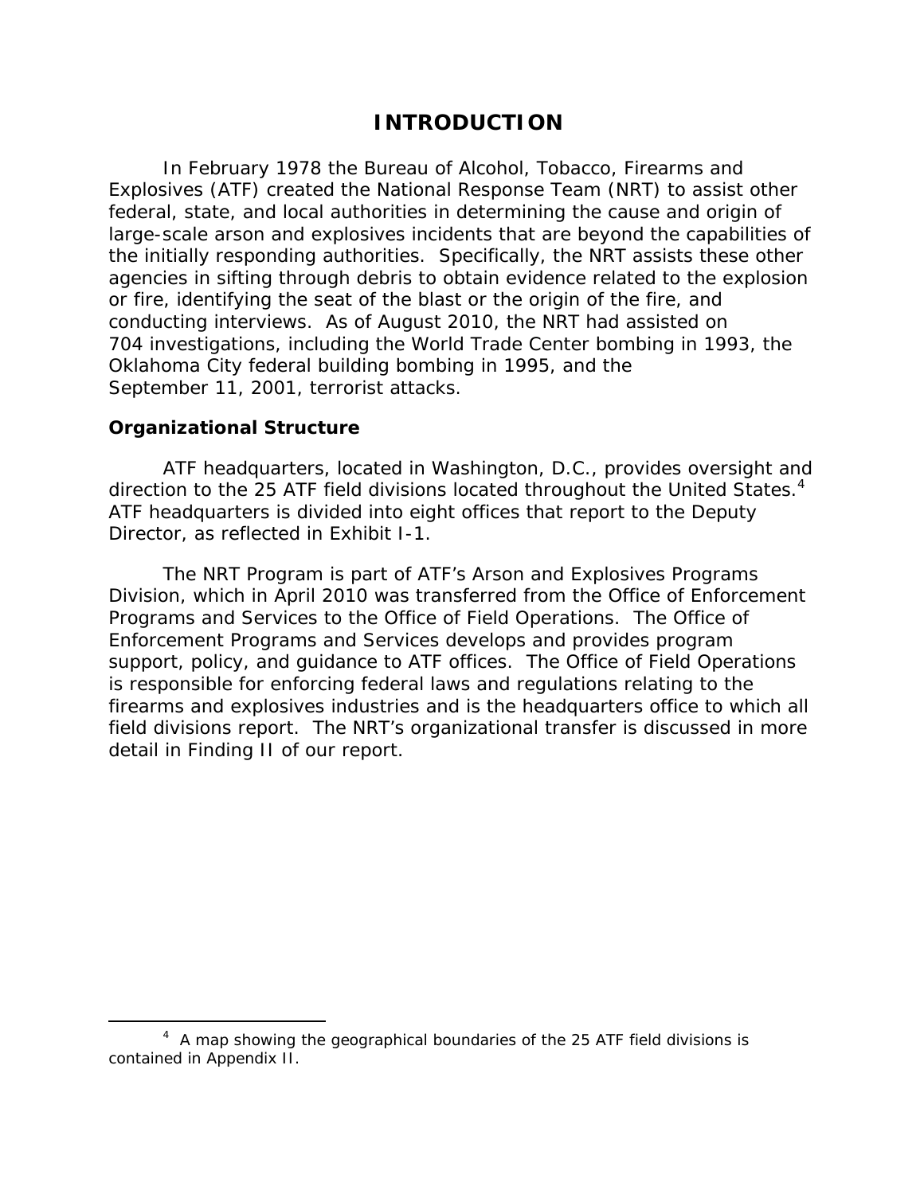# INTRODUCTION

In February 1978 the Bureau of Alcohol, Tobacco, Firearms and Explosives (ATF) created the National Response Team (NRT) to assist other federal, state, and local authorities in determining the cause and origin of large-scale arson and explosives incidents that are beyond the capabilities of the initially responding authorities. Specifically, the NRT assists these other agencies in sifting through debris to obtain evidence related to the explosion or fire, identifying the seat of the blast or the origin of the fire, and conducting interviews. As of August 2010, the NRT had assisted on 704 investigations, including the World Trade Center bombing in 1993, the Oklahoma City federal building bombing in 1995, and the September 11, 2001, terrorist attacks.

## Organizational Structure

ATF headquarters, located in Washington, D.C., provides oversight and direction to the 25 ATF field divisions located throughout the United States.[4] ATF headquarters is divided into eight offices that report to the Deputy Director, as reflected in Exhibit I-1.

The NRT Program is part of ATF's Arson and Explosives Programs Division, which in April 2010 was transferred from the Office of Enforcement Programs and Services to the Office of Field Operations. The Office of Enforcement Programs and Services develops and provides program support, policy, and guidance to ATF offices. The Office of Field Operations is responsible for enforcing federal laws and regulations relating to the firearms and explosives industries and is the headquarters office to which all field divisions report. The NRT's organizational transfer is discussed in more detail in Finding II of our report.

---

[4] A map showing the geographical boundaries of the 25 ATF field divisions is contained in Appendix II.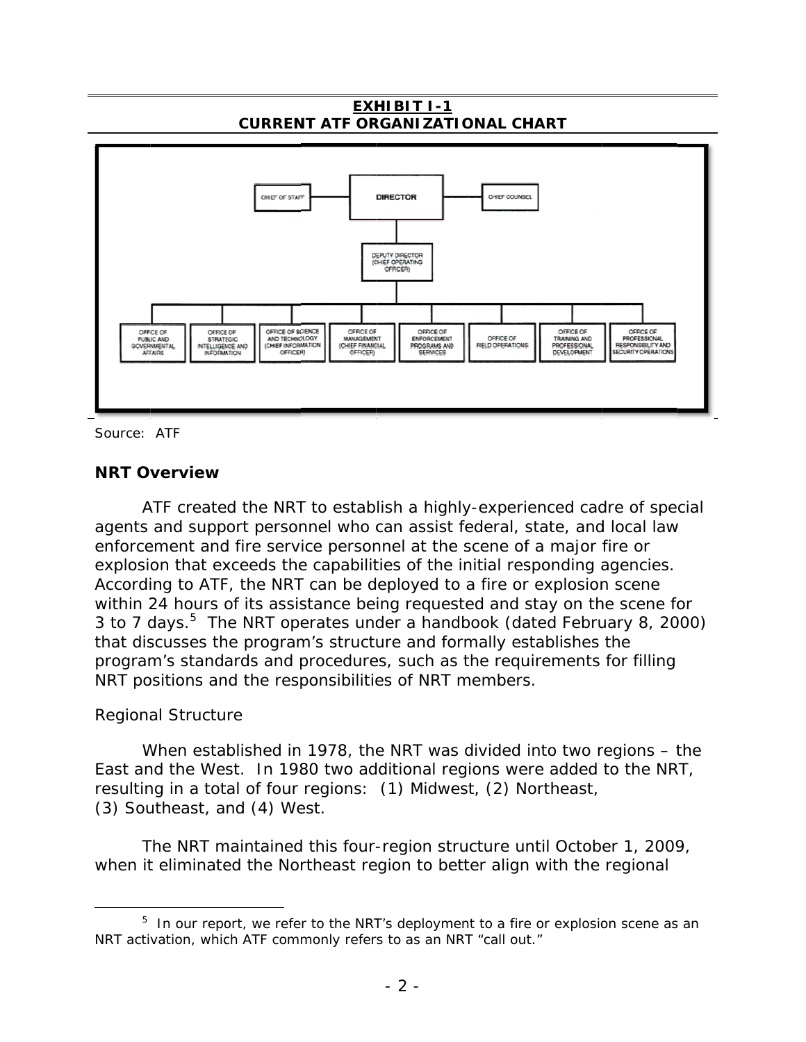**EXHIBIT I-1**
**CURRENT ATF ORGANIZATIONAL CHART**

- DIRECTOR
  - CHIEF OF STAFF
  - CHIEF COUNSEL
  - DEPUTY DIRECTOR (CHIEF OPERATING OFFICER)
    - OFFICE OF PUBLIC AND GOVERNMENTAL AFFAIRS
    - OFFICE OF STRATEGIC INTELLIGENCE AND INFORMATION
    - OFFICE OF SCIENCE AND TECHNOLOGY (CHIEF INFORMATION OFFICER)
    - OFFICE OF MANAGEMENT (CHIEF FINANCIAL OFFICER)
    - OFFICE OF ENFORCEMENT PROGRAMS AND SERVICES
    - OFFICE OF FIELD OPERATIONS
    - OFFICE OF TRAINING AND PROFESSIONAL DEVELOPMENT
    - OFFICE OF PROFESSIONAL RESPONSIBILITY AND SECURITY OPERATIONS

Source: ATF

### NRT Overview

ATF created the NRT to establish a highly-experienced cadre of special agents and support personnel who can assist federal, state, and local law enforcement and fire service personnel at the scene of a major fire or explosion that exceeds the capabilities of the initial responding agencies. According to ATF, the NRT can be deployed to a fire or explosion scene within 24 hours of its assistance being requested and stay on the scene for 3 to 7 days.[5] The NRT operates under a handbook (dated February 8, 2000) that discusses the program's structure and formally establishes the program's standards and procedures, such as the requirements for filling NRT positions and the responsibilities of NRT members.

*Regional Structure*

When established in 1978, the NRT was divided into two regions – the East and the West. In 1980 two additional regions were added to the NRT, resulting in a total of four regions: (1) Midwest, (2) Northeast, (3) Southeast, and (4) West.

The NRT maintained this four-region structure until October 1, 2009, when it eliminated the Northeast region to better align with the regional

[5] In our report, we refer to the NRT's deployment to a fire or explosion scene as an NRT activation, which ATF commonly refers to as an NRT "call out."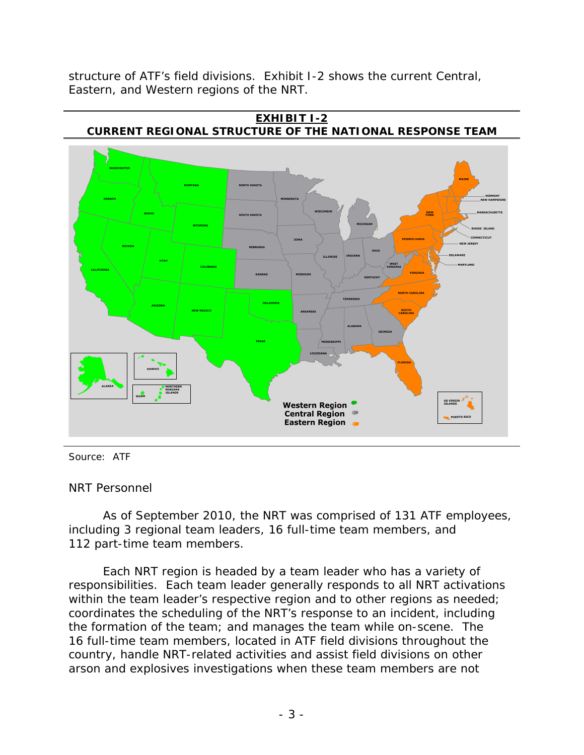structure of ATF's field divisions. Exhibit I-2 shows the current Central, Eastern, and Western regions of the NRT.

**EXHIBIT I-2**
**CURRENT REGIONAL STRUCTURE OF THE NATIONAL RESPONSE TEAM**

Source: ATF

NRT Personnel

As of September 2010, the NRT was comprised of 131 ATF employees, including 3 regional team leaders, 16 full-time team members, and 112 part-time team members.

Each NRT region is headed by a team leader who has a variety of responsibilities. Each team leader generally responds to all NRT activations within the team leader's respective region and to other regions as needed; coordinates the scheduling of the NRT's response to an incident, including the formation of the team; and manages the team while on-scene. The 16 full-time team members, located in ATF field divisions throughout the country, handle NRT-related activities and assist field divisions on other arson and explosives investigations when these team members are not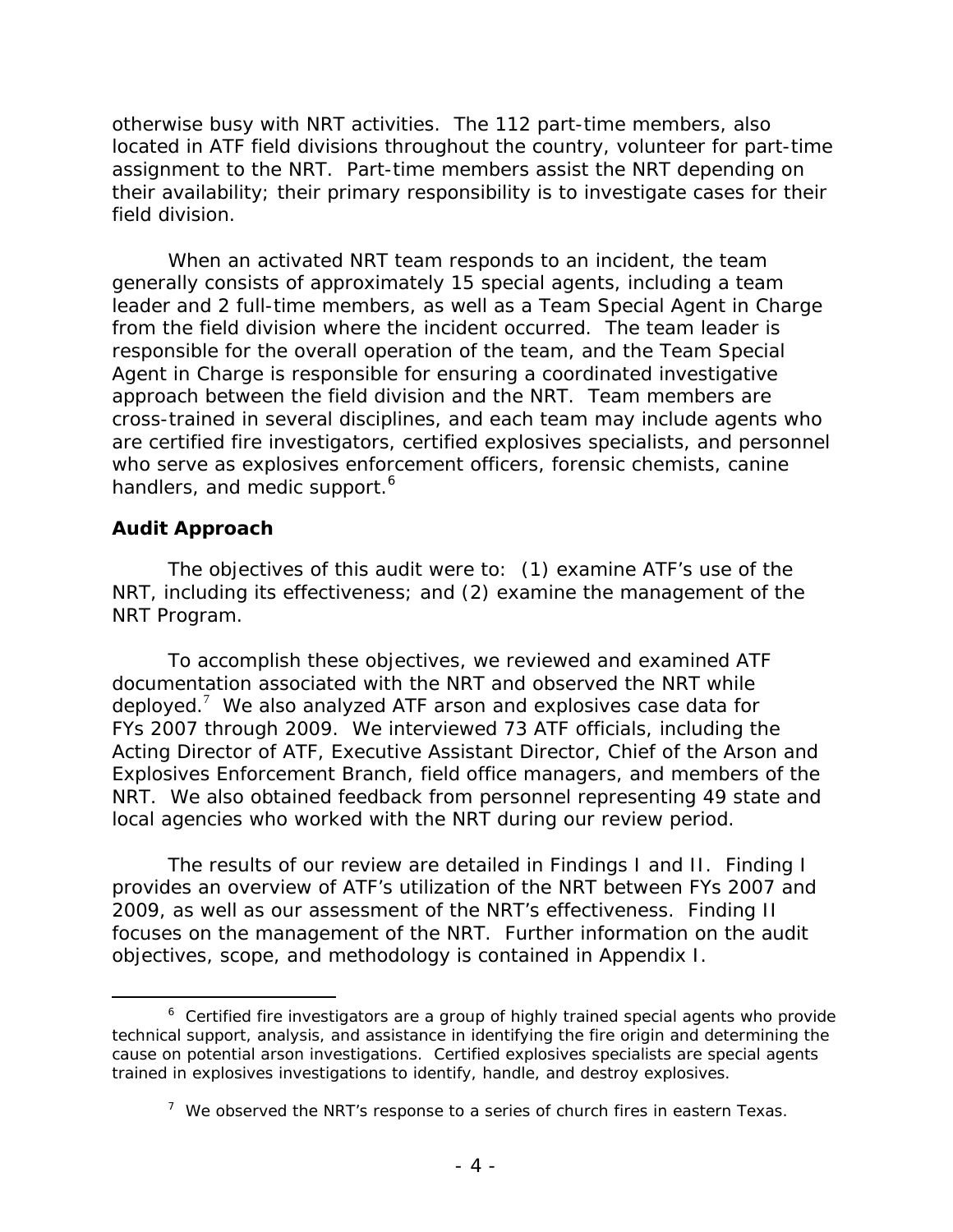otherwise busy with NRT activities. The 112 part-time members, also located in ATF field divisions throughout the country, volunteer for part-time assignment to the NRT. Part-time members assist the NRT depending on their availability; their primary responsibility is to investigate cases for their field division.

When an activated NRT team responds to an incident, the team generally consists of approximately 15 special agents, including a team leader and 2 full-time members, as well as a Team Special Agent in Charge from the field division where the incident occurred. The team leader is responsible for the overall operation of the team, and the Team Special Agent in Charge is responsible for ensuring a coordinated investigative approach between the field division and the NRT. Team members are cross-trained in several disciplines, and each team may include agents who are certified fire investigators, certified explosives specialists, and personnel who serve as explosives enforcement officers, forensic chemists, canine handlers, and medic support.[6]

## Audit Approach

The objectives of this audit were to: (1) examine ATF's use of the NRT, including its effectiveness; and (2) examine the management of the NRT Program.

To accomplish these objectives, we reviewed and examined ATF documentation associated with the NRT and observed the NRT while deployed.[7] We also analyzed ATF arson and explosives case data for FYs 2007 through 2009. We interviewed 73 ATF officials, including the Acting Director of ATF, Executive Assistant Director, Chief of the Arson and Explosives Enforcement Branch, field office managers, and members of the NRT. We also obtained feedback from personnel representing 49 state and local agencies who worked with the NRT during our review period.

The results of our review are detailed in Findings I and II. Finding I provides an overview of ATF's utilization of the NRT between FYs 2007 and 2009, as well as our assessment of the NRT's effectiveness. Finding II focuses on the management of the NRT. Further information on the audit objectives, scope, and methodology is contained in Appendix I.

[6] Certified fire investigators are a group of highly trained special agents who provide technical support, analysis, and assistance in identifying the fire origin and determining the cause on potential arson investigations. Certified explosives specialists are special agents trained in explosives investigations to identify, handle, and destroy explosives.

[7] We observed the NRT's response to a series of church fires in eastern Texas.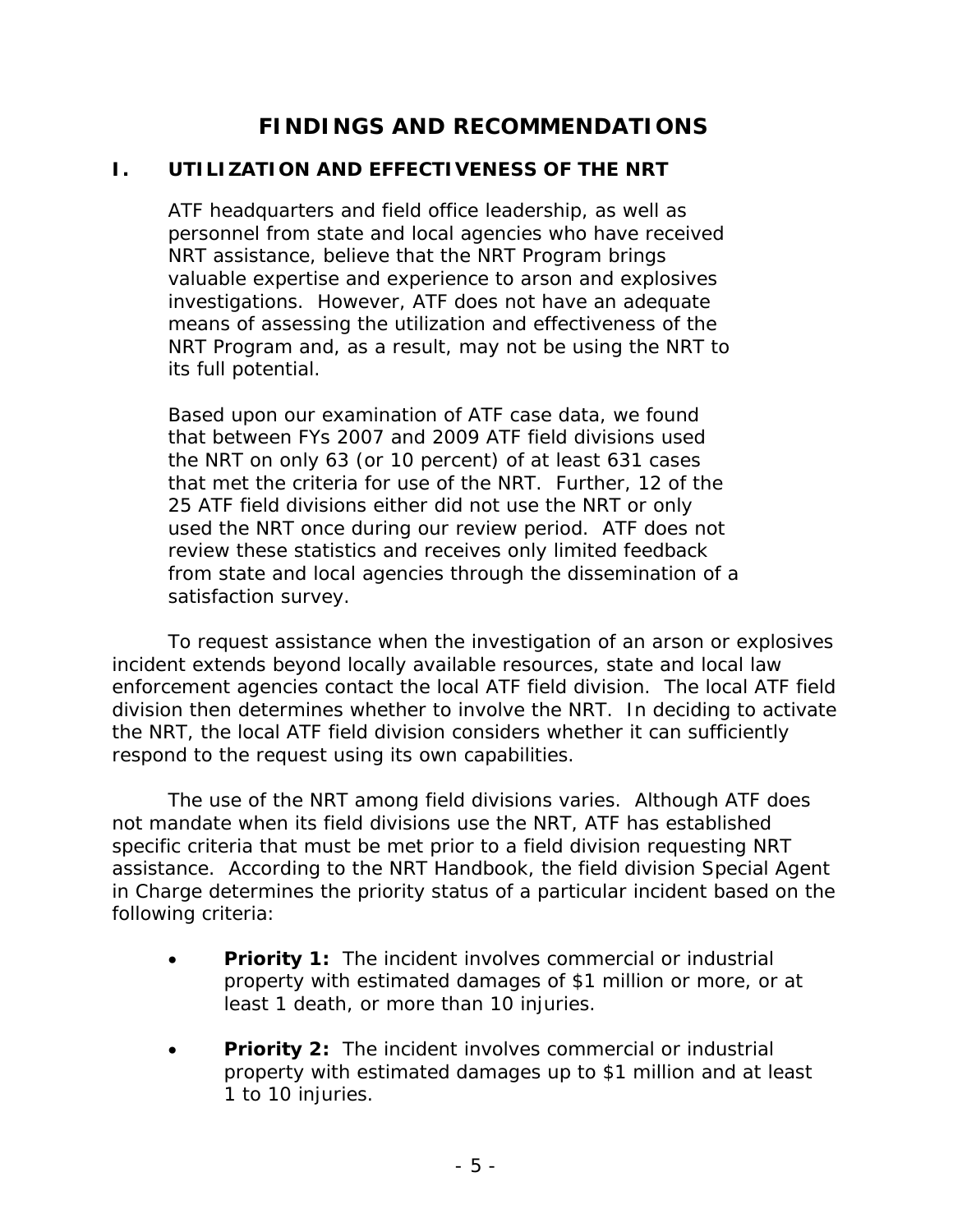# FINDINGS AND RECOMMENDATIONS

## I. UTILIZATION AND EFFECTIVENESS OF THE NRT

ATF headquarters and field office leadership, as well as personnel from state and local agencies who have received NRT assistance, believe that the NRT Program brings valuable expertise and experience to arson and explosives investigations. However, ATF does not have an adequate means of assessing the utilization and effectiveness of the NRT Program and, as a result, may not be using the NRT to its full potential.

Based upon our examination of ATF case data, we found that between FYs 2007 and 2009 ATF field divisions used the NRT on only 63 (or 10 percent) of at least 631 cases that met the criteria for use of the NRT. Further, 12 of the 25 ATF field divisions either did not use the NRT or only used the NRT once during our review period. ATF does not review these statistics and receives only limited feedback from state and local agencies through the dissemination of a satisfaction survey.

To request assistance when the investigation of an arson or explosives incident extends beyond locally available resources, state and local law enforcement agencies contact the local ATF field division. The local ATF field division then determines whether to involve the NRT. In deciding to activate the NRT, the local ATF field division considers whether it can sufficiently respond to the request using its own capabilities.

The use of the NRT among field divisions varies. Although ATF does not mandate when its field divisions use the NRT, ATF has established specific criteria that must be met prior to a field division requesting NRT assistance. According to the NRT Handbook, the field division Special Agent in Charge determines the priority status of a particular incident based on the following criteria:

- **Priority 1:** The incident involves commercial or industrial property with estimated damages of $1 million or more, or at least 1 death, or more than 10 injuries.
- **Priority 2:** The incident involves commercial or industrial property with estimated damages up to $1 million and at least 1 to 10 injuries.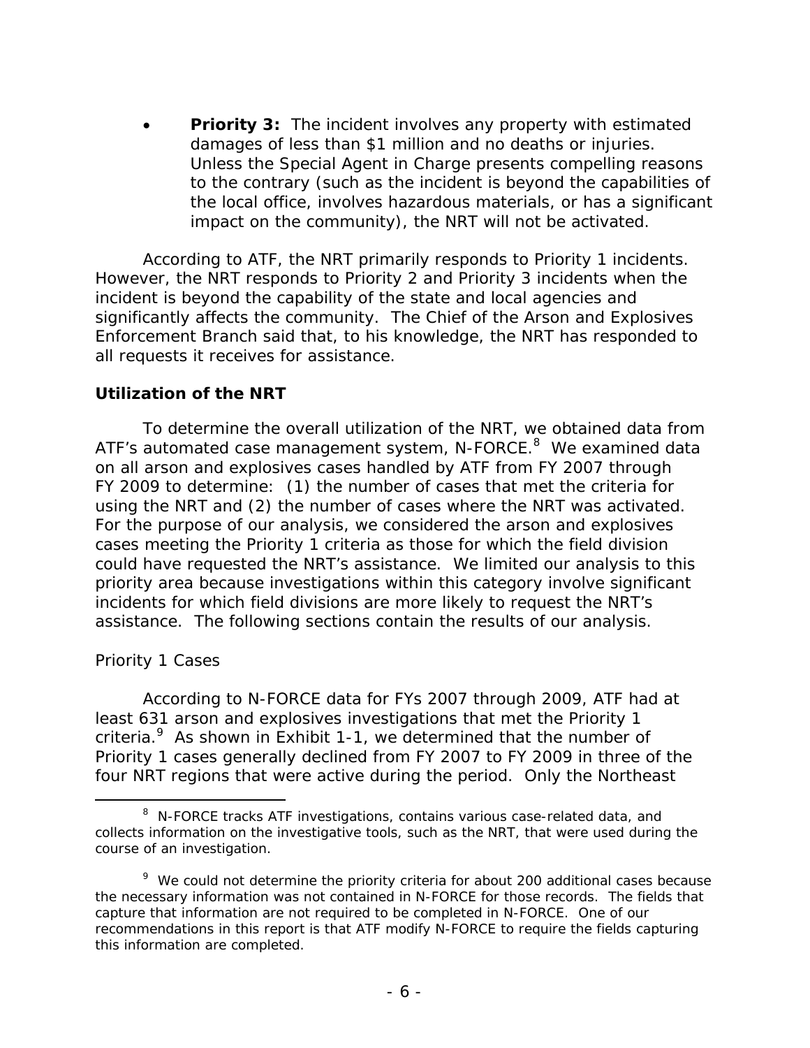- **Priority 3:** The incident involves any property with estimated damages of less than $1 million and no deaths or injuries. Unless the Special Agent in Charge presents compelling reasons to the contrary (such as the incident is beyond the capabilities of the local office, involves hazardous materials, or has a significant impact on the community), the NRT will not be activated.

According to ATF, the NRT primarily responds to Priority 1 incidents. However, the NRT responds to Priority 2 and Priority 3 incidents when the incident is beyond the capability of the state and local agencies and significantly affects the community. The Chief of the Arson and Explosives Enforcement Branch said that, to his knowledge, the NRT has responded to all requests it receives for assistance.

## Utilization of the NRT

To determine the overall utilization of the NRT, we obtained data from ATF's automated case management system, N-FORCE.[8] We examined data on all arson and explosives cases handled by ATF from FY 2007 through FY 2009 to determine: (1) the number of cases that met the criteria for using the NRT and (2) the number of cases where the NRT was activated. For the purpose of our analysis, we considered the arson and explosives cases meeting the Priority 1 criteria as those for which the field division could have requested the NRT's assistance. We limited our analysis to this priority area because investigations within this category involve significant incidents for which field divisions are more likely to request the NRT's assistance. The following sections contain the results of our analysis.

### Priority 1 Cases

According to N-FORCE data for FYs 2007 through 2009, ATF had at least 631 arson and explosives investigations that met the Priority 1 criteria.[9] As shown in Exhibit 1-1, we determined that the number of Priority 1 cases generally declined from FY 2007 to FY 2009 in three of the four NRT regions that were active during the period. Only the Northeast

---

[8] N-FORCE tracks ATF investigations, contains various case-related data, and collects information on the investigative tools, such as the NRT, that were used during the course of an investigation.

[9] We could not determine the priority criteria for about 200 additional cases because the necessary information was not contained in N-FORCE for those records. The fields that capture that information are not required to be completed in N-FORCE. One of our recommendations in this report is that ATF modify N-FORCE to require the fields capturing this information are completed.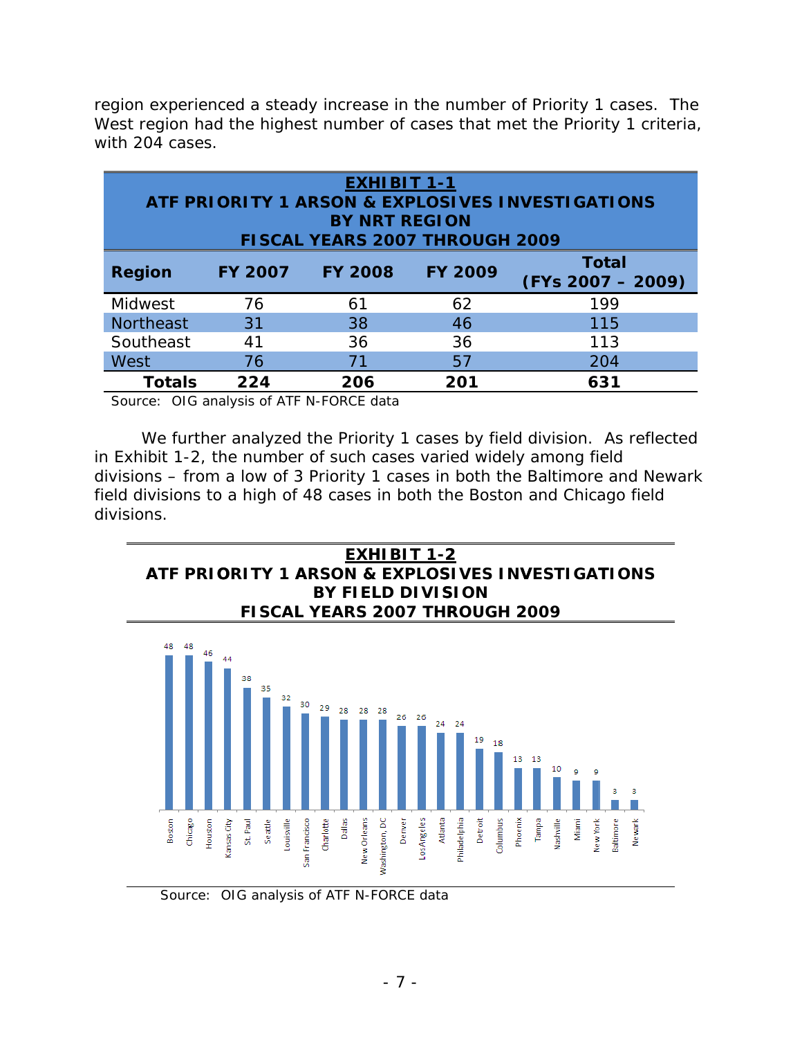region experienced a steady increase in the number of Priority 1 cases. The West region had the highest number of cases that met the Priority 1 criteria, with 204 cases.

**EXHIBIT 1-1**
**ATF PRIORITY 1 ARSON & EXPLOSIVES INVESTIGATIONS BY NRT REGION FISCAL YEARS 2007 THROUGH 2009**

| Region | FY 2007 | FY 2008 | FY 2009 | Total (FYs 2007 – 2009) |
|---|---|---|---|---|
| Midwest | 76 | 61 | 62 | 199 |
| Northeast | 31 | 38 | 46 | 115 |
| Southeast | 41 | 36 | 36 | 113 |
| West | 76 | 71 | 57 | 204 |
| **Totals** | **224** | **206** | **201** | **631** |

Source: OIG analysis of ATF N-FORCE data

We further analyzed the Priority 1 cases by field division. As reflected in Exhibit 1-2, the number of such cases varied widely among field divisions – from a low of 3 Priority 1 cases in both the Baltimore and Newark field divisions to a high of 48 cases in both the Boston and Chicago field divisions.

**EXHIBIT 1-2**
**ATF PRIORITY 1 ARSON & EXPLOSIVES INVESTIGATIONS BY FIELD DIVISION FISCAL YEARS 2007 THROUGH 2009**

| Field Division | Cases |
|---|---|
| Boston | 48 |
| Chicago | 48 |
| Houston | 46 |
| Kansas City | 44 |
| St. Paul | 38 |
| Seattle | 35 |
| Louisville | 32 |
| San Francisco | 30 |
| Charlotte | 29 |
| Dallas | 28 |
| New Orleans | 28 |
| Washington, DC | 28 |
| Denver | 26 |
| Los Angeles | 26 |
| Atlanta | 24 |
| Philadelphia | 24 |
| Detroit | 19 |
| Columbus | 18 |
| Phoenix | 13 |
| Tampa | 13 |
| Nashville | 10 |
| Miami | 9 |
| New York | 9 |
| Baltimore | 3 |
| Newark | 3 |

Source: OIG analysis of ATF N-FORCE data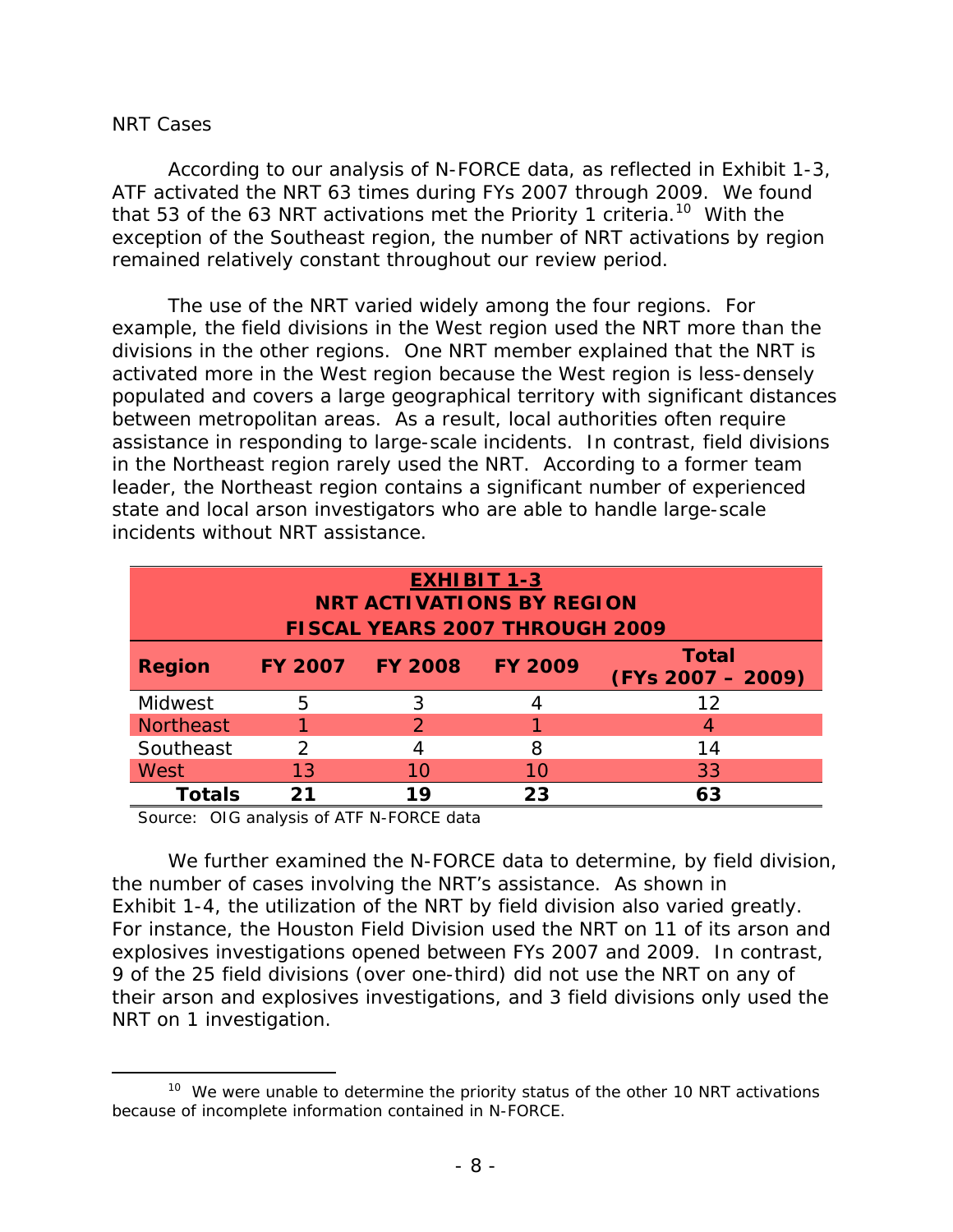NRT Cases

According to our analysis of N-FORCE data, as reflected in Exhibit 1-3, ATF activated the NRT 63 times during FYs 2007 through 2009. We found that 53 of the 63 NRT activations met the Priority 1 criteria.[10] With the exception of the Southeast region, the number of NRT activations by region remained relatively constant throughout our review period.

The use of the NRT varied widely among the four regions. For example, the field divisions in the West region used the NRT more than the divisions in the other regions. One NRT member explained that the NRT is activated more in the West region because the West region is less-densely populated and covers a large geographical territory with significant distances between metropolitan areas. As a result, local authorities often require assistance in responding to large-scale incidents. In contrast, field divisions in the Northeast region rarely used the NRT. According to a former team leader, the Northeast region contains a significant number of experienced state and local arson investigators who are able to handle large-scale incidents without NRT assistance.

**EXHIBIT 1-3**
**NRT ACTIVATIONS BY REGION**
**FISCAL YEARS 2007 THROUGH 2009**

| Region | FY 2007 | FY 2008 | FY 2009 | Total (FYs 2007 – 2009) |
|---|---|---|---|---|
| Midwest | 5 | 3 | 4 | 12 |
| Northeast | 1 | 2 | 1 | 4 |
| Southeast | 2 | 4 | 8 | 14 |
| West | 13 | 10 | 10 | 33 |
| **Totals** | **21** | **19** | **23** | **63** |

Source: OIG analysis of ATF N-FORCE data

We further examined the N-FORCE data to determine, by field division, the number of cases involving the NRT's assistance. As shown in Exhibit 1-4, the utilization of the NRT by field division also varied greatly. For instance, the Houston Field Division used the NRT on 11 of its arson and explosives investigations opened between FYs 2007 and 2009. In contrast, 9 of the 25 field divisions (over one-third) did not use the NRT on any of their arson and explosives investigations, and 3 field divisions only used the NRT on 1 investigation.

[10] We were unable to determine the priority status of the other 10 NRT activations because of incomplete information contained in N-FORCE.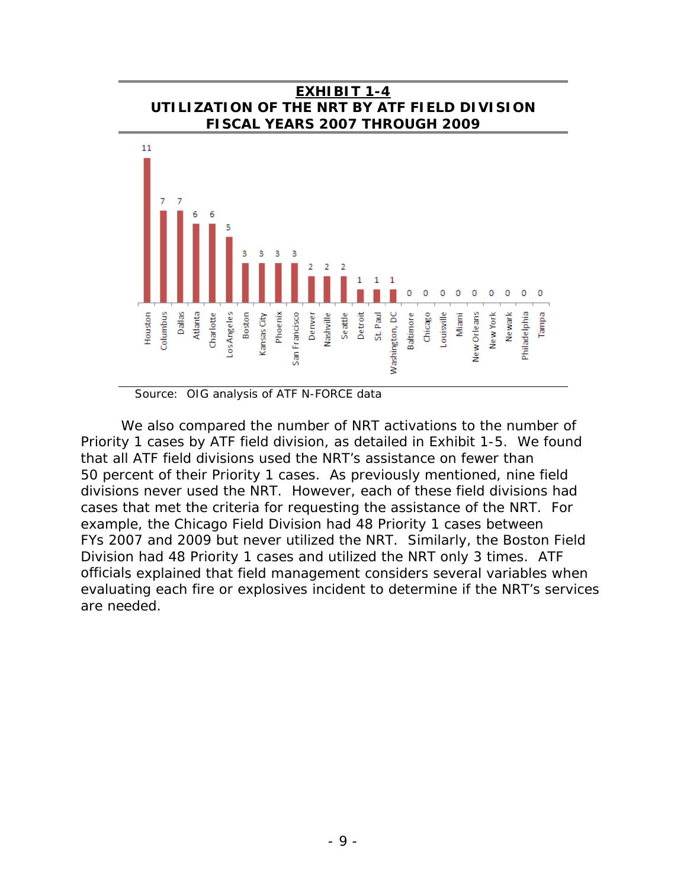**EXHIBIT 1-4**

**UTILIZATION OF THE NRT BY ATF FIELD DIVISION FISCAL YEARS 2007 THROUGH 2009**

| Field Division | NRT Activations |
|---|---|
| Houston | 11 |
| Columbus | 7 |
| Dallas | 7 |
| Atlanta | 6 |
| Charlotte | 6 |
| Los Angeles | 5 |
| Boston | 3 |
| Kansas City | 3 |
| Phoenix | 3 |
| San Francisco | 3 |
| Denver | 2 |
| Nashville | 2 |
| Seattle | 2 |
| Detroit | 1 |
| St. Paul | 1 |
| Washington, DC | 1 |
| Baltimore | 0 |
| Chicago | 0 |
| Louisville | 0 |
| Miami | 0 |
| New Orleans | 0 |
| New York | 0 |
| Newark | 0 |
| Philadelphia | 0 |
| Tampa | 0 |

Source: OIG analysis of ATF N-FORCE data

We also compared the number of NRT activations to the number of Priority 1 cases by ATF field division, as detailed in Exhibit 1-5. We found that all ATF field divisions used the NRT's assistance on fewer than 50 percent of their Priority 1 cases. As previously mentioned, nine field divisions never used the NRT. However, each of these field divisions had cases that met the criteria for requesting the assistance of the NRT. For example, the Chicago Field Division had 48 Priority 1 cases between FYs 2007 and 2009 but never utilized the NRT. Similarly, the Boston Field Division had 48 Priority 1 cases and utilized the NRT only 3 times. ATF officials explained that field management considers several variables when evaluating each fire or explosives incident to determine if the NRT's services are needed.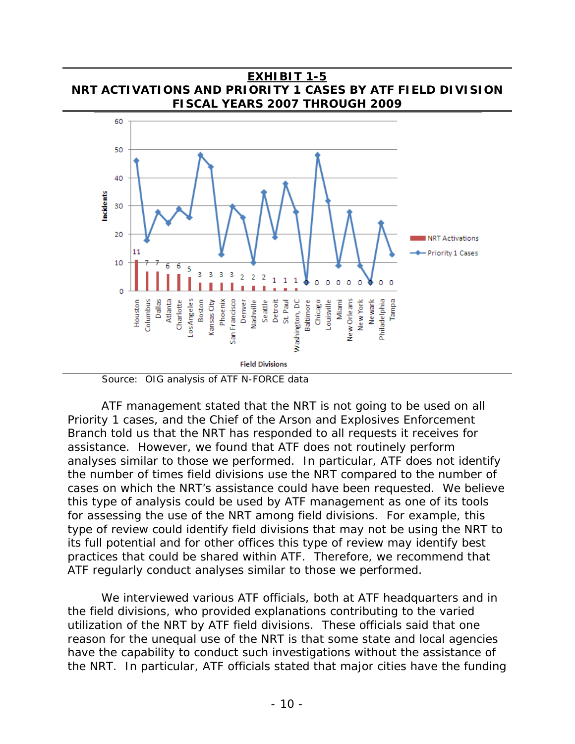**EXHIBIT 1-5**

**NRT ACTIVATIONS AND PRIORITY 1 CASES BY ATF FIELD DIVISION FISCAL YEARS 2007 THROUGH 2009**

| Field Division | NRT Activations |
|---|---|
| Houston | 11 |
| Columbus | 7 |
| Dallas | 7 |
| Atlanta | 6 |
| Charlotte | 6 |
| Los Angeles | 5 |
| Boston | 3 |
| Kansas City | 3 |
| Phoenix | 3 |
| San Francisco | 3 |
| Denver | 2 |
| Nashville | 2 |
| Seattle | 2 |
| Detroit | 1 |
| St. Paul | 1 |
| Washington, DC | 1 |
| Baltimore | 0 |
| Chicago | 0 |
| Louisville | 0 |
| Miami | 0 |
| New Orleans | 0 |
| New York | 0 |
| Newark | 0 |
| Philadelphia | 0 |
| Tampa | 0 |

Source: OIG analysis of ATF N-FORCE data

ATF management stated that the NRT is not going to be used on all Priority 1 cases, and the Chief of the Arson and Explosives Enforcement Branch told us that the NRT has responded to all requests it receives for assistance. However, we found that ATF does not routinely perform analyses similar to those we performed. In particular, ATF does not identify the number of times field divisions use the NRT compared to the number of cases on which the NRT's assistance could have been requested. We believe this type of analysis could be used by ATF management as one of its tools for assessing the use of the NRT among field divisions. For example, this type of review could identify field divisions that may not be using the NRT to its full potential and for other offices this type of review may identify best practices that could be shared within ATF. Therefore, we recommend that ATF regularly conduct analyses similar to those we performed.

We interviewed various ATF officials, both at ATF headquarters and in the field divisions, who provided explanations contributing to the varied utilization of the NRT by ATF field divisions. These officials said that one reason for the unequal use of the NRT is that some state and local agencies have the capability to conduct such investigations without the assistance of the NRT. In particular, ATF officials stated that major cities have the funding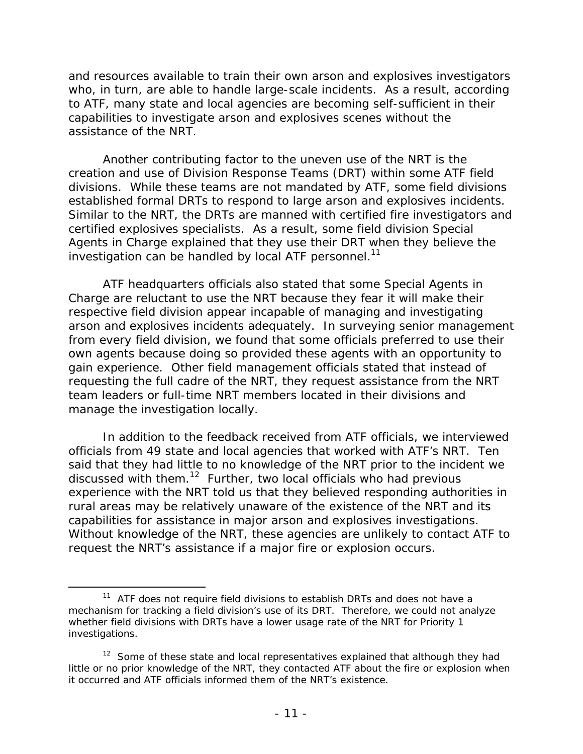and resources available to train their own arson and explosives investigators who, in turn, are able to handle large-scale incidents. As a result, according to ATF, many state and local agencies are becoming self-sufficient in their capabilities to investigate arson and explosives scenes without the assistance of the NRT.

Another contributing factor to the uneven use of the NRT is the creation and use of Division Response Teams (DRT) within some ATF field divisions. While these teams are not mandated by ATF, some field divisions established formal DRTs to respond to large arson and explosives incidents. Similar to the NRT, the DRTs are manned with certified fire investigators and certified explosives specialists. As a result, some field division Special Agents in Charge explained that they use their DRT when they believe the investigation can be handled by local ATF personnel.[11]

ATF headquarters officials also stated that some Special Agents in Charge are reluctant to use the NRT because they fear it will make their respective field division appear incapable of managing and investigating arson and explosives incidents adequately. In surveying senior management from every field division, we found that some officials preferred to use their own agents because doing so provided these agents with an opportunity to gain experience. Other field management officials stated that instead of requesting the full cadre of the NRT, they request assistance from the NRT team leaders or full-time NRT members located in their divisions and manage the investigation locally.

In addition to the feedback received from ATF officials, we interviewed officials from 49 state and local agencies that worked with ATF's NRT. Ten said that they had little to no knowledge of the NRT prior to the incident we discussed with them.[12] Further, two local officials who had previous experience with the NRT told us that they believed responding authorities in rural areas may be relatively unaware of the existence of the NRT and its capabilities for assistance in major arson and explosives investigations. Without knowledge of the NRT, these agencies are unlikely to contact ATF to request the NRT's assistance if a major fire or explosion occurs.

---

[11] ATF does not require field divisions to establish DRTs and does not have a mechanism for tracking a field division's use of its DRT. Therefore, we could not analyze whether field divisions with DRTs have a lower usage rate of the NRT for Priority 1 investigations.

[12] Some of these state and local representatives explained that although they had little or no prior knowledge of the NRT, they contacted ATF about the fire or explosion when it occurred and ATF officials informed them of the NRT's existence.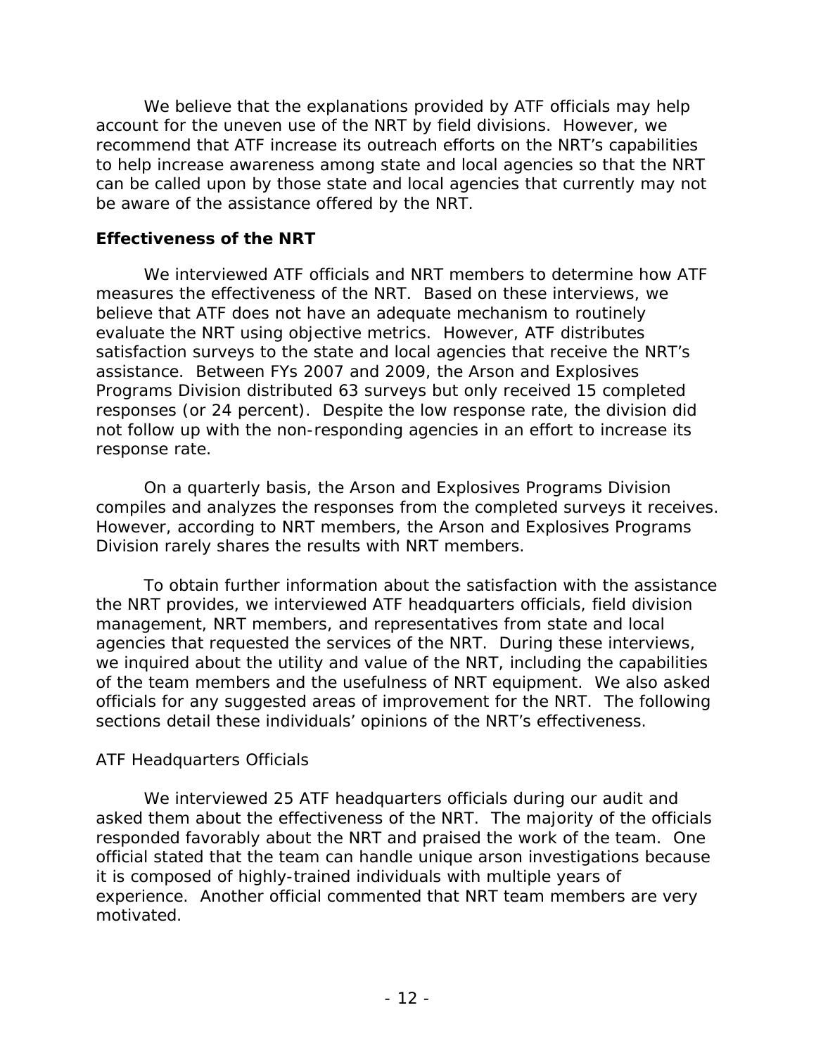We believe that the explanations provided by ATF officials may help account for the uneven use of the NRT by field divisions. However, we recommend that ATF increase its outreach efforts on the NRT's capabilities to help increase awareness among state and local agencies so that the NRT can be called upon by those state and local agencies that currently may not be aware of the assistance offered by the NRT.

## Effectiveness of the NRT

We interviewed ATF officials and NRT members to determine how ATF measures the effectiveness of the NRT. Based on these interviews, we believe that ATF does not have an adequate mechanism to routinely evaluate the NRT using objective metrics. However, ATF distributes satisfaction surveys to the state and local agencies that receive the NRT's assistance. Between FYs 2007 and 2009, the Arson and Explosives Programs Division distributed 63 surveys but only received 15 completed responses (or 24 percent). Despite the low response rate, the division did not follow up with the non-responding agencies in an effort to increase its response rate.

On a quarterly basis, the Arson and Explosives Programs Division compiles and analyzes the responses from the completed surveys it receives. However, according to NRT members, the Arson and Explosives Programs Division rarely shares the results with NRT members.

To obtain further information about the satisfaction with the assistance the NRT provides, we interviewed ATF headquarters officials, field division management, NRT members, and representatives from state and local agencies that requested the services of the NRT. During these interviews, we inquired about the utility and value of the NRT, including the capabilities of the team members and the usefulness of NRT equipment. We also asked officials for any suggested areas of improvement for the NRT. The following sections detail these individuals' opinions of the NRT's effectiveness.

### ATF Headquarters Officials

We interviewed 25 ATF headquarters officials during our audit and asked them about the effectiveness of the NRT. The majority of the officials responded favorably about the NRT and praised the work of the team. One official stated that the team can handle unique arson investigations because it is composed of highly-trained individuals with multiple years of experience. Another official commented that NRT team members are very motivated.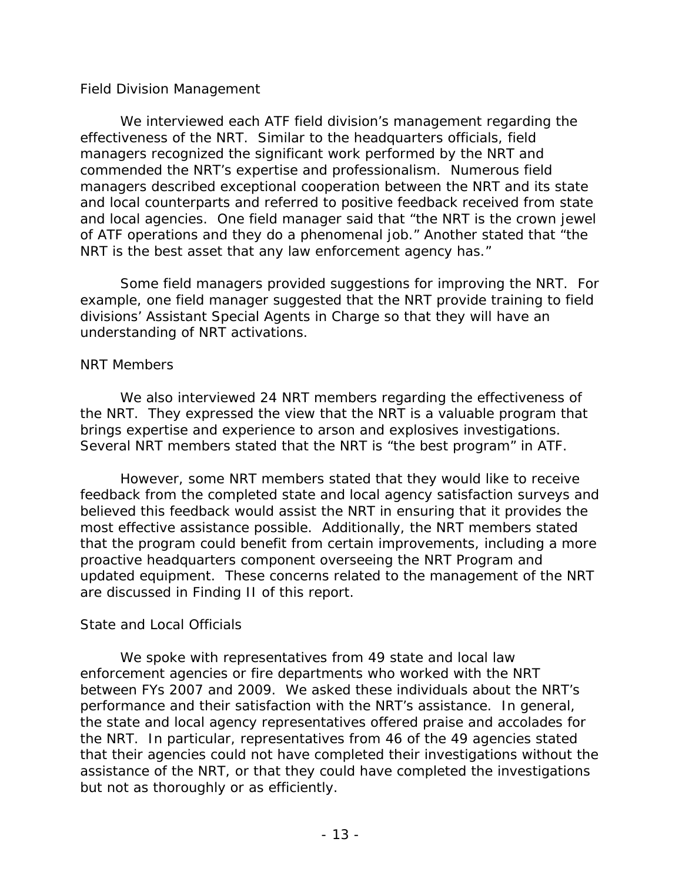### Field Division Management

We interviewed each ATF field division's management regarding the effectiveness of the NRT. Similar to the headquarters officials, field managers recognized the significant work performed by the NRT and commended the NRT's expertise and professionalism. Numerous field managers described exceptional cooperation between the NRT and its state and local counterparts and referred to positive feedback received from state and local agencies. One field manager said that "the NRT is the crown jewel of ATF operations and they do a phenomenal job." Another stated that "the NRT is the best asset that any law enforcement agency has."

Some field managers provided suggestions for improving the NRT. For example, one field manager suggested that the NRT provide training to field divisions' Assistant Special Agents in Charge so that they will have an understanding of NRT activations.

### NRT Members

We also interviewed 24 NRT members regarding the effectiveness of the NRT. They expressed the view that the NRT is a valuable program that brings expertise and experience to arson and explosives investigations. Several NRT members stated that the NRT is "the best program" in ATF.

However, some NRT members stated that they would like to receive feedback from the completed state and local agency satisfaction surveys and believed this feedback would assist the NRT in ensuring that it provides the most effective assistance possible. Additionally, the NRT members stated that the program could benefit from certain improvements, including a more proactive headquarters component overseeing the NRT Program and updated equipment. These concerns related to the management of the NRT are discussed in Finding II of this report.

### State and Local Officials

We spoke with representatives from 49 state and local law enforcement agencies or fire departments who worked with the NRT between FYs 2007 and 2009. We asked these individuals about the NRT's performance and their satisfaction with the NRT's assistance. In general, the state and local agency representatives offered praise and accolades for the NRT. In particular, representatives from 46 of the 49 agencies stated that their agencies could not have completed their investigations without the assistance of the NRT, or that they could have completed the investigations but not as thoroughly or as efficiently.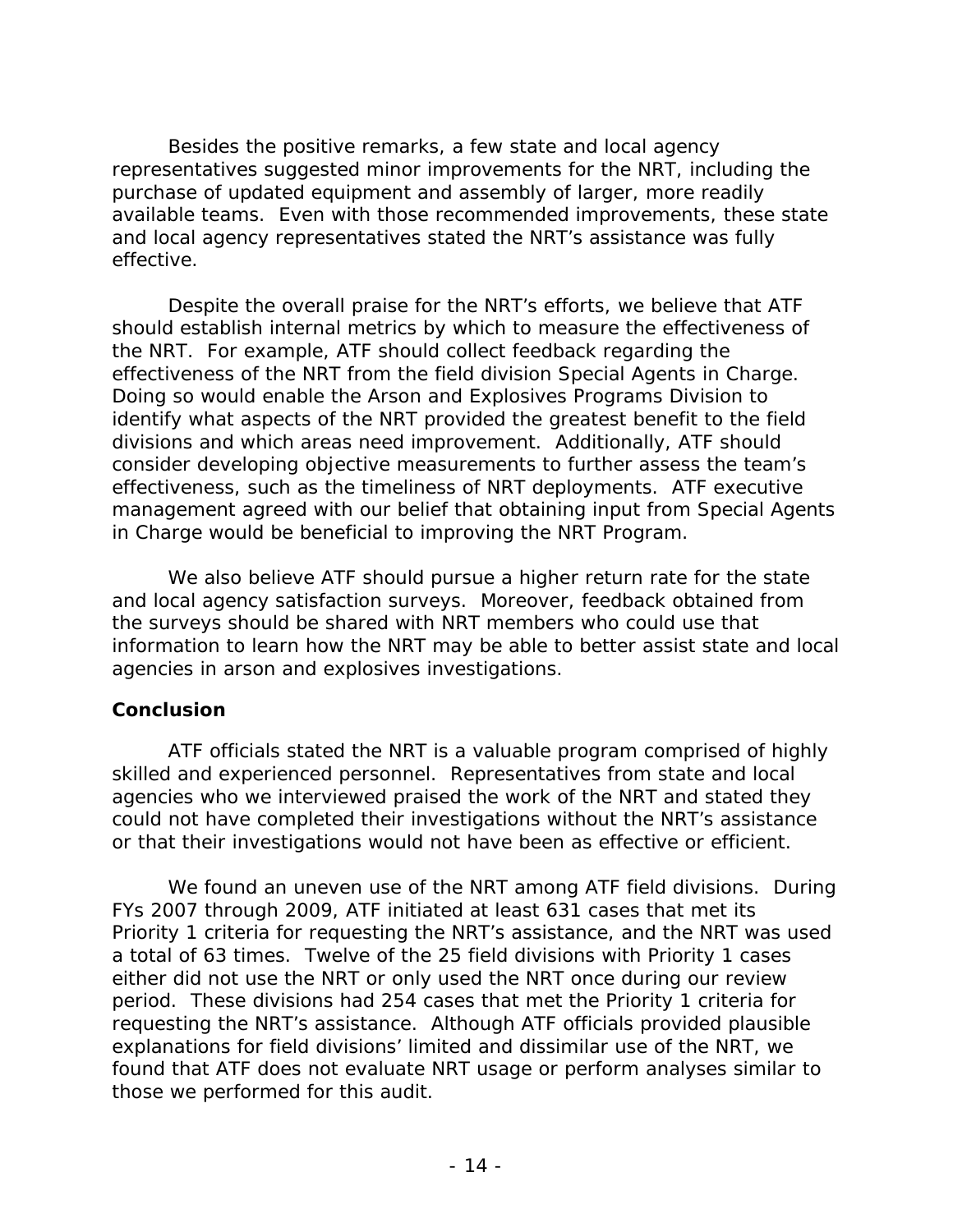Besides the positive remarks, a few state and local agency representatives suggested minor improvements for the NRT, including the purchase of updated equipment and assembly of larger, more readily available teams. Even with those recommended improvements, these state and local agency representatives stated the NRT's assistance was fully effective.

Despite the overall praise for the NRT's efforts, we believe that ATF should establish internal metrics by which to measure the effectiveness of the NRT. For example, ATF should collect feedback regarding the effectiveness of the NRT from the field division Special Agents in Charge. Doing so would enable the Arson and Explosives Programs Division to identify what aspects of the NRT provided the greatest benefit to the field divisions and which areas need improvement. Additionally, ATF should consider developing objective measurements to further assess the team's effectiveness, such as the timeliness of NRT deployments. ATF executive management agreed with our belief that obtaining input from Special Agents in Charge would be beneficial to improving the NRT Program.

We also believe ATF should pursue a higher return rate for the state and local agency satisfaction surveys. Moreover, feedback obtained from the surveys should be shared with NRT members who could use that information to learn how the NRT may be able to better assist state and local agencies in arson and explosives investigations.

**Conclusion**

ATF officials stated the NRT is a valuable program comprised of highly skilled and experienced personnel. Representatives from state and local agencies who we interviewed praised the work of the NRT and stated they could not have completed their investigations without the NRT's assistance or that their investigations would not have been as effective or efficient.

We found an uneven use of the NRT among ATF field divisions. During FYs 2007 through 2009, ATF initiated at least 631 cases that met its Priority 1 criteria for requesting the NRT's assistance, and the NRT was used a total of 63 times. Twelve of the 25 field divisions with Priority 1 cases either did not use the NRT or only used the NRT once during our review period. These divisions had 254 cases that met the Priority 1 criteria for requesting the NRT's assistance. Although ATF officials provided plausible explanations for field divisions' limited and dissimilar use of the NRT, we found that ATF does not evaluate NRT usage or perform analyses similar to those we performed for this audit.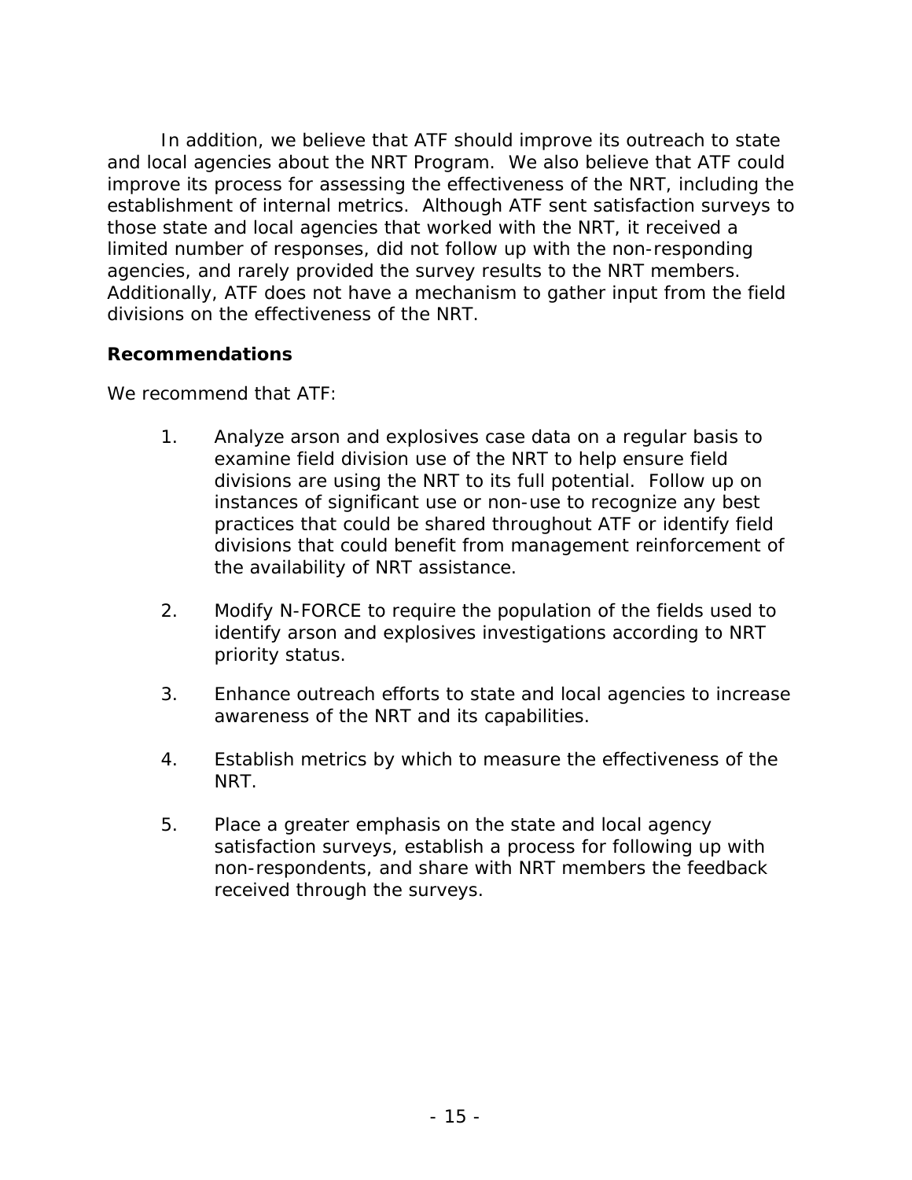In addition, we believe that ATF should improve its outreach to state and local agencies about the NRT Program. We also believe that ATF could improve its process for assessing the effectiveness of the NRT, including the establishment of internal metrics. Although ATF sent satisfaction surveys to those state and local agencies that worked with the NRT, it received a limited number of responses, did not follow up with the non-responding agencies, and rarely provided the survey results to the NRT members. Additionally, ATF does not have a mechanism to gather input from the field divisions on the effectiveness of the NRT.

**Recommendations**

We recommend that ATF:

1. Analyze arson and explosives case data on a regular basis to examine field division use of the NRT to help ensure field divisions are using the NRT to its full potential. Follow up on instances of significant use or non-use to recognize any best practices that could be shared throughout ATF or identify field divisions that could benefit from management reinforcement of the availability of NRT assistance.

2. Modify N-FORCE to require the population of the fields used to identify arson and explosives investigations according to NRT priority status.

3. Enhance outreach efforts to state and local agencies to increase awareness of the NRT and its capabilities.

4. Establish metrics by which to measure the effectiveness of the NRT.

5. Place a greater emphasis on the state and local agency satisfaction surveys, establish a process for following up with non-respondents, and share with NRT members the feedback received through the surveys.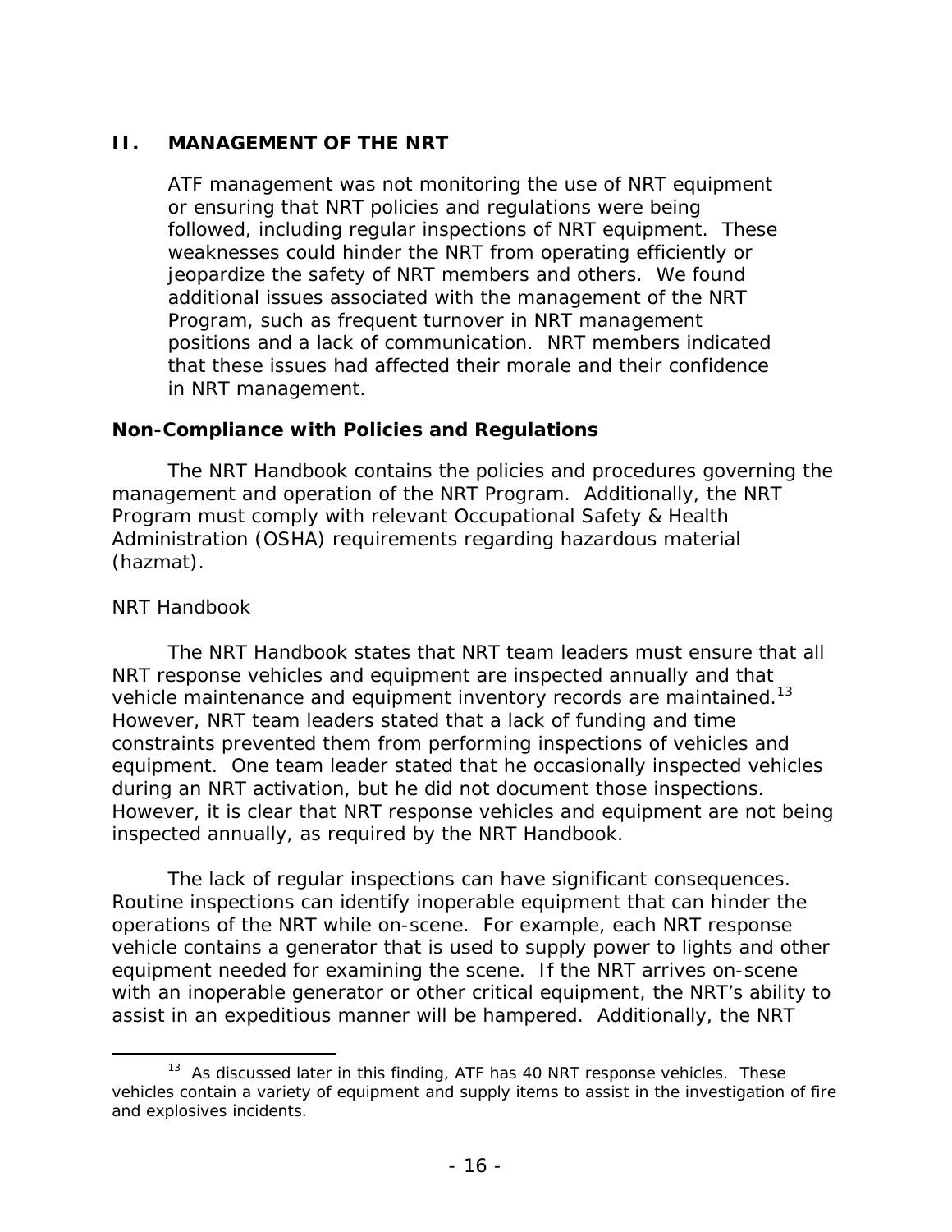## II. MANAGEMENT OF THE NRT

> ATF management was not monitoring the use of NRT equipment or ensuring that NRT policies and regulations were being followed, including regular inspections of NRT equipment. These weaknesses could hinder the NRT from operating efficiently or jeopardize the safety of NRT members and others. We found additional issues associated with the management of the NRT Program, such as frequent turnover in NRT management positions and a lack of communication. NRT members indicated that these issues had affected their morale and their confidence in NRT management.

### Non-Compliance with Policies and Regulations

The NRT Handbook contains the policies and procedures governing the management and operation of the NRT Program. Additionally, the NRT Program must comply with relevant Occupational Safety & Health Administration (OSHA) requirements regarding hazardous material (hazmat).

#### NRT Handbook

The NRT Handbook states that NRT team leaders must ensure that all NRT response vehicles and equipment are inspected annually and that vehicle maintenance and equipment inventory records are maintained.[13] However, NRT team leaders stated that a lack of funding and time constraints prevented them from performing inspections of vehicles and equipment. One team leader stated that he occasionally inspected vehicles during an NRT activation, but he did not document those inspections. However, it is clear that NRT response vehicles and equipment are not being inspected annually, as required by the NRT Handbook.

The lack of regular inspections can have significant consequences. Routine inspections can identify inoperable equipment that can hinder the operations of the NRT while on-scene. For example, each NRT response vehicle contains a generator that is used to supply power to lights and other equipment needed for examining the scene. If the NRT arrives on-scene with an inoperable generator or other critical equipment, the NRT's ability to assist in an expeditious manner will be hampered. Additionally, the NRT

---

[13] As discussed later in this finding, ATF has 40 NRT response vehicles. These vehicles contain a variety of equipment and supply items to assist in the investigation of fire and explosives incidents.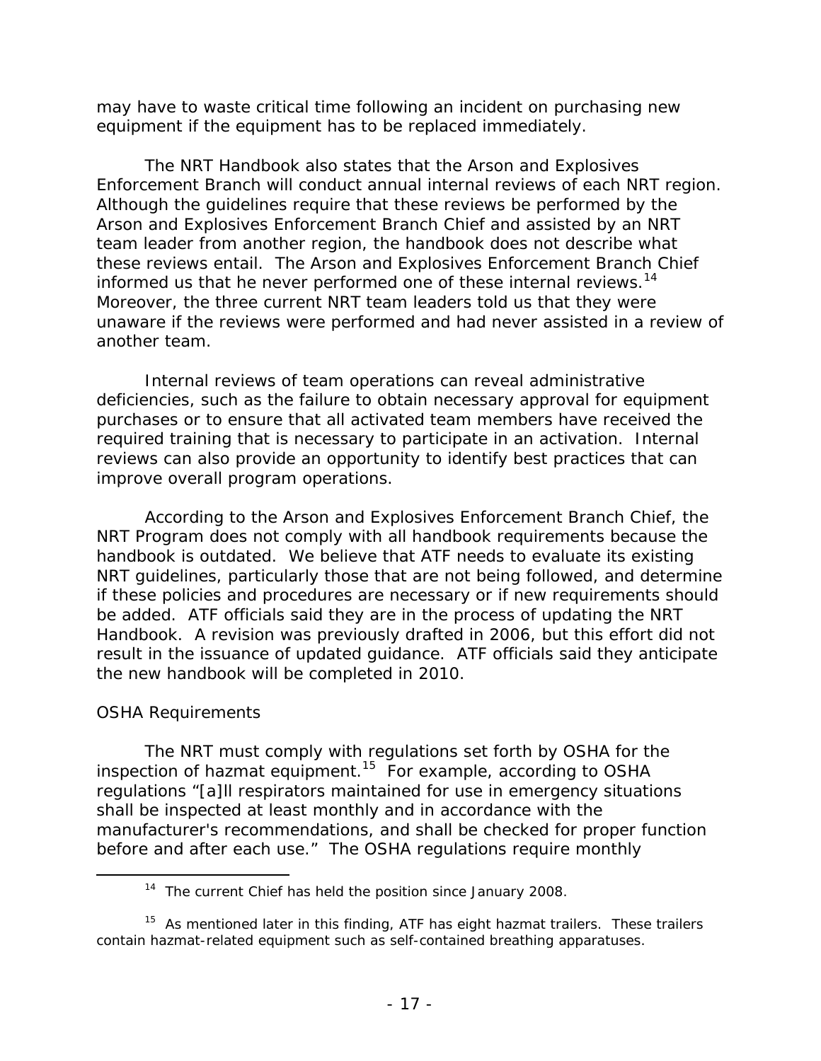may have to waste critical time following an incident on purchasing new equipment if the equipment has to be replaced immediately.

The NRT Handbook also states that the Arson and Explosives Enforcement Branch will conduct annual internal reviews of each NRT region. Although the guidelines require that these reviews be performed by the Arson and Explosives Enforcement Branch Chief and assisted by an NRT team leader from another region, the handbook does not describe what these reviews entail. The Arson and Explosives Enforcement Branch Chief informed us that he never performed one of these internal reviews.[14] Moreover, the three current NRT team leaders told us that they were unaware if the reviews were performed and had never assisted in a review of another team.

Internal reviews of team operations can reveal administrative deficiencies, such as the failure to obtain necessary approval for equipment purchases or to ensure that all activated team members have received the required training that is necessary to participate in an activation. Internal reviews can also provide an opportunity to identify best practices that can improve overall program operations.

According to the Arson and Explosives Enforcement Branch Chief, the NRT Program does not comply with all handbook requirements because the handbook is outdated. We believe that ATF needs to evaluate its existing NRT guidelines, particularly those that are not being followed, and determine if these policies and procedures are necessary or if new requirements should be added. ATF officials said they are in the process of updating the NRT Handbook. A revision was previously drafted in 2006, but this effort did not result in the issuance of updated guidance. ATF officials said they anticipate the new handbook will be completed in 2010.

*OSHA Requirements*

The NRT must comply with regulations set forth by OSHA for the inspection of hazmat equipment.[15] For example, according to OSHA regulations "[a]ll respirators maintained for use in emergency situations shall be inspected at least monthly and in accordance with the manufacturer's recommendations, and shall be checked for proper function before and after each use." The OSHA regulations require monthly

---

[14] The current Chief has held the position since January 2008.

[15] As mentioned later in this finding, ATF has eight hazmat trailers. These trailers contain hazmat-related equipment such as self-contained breathing apparatuses.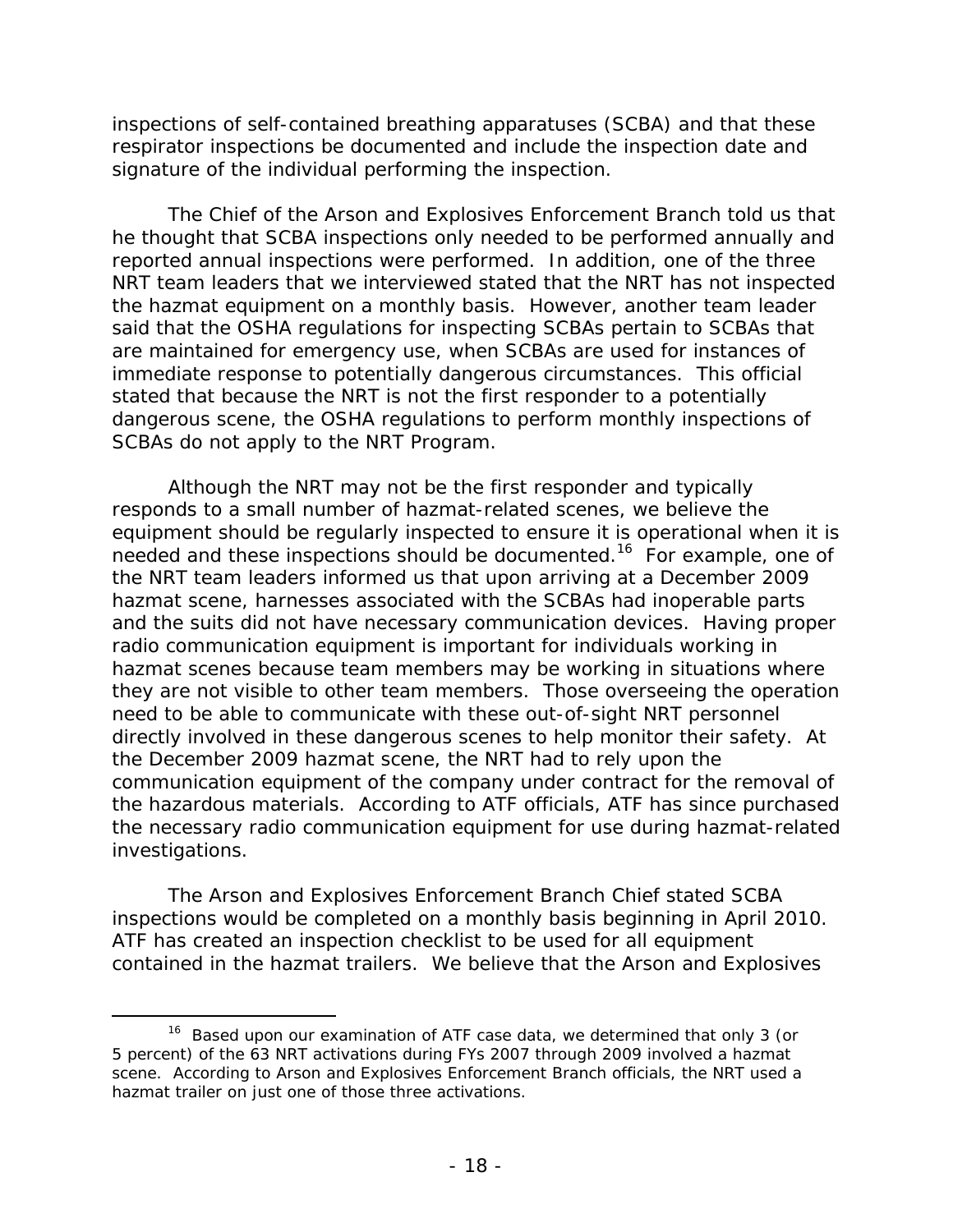inspections of self-contained breathing apparatuses (SCBA) and that these respirator inspections be documented and include the inspection date and signature of the individual performing the inspection.

The Chief of the Arson and Explosives Enforcement Branch told us that he thought that SCBA inspections only needed to be performed annually and reported annual inspections were performed. In addition, one of the three NRT team leaders that we interviewed stated that the NRT has not inspected the hazmat equipment on a monthly basis. However, another team leader said that the OSHA regulations for inspecting SCBAs pertain to SCBAs that are maintained for emergency use, when SCBAs are used for instances of immediate response to potentially dangerous circumstances. This official stated that because the NRT is not the first responder to a potentially dangerous scene, the OSHA regulations to perform monthly inspections of SCBAs do not apply to the NRT Program.

Although the NRT may not be the first responder and typically responds to a small number of hazmat-related scenes, we believe the equipment should be regularly inspected to ensure it is operational when it is needed and these inspections should be documented.[16] For example, one of the NRT team leaders informed us that upon arriving at a December 2009 hazmat scene, harnesses associated with the SCBAs had inoperable parts and the suits did not have necessary communication devices. Having proper radio communication equipment is important for individuals working in hazmat scenes because team members may be working in situations where they are not visible to other team members. Those overseeing the operation need to be able to communicate with these out-of-sight NRT personnel directly involved in these dangerous scenes to help monitor their safety. At the December 2009 hazmat scene, the NRT had to rely upon the communication equipment of the company under contract for the removal of the hazardous materials. According to ATF officials, ATF has since purchased the necessary radio communication equipment for use during hazmat-related investigations.

The Arson and Explosives Enforcement Branch Chief stated SCBA inspections would be completed on a monthly basis beginning in April 2010. ATF has created an inspection checklist to be used for all equipment contained in the hazmat trailers. We believe that the Arson and Explosives

[16] Based upon our examination of ATF case data, we determined that only 3 (or 5 percent) of the 63 NRT activations during FYs 2007 through 2009 involved a hazmat scene. According to Arson and Explosives Enforcement Branch officials, the NRT used a hazmat trailer on just one of those three activations.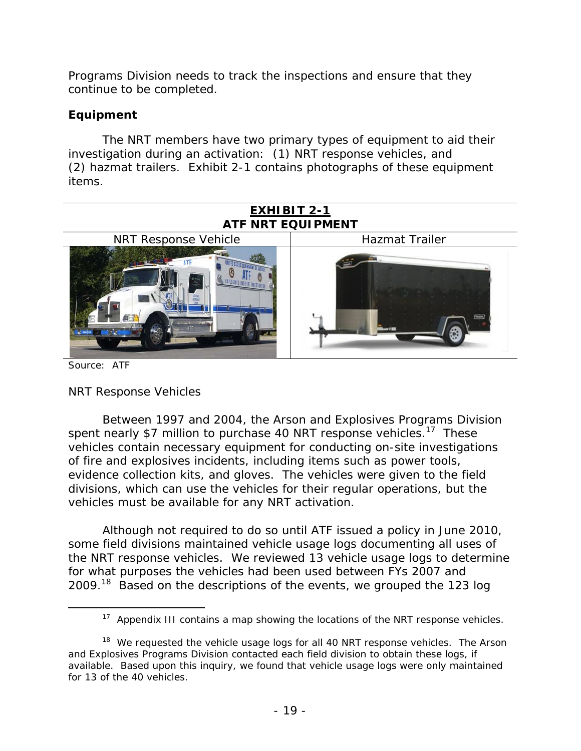Programs Division needs to track the inspections and ensure that they continue to be completed.

**Equipment**

The NRT members have two primary types of equipment to aid their investigation during an activation: (1) NRT response vehicles, and (2) hazmat trailers. Exhibit 2-1 contains photographs of these equipment items.

**EXHIBIT 2-1**
**ATF NRT EQUIPMENT**

| NRT Response Vehicle | Hazmat Trailer |
|---|---|
| | |

Source: ATF

NRT Response Vehicles

Between 1997 and 2004, the Arson and Explosives Programs Division spent nearly $7 million to purchase 40 NRT response vehicles.[17] These vehicles contain necessary equipment for conducting on-site investigations of fire and explosives incidents, including items such as power tools, evidence collection kits, and gloves. The vehicles were given to the field divisions, which can use the vehicles for their regular operations, but the vehicles must be available for any NRT activation.

Although not required to do so until ATF issued a policy in June 2010, some field divisions maintained vehicle usage logs documenting all uses of the NRT response vehicles. We reviewed 13 vehicle usage logs to determine for what purposes the vehicles had been used between FYs 2007 and 2009.[18] Based on the descriptions of the events, we grouped the 123 log

---

[17] Appendix III contains a map showing the locations of the NRT response vehicles.

[18] We requested the vehicle usage logs for all 40 NRT response vehicles. The Arson and Explosives Programs Division contacted each field division to obtain these logs, if available. Based upon this inquiry, we found that vehicle usage logs were only maintained for 13 of the 40 vehicles.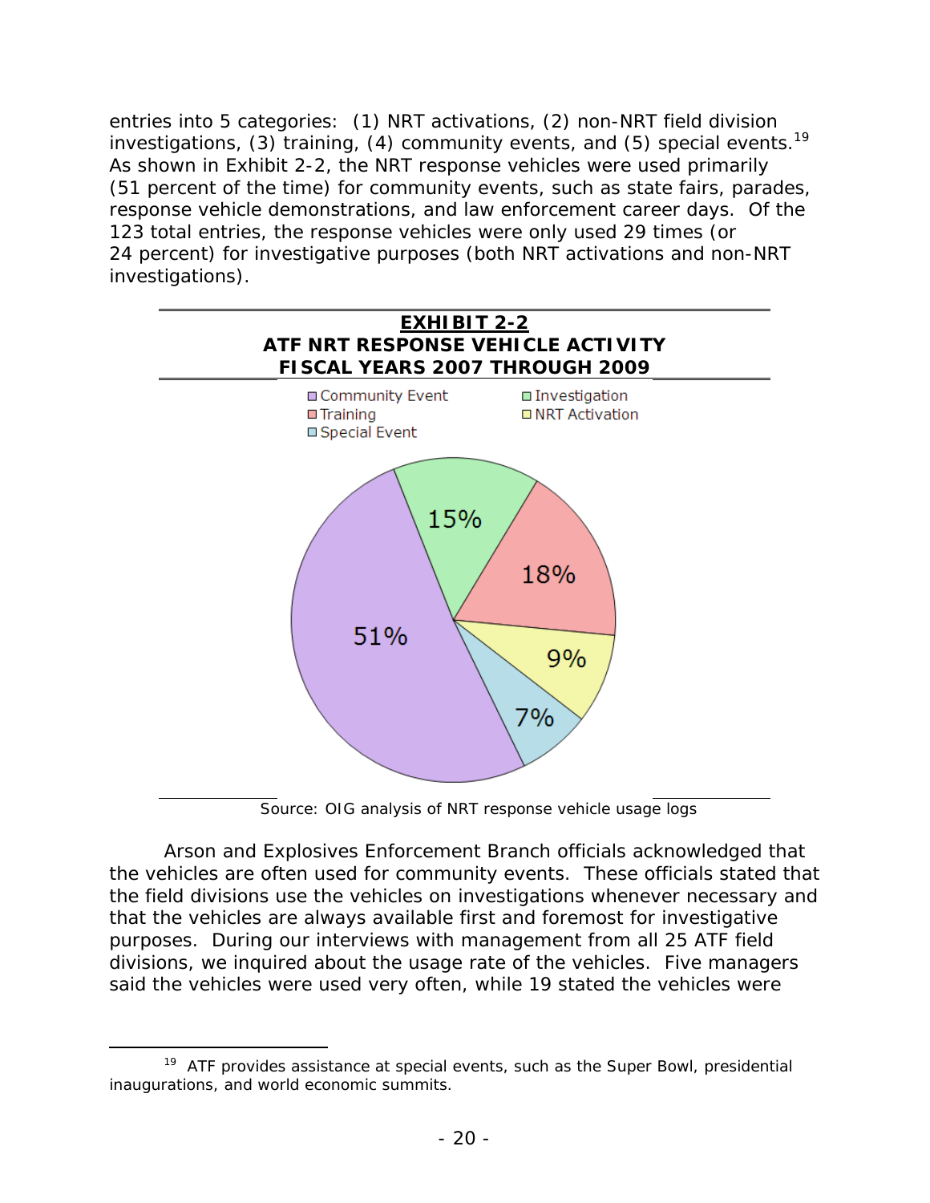entries into 5 categories: (1) NRT activations, (2) non-NRT field division investigations, (3) training, (4) community events, and (5) special events.[19] As shown in Exhibit 2-2, the NRT response vehicles were used primarily (51 percent of the time) for community events, such as state fairs, parades, response vehicle demonstrations, and law enforcement career days. Of the 123 total entries, the response vehicles were only used 29 times (or 24 percent) for investigative purposes (both NRT activations and non-NRT investigations).

**EXHIBIT 2-2**
**ATF NRT RESPONSE VEHICLE ACTIVITY**
**FISCAL YEARS 2007 THROUGH 2009**

| Category | Percent |
|---|---|
| Community Event | 51% |
| Investigation | 15% |
| Training | 18% |
| NRT Activation | 9% |
| Special Event | 7% |

Source: OIG analysis of NRT response vehicle usage logs

Arson and Explosives Enforcement Branch officials acknowledged that the vehicles are often used for community events. These officials stated that the field divisions use the vehicles on investigations whenever necessary and that the vehicles are always available first and foremost for investigative purposes. During our interviews with management from all 25 ATF field divisions, we inquired about the usage rate of the vehicles. Five managers said the vehicles were used very often, while 19 stated the vehicles were

[19] ATF provides assistance at special events, such as the Super Bowl, presidential inaugurations, and world economic summits.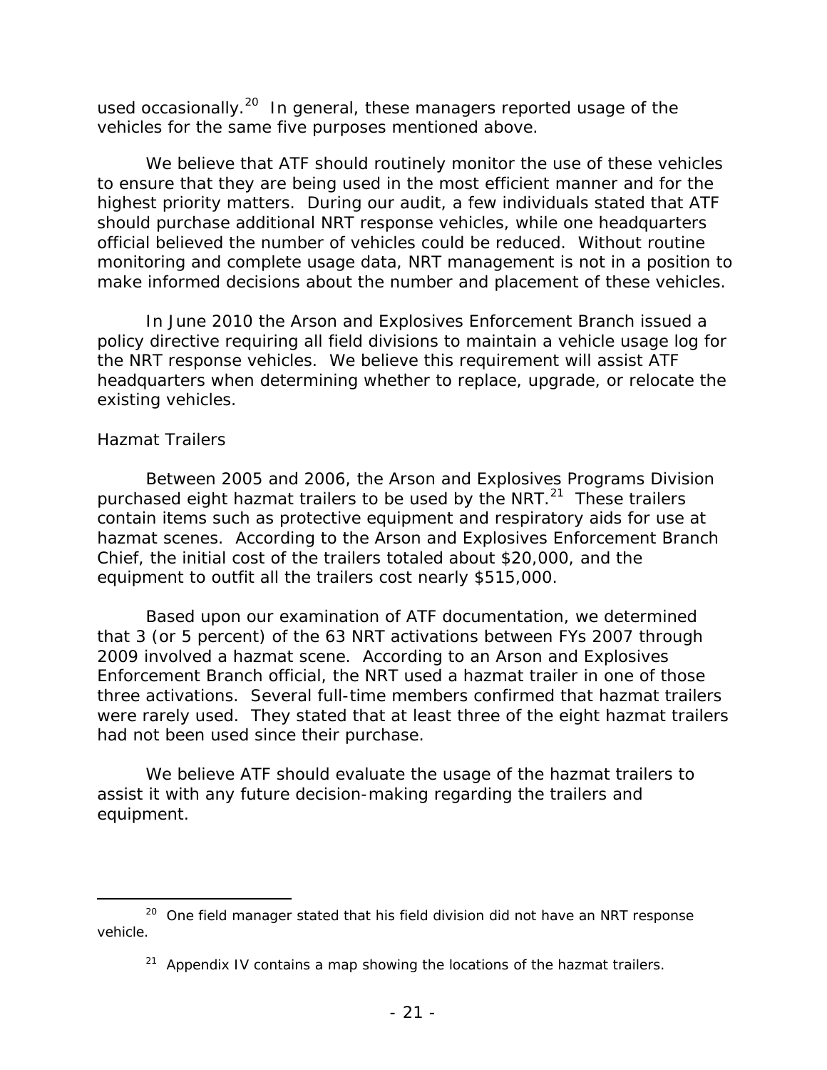used occasionally.[20] In general, these managers reported usage of the vehicles for the same five purposes mentioned above.

We believe that ATF should routinely monitor the use of these vehicles to ensure that they are being used in the most efficient manner and for the highest priority matters. During our audit, a few individuals stated that ATF should purchase additional NRT response vehicles, while one headquarters official believed the number of vehicles could be reduced. Without routine monitoring and complete usage data, NRT management is not in a position to make informed decisions about the number and placement of these vehicles.

In June 2010 the Arson and Explosives Enforcement Branch issued a policy directive requiring all field divisions to maintain a vehicle usage log for the NRT response vehicles. We believe this requirement will assist ATF headquarters when determining whether to replace, upgrade, or relocate the existing vehicles.

Hazmat Trailers

Between 2005 and 2006, the Arson and Explosives Programs Division purchased eight hazmat trailers to be used by the NRT.[21] These trailers contain items such as protective equipment and respiratory aids for use at hazmat scenes. According to the Arson and Explosives Enforcement Branch Chief, the initial cost of the trailers totaled about $20,000, and the equipment to outfit all the trailers cost nearly $515,000.

Based upon our examination of ATF documentation, we determined that 3 (or 5 percent) of the 63 NRT activations between FYs 2007 through 2009 involved a hazmat scene. According to an Arson and Explosives Enforcement Branch official, the NRT used a hazmat trailer in one of those three activations. Several full-time members confirmed that hazmat trailers were rarely used. They stated that at least three of the eight hazmat trailers had not been used since their purchase.

We believe ATF should evaluate the usage of the hazmat trailers to assist it with any future decision-making regarding the trailers and equipment.

---

[20] One field manager stated that his field division did not have an NRT response vehicle.

[21] Appendix IV contains a map showing the locations of the hazmat trailers.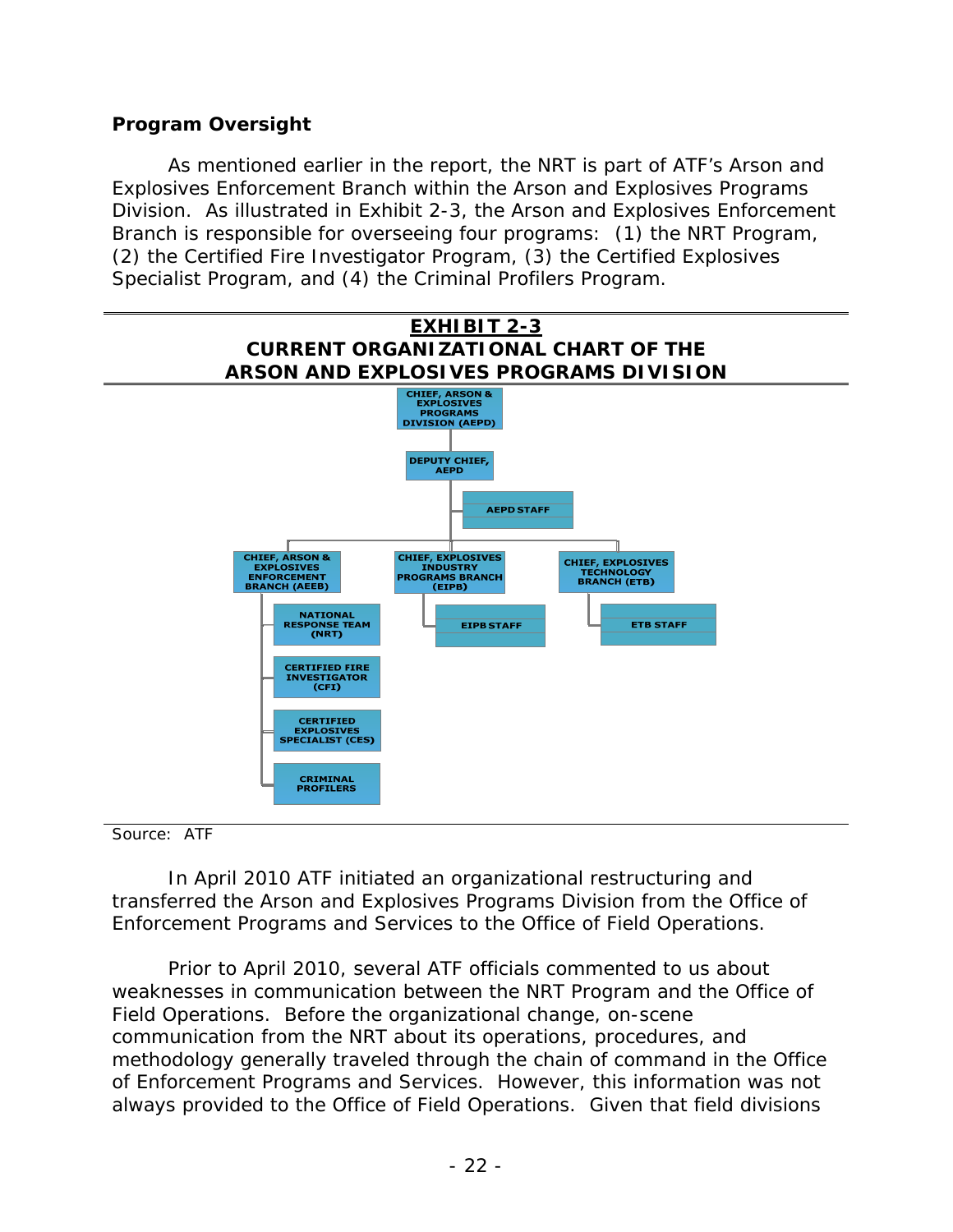**Program Oversight**

As mentioned earlier in the report, the NRT is part of ATF's Arson and Explosives Enforcement Branch within the Arson and Explosives Programs Division. As illustrated in Exhibit 2-3, the Arson and Explosives Enforcement Branch is responsible for overseeing four programs: (1) the NRT Program, (2) the Certified Fire Investigator Program, (3) the Certified Explosives Specialist Program, and (4) the Criminal Profilers Program.

**EXHIBIT 2-3**
**CURRENT ORGANIZATIONAL CHART OF THE ARSON AND EXPLOSIVES PROGRAMS DIVISION**

- CHIEF, ARSON & EXPLOSIVES PROGRAMS DIVISION (AEPD)
  - DEPUTY CHIEF, AEPD
    - AEPD STAFF
    - CHIEF, ARSON & EXPLOSIVES ENFORCEMENT BRANCH (AEEB)
      - NATIONAL RESPONSE TEAM (NRT)
      - CERTIFIED FIRE INVESTIGATOR (CFI)
      - CERTIFIED EXPLOSIVES SPECIALIST (CES)
      - CRIMINAL PROFILERS
    - CHIEF, EXPLOSIVES INDUSTRY PROGRAMS BRANCH (EIPB)
      - EIPB STAFF
    - CHIEF, EXPLOSIVES TECHNOLOGY BRANCH (ETB)
      - ETB STAFF

Source: ATF

In April 2010 ATF initiated an organizational restructuring and transferred the Arson and Explosives Programs Division from the Office of Enforcement Programs and Services to the Office of Field Operations.

Prior to April 2010, several ATF officials commented to us about weaknesses in communication between the NRT Program and the Office of Field Operations. Before the organizational change, on-scene communication from the NRT about its operations, procedures, and methodology generally traveled through the chain of command in the Office of Enforcement Programs and Services. However, this information was not always provided to the Office of Field Operations. Given that field divisions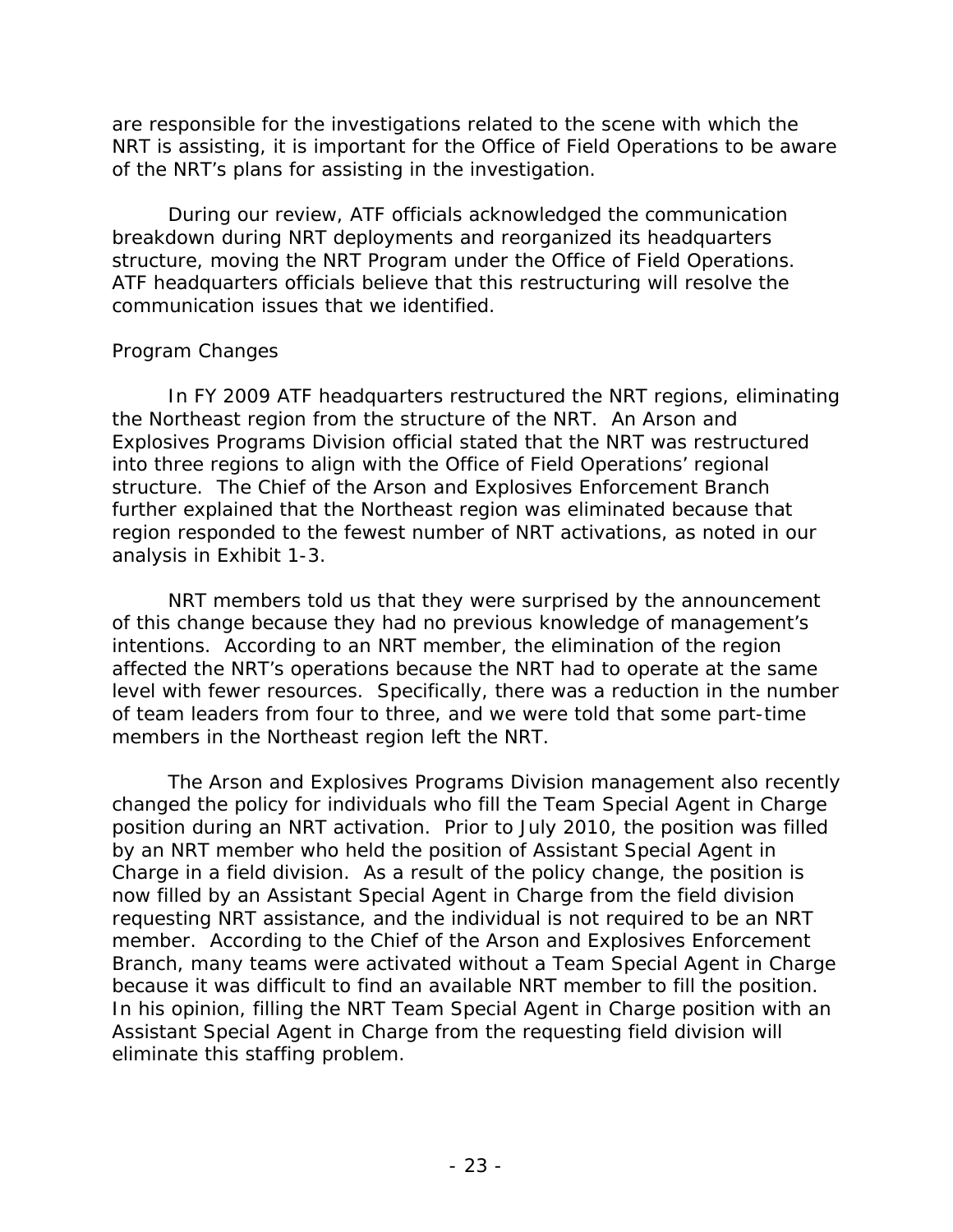are responsible for the investigations related to the scene with which the NRT is assisting, it is important for the Office of Field Operations to be aware of the NRT's plans for assisting in the investigation.

During our review, ATF officials acknowledged the communication breakdown during NRT deployments and reorganized its headquarters structure, moving the NRT Program under the Office of Field Operations. ATF headquarters officials believe that this restructuring will resolve the communication issues that we identified.

*Program Changes*

In FY 2009 ATF headquarters restructured the NRT regions, eliminating the Northeast region from the structure of the NRT. An Arson and Explosives Programs Division official stated that the NRT was restructured into three regions to align with the Office of Field Operations' regional structure. The Chief of the Arson and Explosives Enforcement Branch further explained that the Northeast region was eliminated because that region responded to the fewest number of NRT activations, as noted in our analysis in Exhibit 1-3.

NRT members told us that they were surprised by the announcement of this change because they had no previous knowledge of management's intentions. According to an NRT member, the elimination of the region affected the NRT's operations because the NRT had to operate at the same level with fewer resources. Specifically, there was a reduction in the number of team leaders from four to three, and we were told that some part-time members in the Northeast region left the NRT.

The Arson and Explosives Programs Division management also recently changed the policy for individuals who fill the Team Special Agent in Charge position during an NRT activation. Prior to July 2010, the position was filled by an NRT member who held the position of Assistant Special Agent in Charge in a field division. As a result of the policy change, the position is now filled by an Assistant Special Agent in Charge from the field division requesting NRT assistance, and the individual is not required to be an NRT member. According to the Chief of the Arson and Explosives Enforcement Branch, many teams were activated without a Team Special Agent in Charge because it was difficult to find an available NRT member to fill the position. In his opinion, filling the NRT Team Special Agent in Charge position with an Assistant Special Agent in Charge from the requesting field division will eliminate this staffing problem.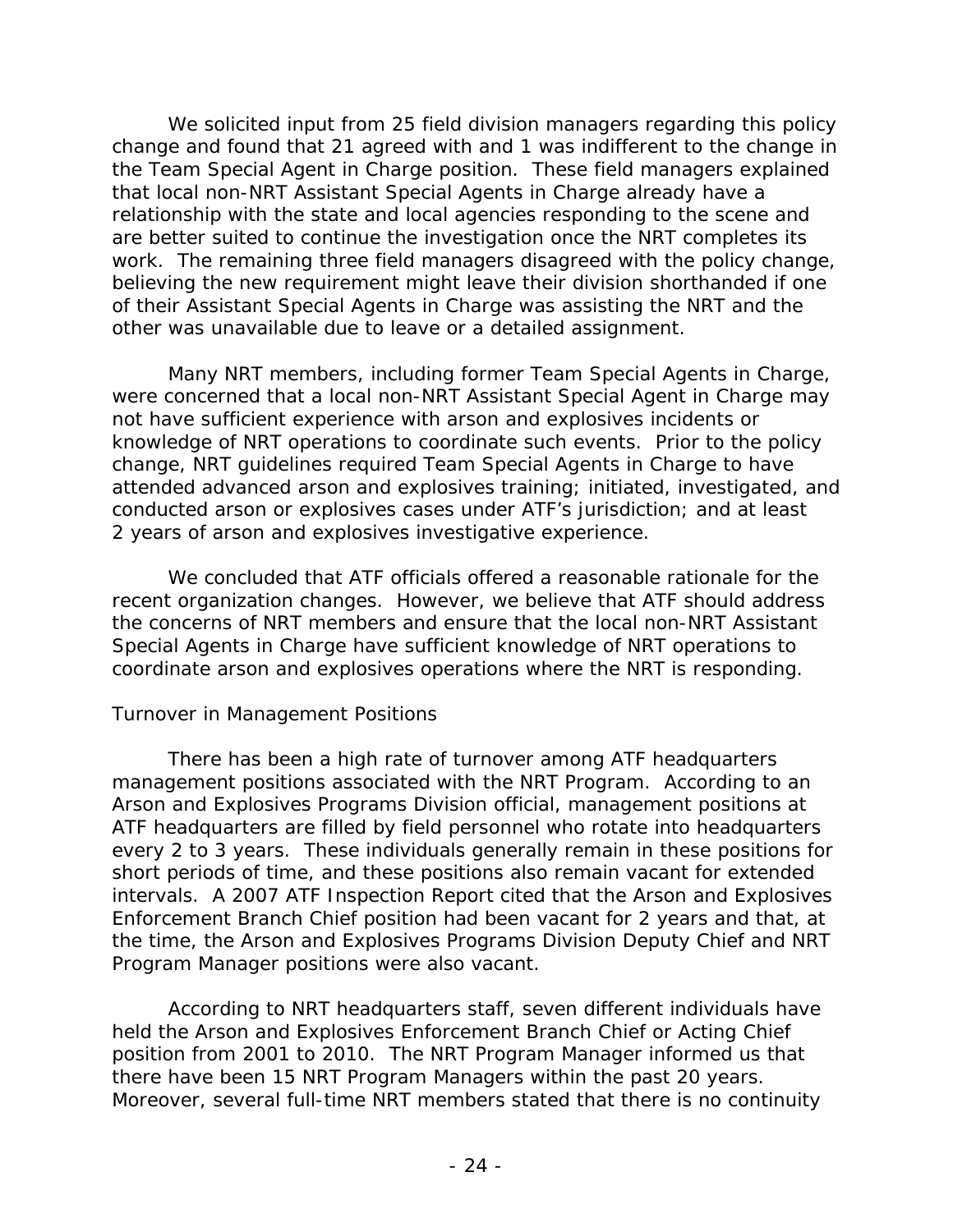We solicited input from 25 field division managers regarding this policy change and found that 21 agreed with and 1 was indifferent to the change in the Team Special Agent in Charge position. These field managers explained that local non-NRT Assistant Special Agents in Charge already have a relationship with the state and local agencies responding to the scene and are better suited to continue the investigation once the NRT completes its work. The remaining three field managers disagreed with the policy change, believing the new requirement might leave their division shorthanded if one of their Assistant Special Agents in Charge was assisting the NRT and the other was unavailable due to leave or a detailed assignment.

Many NRT members, including former Team Special Agents in Charge, were concerned that a local non-NRT Assistant Special Agent in Charge may not have sufficient experience with arson and explosives incidents or knowledge of NRT operations to coordinate such events. Prior to the policy change, NRT guidelines required Team Special Agents in Charge to have attended advanced arson and explosives training; initiated, investigated, and conducted arson or explosives cases under ATF's jurisdiction; and at least 2 years of arson and explosives investigative experience.

We concluded that ATF officials offered a reasonable rationale for the recent organization changes. However, we believe that ATF should address the concerns of NRT members and ensure that the local non-NRT Assistant Special Agents in Charge have sufficient knowledge of NRT operations to coordinate arson and explosives operations where the NRT is responding.

### Turnover in Management Positions

There has been a high rate of turnover among ATF headquarters management positions associated with the NRT Program. According to an Arson and Explosives Programs Division official, management positions at ATF headquarters are filled by field personnel who rotate into headquarters every 2 to 3 years. These individuals generally remain in these positions for short periods of time, and these positions also remain vacant for extended intervals. A 2007 ATF Inspection Report cited that the Arson and Explosives Enforcement Branch Chief position had been vacant for 2 years and that, at the time, the Arson and Explosives Programs Division Deputy Chief and NRT Program Manager positions were also vacant.

According to NRT headquarters staff, seven different individuals have held the Arson and Explosives Enforcement Branch Chief or Acting Chief position from 2001 to 2010. The NRT Program Manager informed us that there have been 15 NRT Program Managers within the past 20 years. Moreover, several full-time NRT members stated that there is no continuity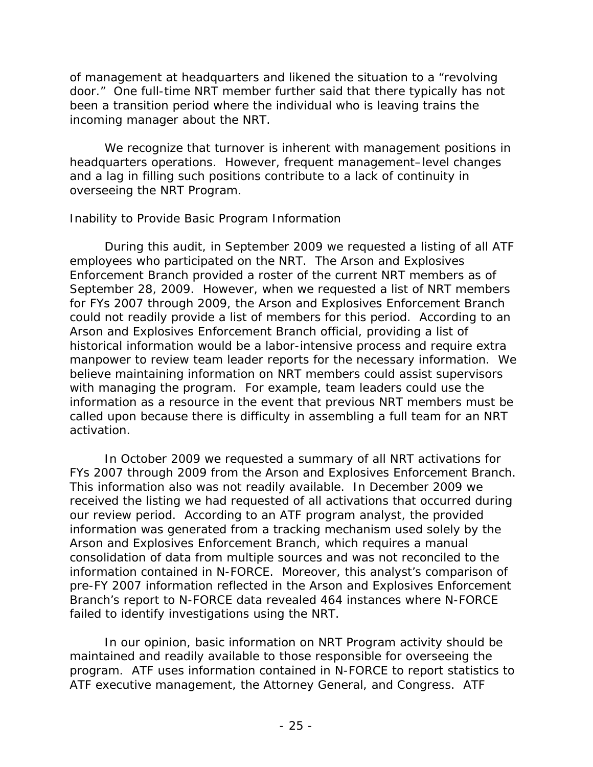of management at headquarters and likened the situation to a "revolving door." One full-time NRT member further said that there typically has not been a transition period where the individual who is leaving trains the incoming manager about the NRT.

We recognize that turnover is inherent with management positions in headquarters operations. However, frequent management–level changes and a lag in filling such positions contribute to a lack of continuity in overseeing the NRT Program.

### Inability to Provide Basic Program Information

During this audit, in September 2009 we requested a listing of all ATF employees who participated on the NRT. The Arson and Explosives Enforcement Branch provided a roster of the current NRT members as of September 28, 2009. However, when we requested a list of NRT members for FYs 2007 through 2009, the Arson and Explosives Enforcement Branch could not readily provide a list of members for this period. According to an Arson and Explosives Enforcement Branch official, providing a list of historical information would be a labor-intensive process and require extra manpower to review team leader reports for the necessary information. We believe maintaining information on NRT members could assist supervisors with managing the program. For example, team leaders could use the information as a resource in the event that previous NRT members must be called upon because there is difficulty in assembling a full team for an NRT activation.

In October 2009 we requested a summary of all NRT activations for FYs 2007 through 2009 from the Arson and Explosives Enforcement Branch. This information also was not readily available. In December 2009 we received the listing we had requested of all activations that occurred during our review period. According to an ATF program analyst, the provided information was generated from a tracking mechanism used solely by the Arson and Explosives Enforcement Branch, which requires a manual consolidation of data from multiple sources and was not reconciled to the information contained in N-FORCE. Moreover, this analyst's comparison of pre-FY 2007 information reflected in the Arson and Explosives Enforcement Branch's report to N-FORCE data revealed 464 instances where N-FORCE failed to identify investigations using the NRT.

In our opinion, basic information on NRT Program activity should be maintained and readily available to those responsible for overseeing the program. ATF uses information contained in N-FORCE to report statistics to ATF executive management, the Attorney General, and Congress. ATF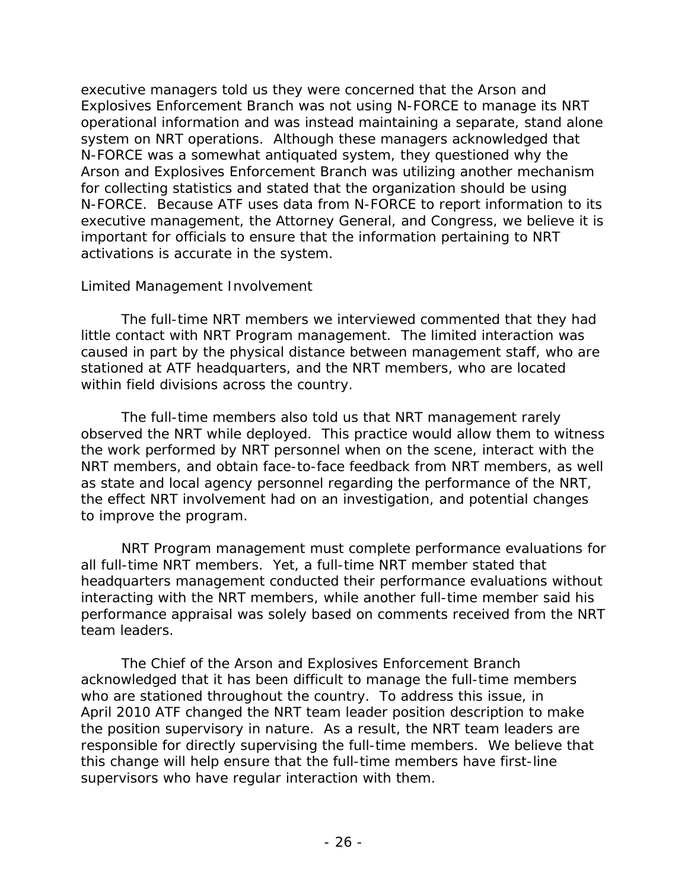executive managers told us they were concerned that the Arson and Explosives Enforcement Branch was not using N-FORCE to manage its NRT operational information and was instead maintaining a separate, stand alone system on NRT operations. Although these managers acknowledged that N-FORCE was a somewhat antiquated system, they questioned why the Arson and Explosives Enforcement Branch was utilizing another mechanism for collecting statistics and stated that the organization should be using N-FORCE. Because ATF uses data from N-FORCE to report information to its executive management, the Attorney General, and Congress, we believe it is important for officials to ensure that the information pertaining to NRT activations is accurate in the system.

Limited Management Involvement

The full-time NRT members we interviewed commented that they had little contact with NRT Program management. The limited interaction was caused in part by the physical distance between management staff, who are stationed at ATF headquarters, and the NRT members, who are located within field divisions across the country.

The full-time members also told us that NRT management rarely observed the NRT while deployed. This practice would allow them to witness the work performed by NRT personnel when on the scene, interact with the NRT members, and obtain face-to-face feedback from NRT members, as well as state and local agency personnel regarding the performance of the NRT, the effect NRT involvement had on an investigation, and potential changes to improve the program.

NRT Program management must complete performance evaluations for all full-time NRT members. Yet, a full-time NRT member stated that headquarters management conducted their performance evaluations without interacting with the NRT members, while another full-time member said his performance appraisal was solely based on comments received from the NRT team leaders.

The Chief of the Arson and Explosives Enforcement Branch acknowledged that it has been difficult to manage the full-time members who are stationed throughout the country. To address this issue, in April 2010 ATF changed the NRT team leader position description to make the position supervisory in nature. As a result, the NRT team leaders are responsible for directly supervising the full-time members. We believe that this change will help ensure that the full-time members have first-line supervisors who have regular interaction with them.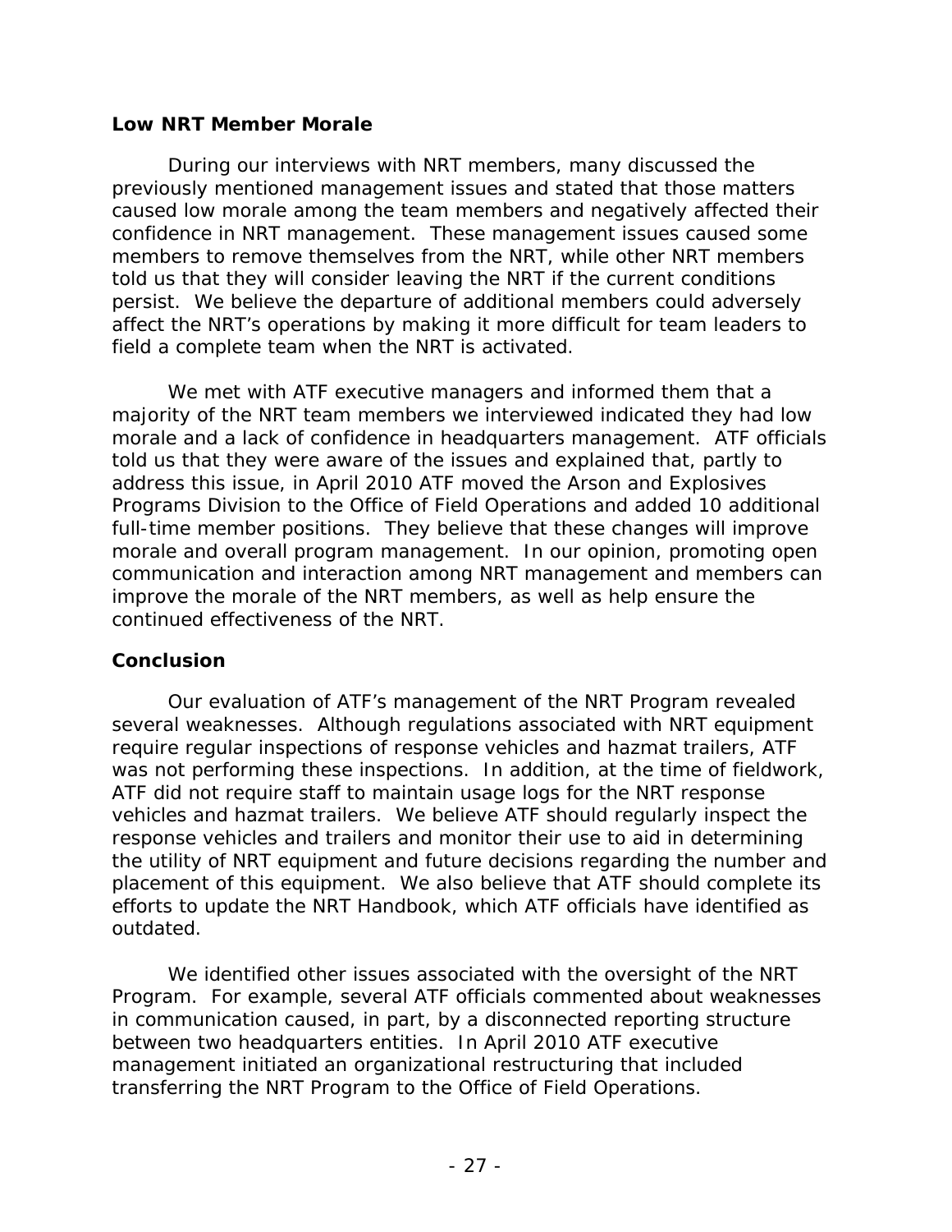### Low NRT Member Morale

During our interviews with NRT members, many discussed the previously mentioned management issues and stated that those matters caused low morale among the team members and negatively affected their confidence in NRT management. These management issues caused some members to remove themselves from the NRT, while other NRT members told us that they will consider leaving the NRT if the current conditions persist. We believe the departure of additional members could adversely affect the NRT's operations by making it more difficult for team leaders to field a complete team when the NRT is activated.

We met with ATF executive managers and informed them that a majority of the NRT team members we interviewed indicated they had low morale and a lack of confidence in headquarters management. ATF officials told us that they were aware of the issues and explained that, partly to address this issue, in April 2010 ATF moved the Arson and Explosives Programs Division to the Office of Field Operations and added 10 additional full-time member positions. They believe that these changes will improve morale and overall program management. In our opinion, promoting open communication and interaction among NRT management and members can improve the morale of the NRT members, as well as help ensure the continued effectiveness of the NRT.

### Conclusion

Our evaluation of ATF's management of the NRT Program revealed several weaknesses. Although regulations associated with NRT equipment require regular inspections of response vehicles and hazmat trailers, ATF was not performing these inspections. In addition, at the time of fieldwork, ATF did not require staff to maintain usage logs for the NRT response vehicles and hazmat trailers. We believe ATF should regularly inspect the response vehicles and trailers and monitor their use to aid in determining the utility of NRT equipment and future decisions regarding the number and placement of this equipment. We also believe that ATF should complete its efforts to update the NRT Handbook, which ATF officials have identified as outdated.

We identified other issues associated with the oversight of the NRT Program. For example, several ATF officials commented about weaknesses in communication caused, in part, by a disconnected reporting structure between two headquarters entities. In April 2010 ATF executive management initiated an organizational restructuring that included transferring the NRT Program to the Office of Field Operations.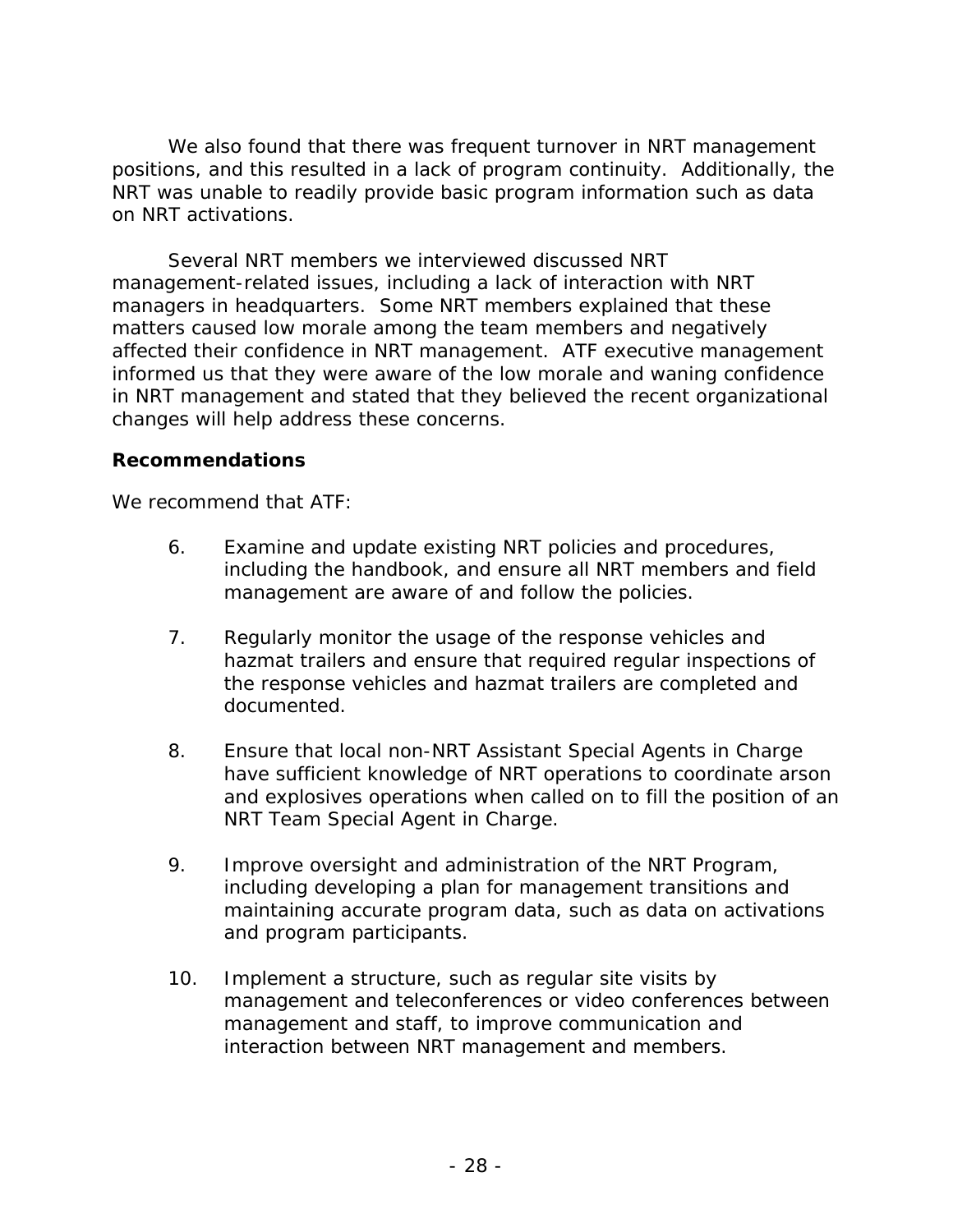We also found that there was frequent turnover in NRT management positions, and this resulted in a lack of program continuity. Additionally, the NRT was unable to readily provide basic program information such as data on NRT activations.

Several NRT members we interviewed discussed NRT management-related issues, including a lack of interaction with NRT managers in headquarters. Some NRT members explained that these matters caused low morale among the team members and negatively affected their confidence in NRT management. ATF executive management informed us that they were aware of the low morale and waning confidence in NRT management and stated that they believed the recent organizational changes will help address these concerns.

**Recommendations**

We recommend that ATF:

6. Examine and update existing NRT policies and procedures, including the handbook, and ensure all NRT members and field management are aware of and follow the policies.

7. Regularly monitor the usage of the response vehicles and hazmat trailers and ensure that required regular inspections of the response vehicles and hazmat trailers are completed and documented.

8. Ensure that local non-NRT Assistant Special Agents in Charge have sufficient knowledge of NRT operations to coordinate arson and explosives operations when called on to fill the position of an NRT Team Special Agent in Charge.

9. Improve oversight and administration of the NRT Program, including developing a plan for management transitions and maintaining accurate program data, such as data on activations and program participants.

10. Implement a structure, such as regular site visits by management and teleconferences or video conferences between management and staff, to improve communication and interaction between NRT management and members.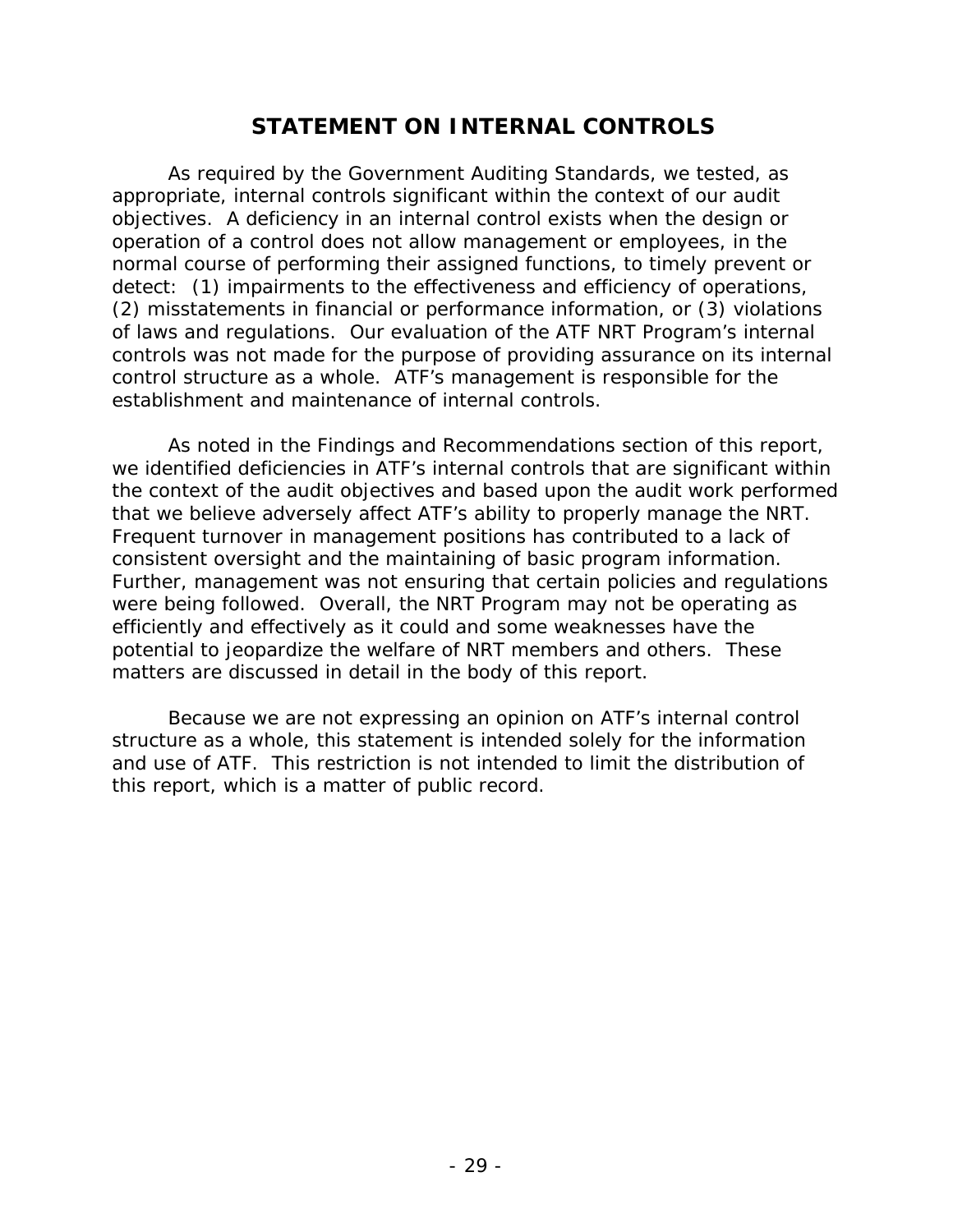# STATEMENT ON INTERNAL CONTROLS

As required by the Government Auditing Standards, we tested, as appropriate, internal controls significant within the context of our audit objectives. A deficiency in an internal control exists when the design or operation of a control does not allow management or employees, in the normal course of performing their assigned functions, to timely prevent or detect: (1) impairments to the effectiveness and efficiency of operations, (2) misstatements in financial or performance information, or (3) violations of laws and regulations. Our evaluation of the ATF NRT Program's internal controls was not made for the purpose of providing assurance on its internal control structure as a whole. ATF's management is responsible for the establishment and maintenance of internal controls.

As noted in the Findings and Recommendations section of this report, we identified deficiencies in ATF's internal controls that are significant within the context of the audit objectives and based upon the audit work performed that we believe adversely affect ATF's ability to properly manage the NRT. Frequent turnover in management positions has contributed to a lack of consistent oversight and the maintaining of basic program information. Further, management was not ensuring that certain policies and regulations were being followed. Overall, the NRT Program may not be operating as efficiently and effectively as it could and some weaknesses have the potential to jeopardize the welfare of NRT members and others. These matters are discussed in detail in the body of this report.

Because we are not expressing an opinion on ATF's internal control structure as a whole, this statement is intended solely for the information and use of ATF. This restriction is not intended to limit the distribution of this report, which is a matter of public record.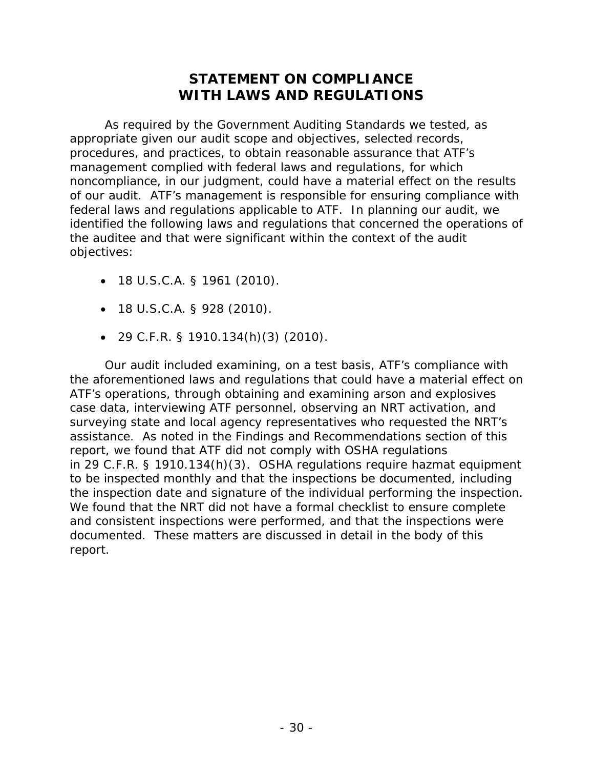# STATEMENT ON COMPLIANCE WITH LAWS AND REGULATIONS

As required by the Government Auditing Standards we tested, as appropriate given our audit scope and objectives, selected records, procedures, and practices, to obtain reasonable assurance that ATF's management complied with federal laws and regulations, for which noncompliance, in our judgment, could have a material effect on the results of our audit. ATF's management is responsible for ensuring compliance with federal laws and regulations applicable to ATF. In planning our audit, we identified the following laws and regulations that concerned the operations of the auditee and that were significant within the context of the audit objectives:

- 18 U.S.C.A. § 1961 (2010).
- 18 U.S.C.A. § 928 (2010).
- 29 C.F.R. § 1910.134(h)(3) (2010).

Our audit included examining, on a test basis, ATF's compliance with the aforementioned laws and regulations that could have a material effect on ATF's operations, through obtaining and examining arson and explosives case data, interviewing ATF personnel, observing an NRT activation, and surveying state and local agency representatives who requested the NRT's assistance. As noted in the Findings and Recommendations section of this report, we found that ATF did not comply with OSHA regulations in 29 C.F.R. § 1910.134(h)(3). OSHA regulations require hazmat equipment to be inspected monthly and that the inspections be documented, including the inspection date and signature of the individual performing the inspection. We found that the NRT did not have a formal checklist to ensure complete and consistent inspections were performed, and that the inspections were documented. These matters are discussed in detail in the body of this report.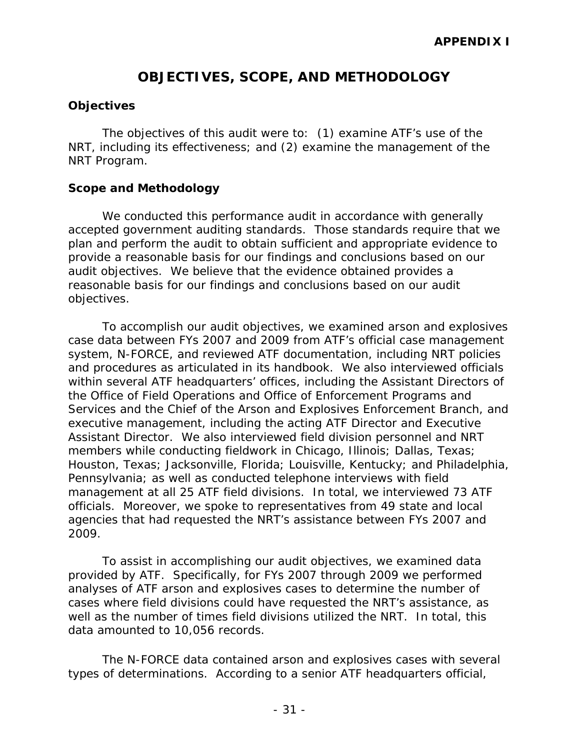**APPENDIX I**

# OBJECTIVES, SCOPE, AND METHODOLOGY

## Objectives

The objectives of this audit were to: (1) examine ATF's use of the NRT, including its effectiveness; and (2) examine the management of the NRT Program.

## Scope and Methodology

We conducted this performance audit in accordance with generally accepted government auditing standards. Those standards require that we plan and perform the audit to obtain sufficient and appropriate evidence to provide a reasonable basis for our findings and conclusions based on our audit objectives. We believe that the evidence obtained provides a reasonable basis for our findings and conclusions based on our audit objectives.

To accomplish our audit objectives, we examined arson and explosives case data between FYs 2007 and 2009 from ATF's official case management system, N-FORCE, and reviewed ATF documentation, including NRT policies and procedures as articulated in its handbook. We also interviewed officials within several ATF headquarters' offices, including the Assistant Directors of the Office of Field Operations and Office of Enforcement Programs and Services and the Chief of the Arson and Explosives Enforcement Branch, and executive management, including the acting ATF Director and Executive Assistant Director. We also interviewed field division personnel and NRT members while conducting fieldwork in Chicago, Illinois; Dallas, Texas; Houston, Texas; Jacksonville, Florida; Louisville, Kentucky; and Philadelphia, Pennsylvania; as well as conducted telephone interviews with field management at all 25 ATF field divisions. In total, we interviewed 73 ATF officials. Moreover, we spoke to representatives from 49 state and local agencies that had requested the NRT's assistance between FYs 2007 and 2009.

To assist in accomplishing our audit objectives, we examined data provided by ATF. Specifically, for FYs 2007 through 2009 we performed analyses of ATF arson and explosives cases to determine the number of cases where field divisions could have requested the NRT's assistance, as well as the number of times field divisions utilized the NRT. In total, this data amounted to 10,056 records.

The N-FORCE data contained arson and explosives cases with several types of determinations. According to a senior ATF headquarters official,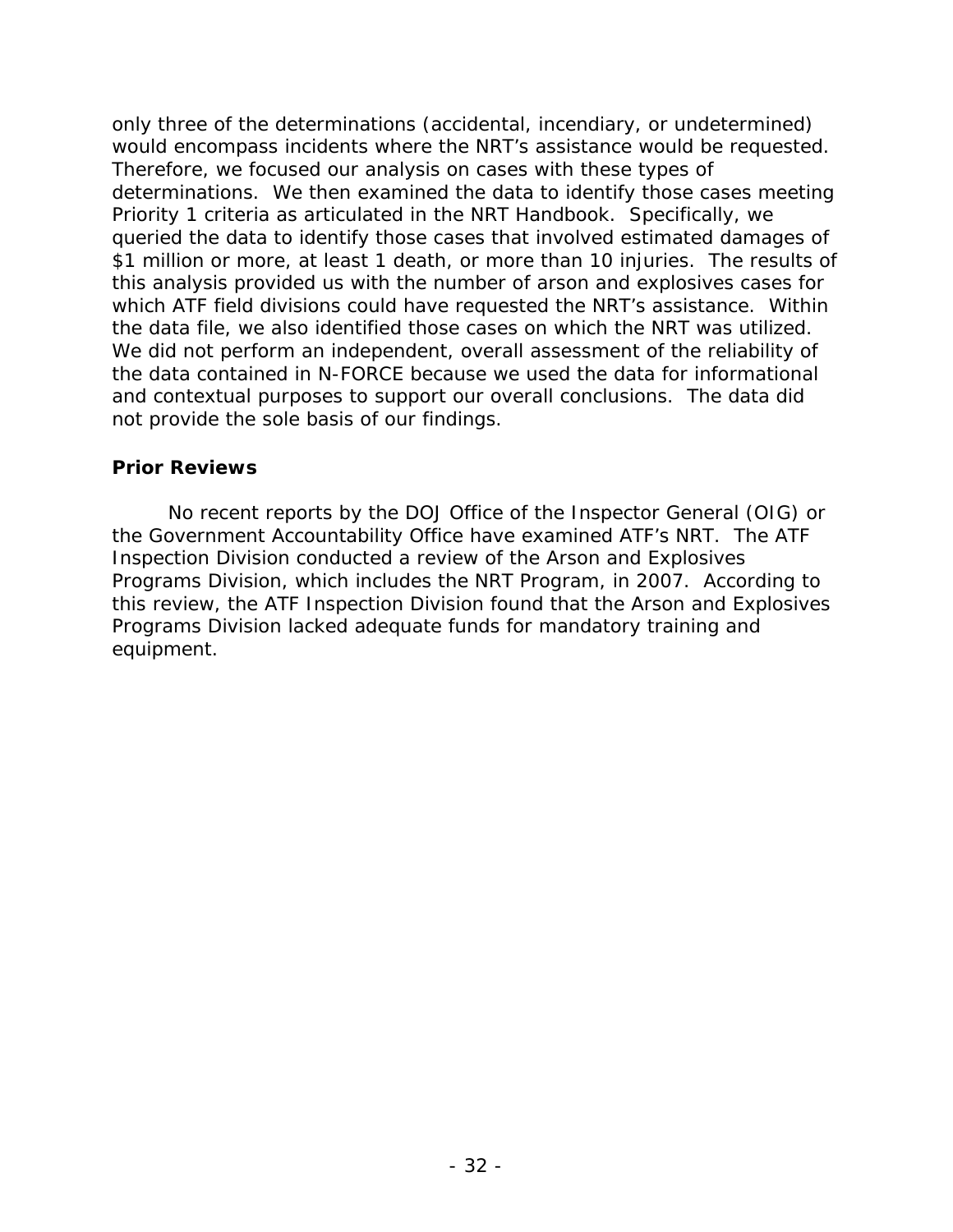only three of the determinations (accidental, incendiary, or undetermined) would encompass incidents where the NRT's assistance would be requested. Therefore, we focused our analysis on cases with these types of determinations. We then examined the data to identify those cases meeting Priority 1 criteria as articulated in the NRT Handbook. Specifically, we queried the data to identify those cases that involved estimated damages of $1 million or more, at least 1 death, or more than 10 injuries. The results of this analysis provided us with the number of arson and explosives cases for which ATF field divisions could have requested the NRT's assistance. Within the data file, we also identified those cases on which the NRT was utilized. We did not perform an independent, overall assessment of the reliability of the data contained in N-FORCE because we used the data for informational and contextual purposes to support our overall conclusions. The data did not provide the sole basis of our findings.

### Prior Reviews

No recent reports by the DOJ Office of the Inspector General (OIG) or the Government Accountability Office have examined ATF's NRT. The ATF Inspection Division conducted a review of the Arson and Explosives Programs Division, which includes the NRT Program, in 2007. According to this review, the ATF Inspection Division found that the Arson and Explosives Programs Division lacked adequate funds for mandatory training and equipment.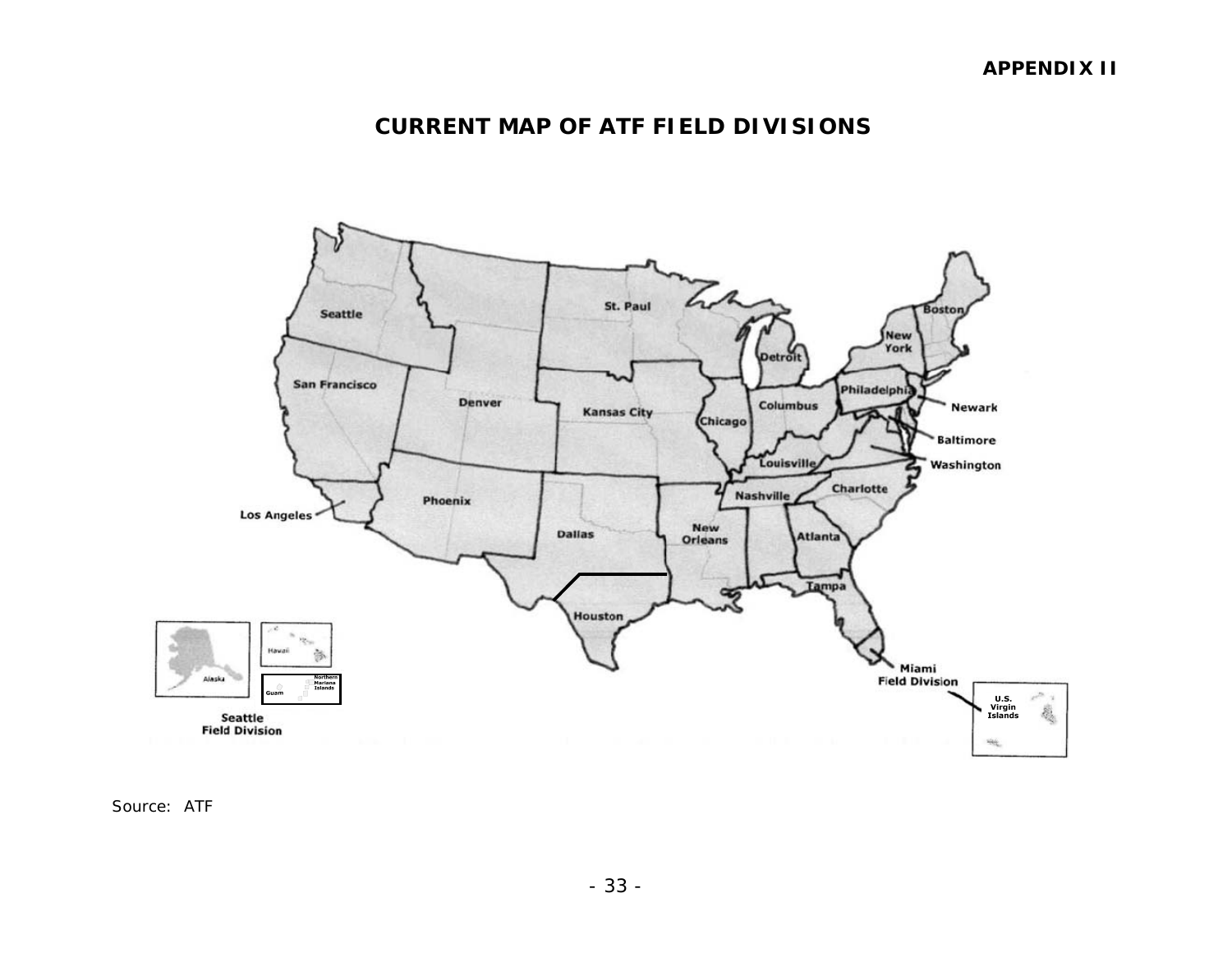APPENDIX II

# CURRENT MAP OF ATF FIELD DIVISIONS

Seattle
San Francisco
Los Angeles
Denver
Phoenix
St. Paul
Kansas City
Dallas
Houston
New Orleans
Chicago
Detroit
Columbus
Louisville
Nashville
Atlanta
Tampa
Miami Field Division
Charlotte
Washington
Baltimore
Newark
Philadelphia
New York
Boston

Alaska
Hawaii
Guam
Northern Mariana Islands
Seattle Field Division

U.S. Virgin Islands

Source: ATF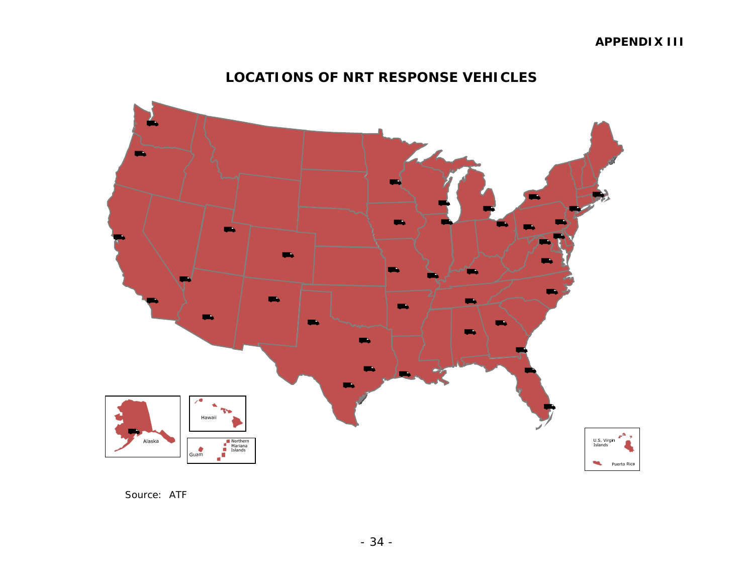APPENDIX III

## LOCATIONS OF NRT RESPONSE VEHICLES

Source: ATF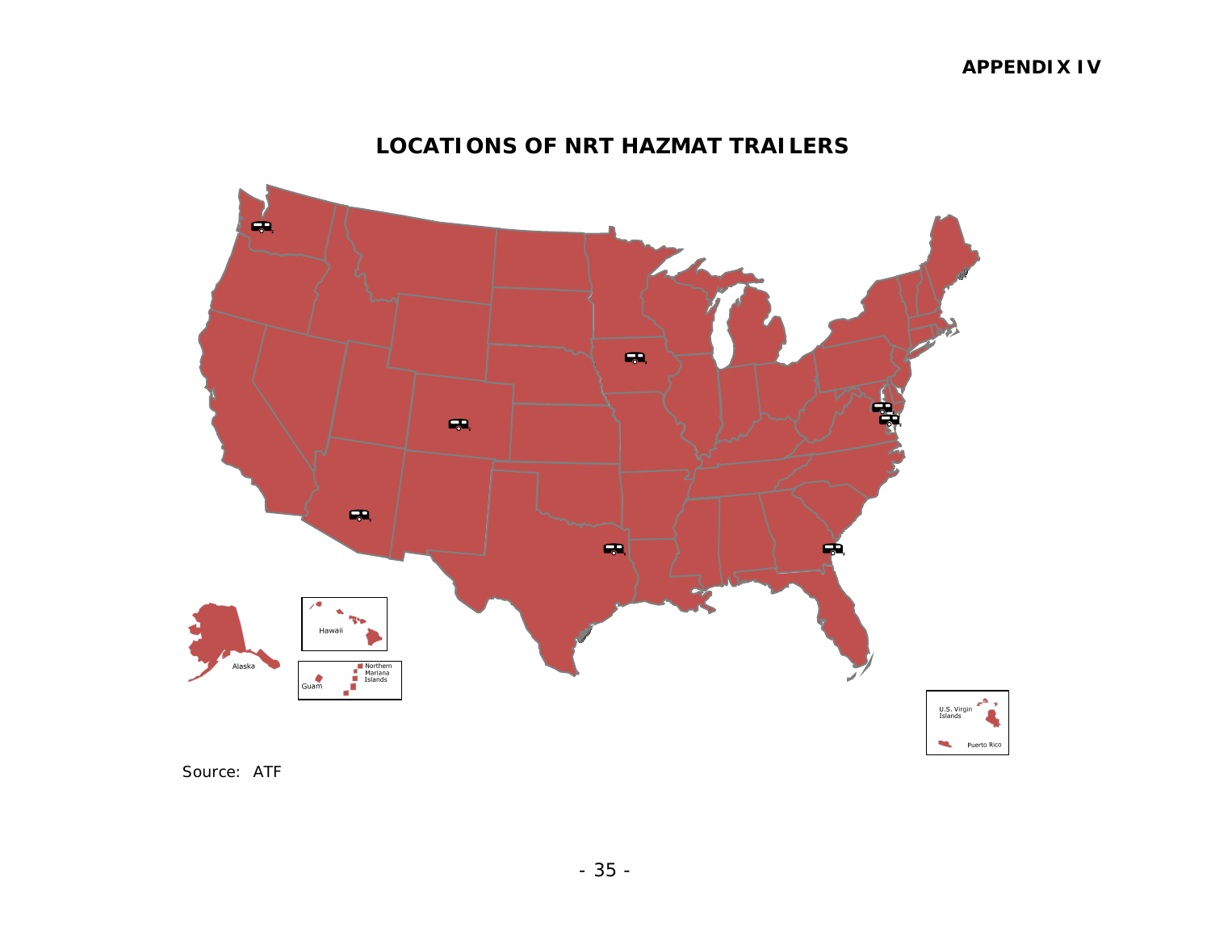**APPENDIX IV**

## LOCATIONS OF NRT HAZMAT TRAILERS

Source: ATF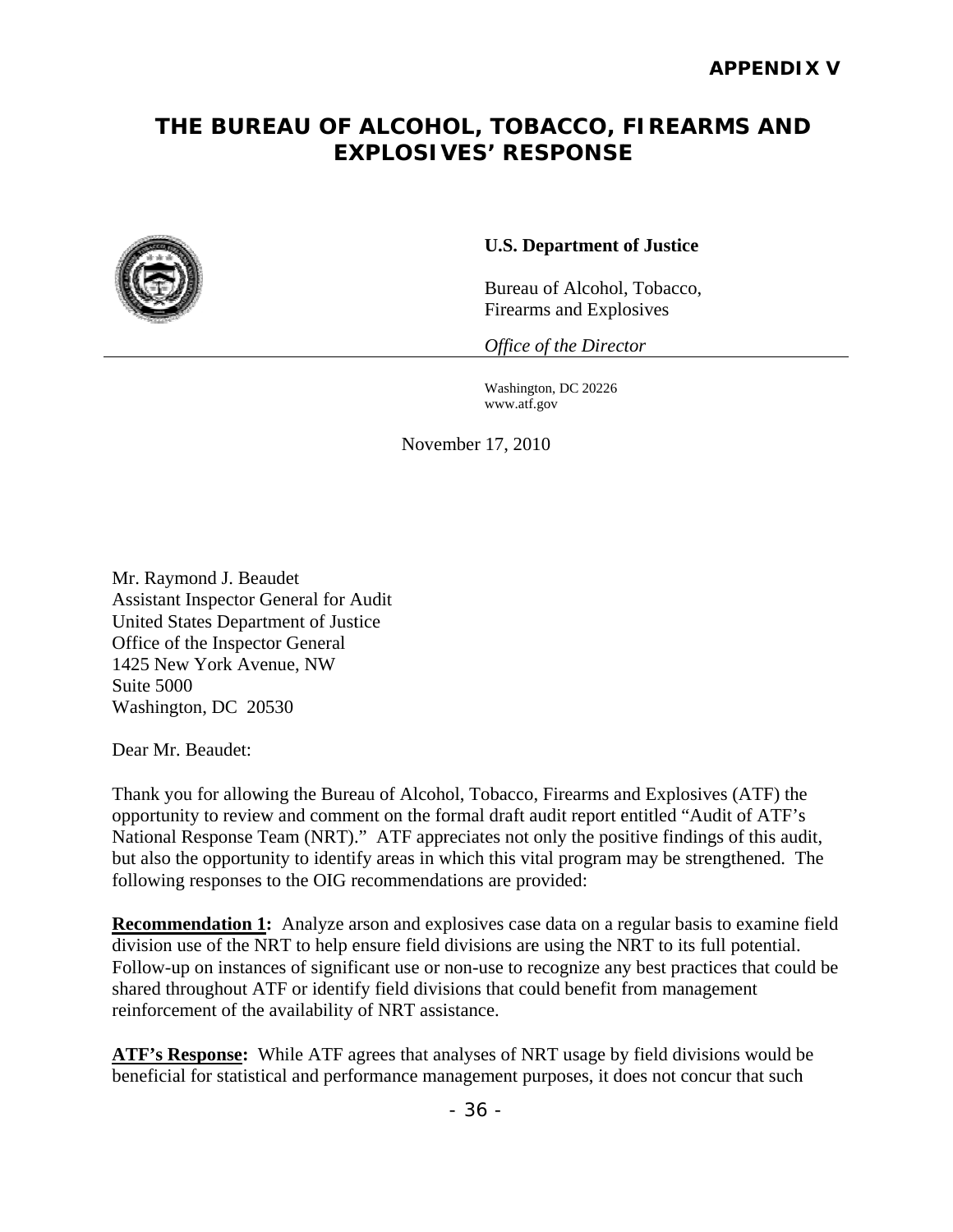**APPENDIX V**

# THE BUREAU OF ALCOHOL, TOBACCO, FIREARMS AND EXPLOSIVES' RESPONSE

**U.S. Department of Justice**

Bureau of Alcohol, Tobacco, Firearms and Explosives

*Office of the Director*

Washington, DC 20226
www.atf.gov

November 17, 2010

Mr. Raymond J. Beaudet
Assistant Inspector General for Audit
United States Department of Justice
Office of the Inspector General
1425 New York Avenue, NW
Suite 5000
Washington, DC 20530

Dear Mr. Beaudet:

Thank you for allowing the Bureau of Alcohol, Tobacco, Firearms and Explosives (ATF) the opportunity to review and comment on the formal draft audit report entitled "Audit of ATF's National Response Team (NRT)." ATF appreciates not only the positive findings of this audit, but also the opportunity to identify areas in which this vital program may be strengthened. The following responses to the OIG recommendations are provided:

**Recommendation 1:** Analyze arson and explosives case data on a regular basis to examine field division use of the NRT to help ensure field divisions are using the NRT to its full potential. Follow-up on instances of significant use or non-use to recognize any best practices that could be shared throughout ATF or identify field divisions that could benefit from management reinforcement of the availability of NRT assistance.

**ATF's Response:** While ATF agrees that analyses of NRT usage by field divisions would be beneficial for statistical and performance management purposes, it does not concur that such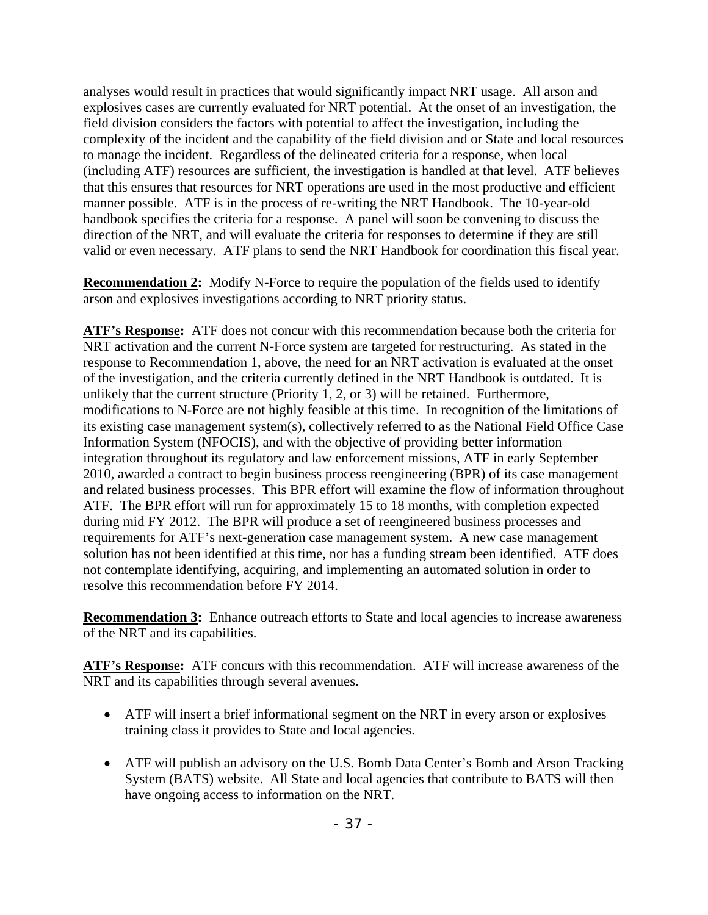analyses would result in practices that would significantly impact NRT usage. All arson and explosives cases are currently evaluated for NRT potential. At the onset of an investigation, the field division considers the factors with potential to affect the investigation, including the complexity of the incident and the capability of the field division and or State and local resources to manage the incident. Regardless of the delineated criteria for a response, when local (including ATF) resources are sufficient, the investigation is handled at that level. ATF believes that this ensures that resources for NRT operations are used in the most productive and efficient manner possible. ATF is in the process of re-writing the NRT Handbook. The 10-year-old handbook specifies the criteria for a response. A panel will soon be convening to discuss the direction of the NRT, and will evaluate the criteria for responses to determine if they are still valid or even necessary. ATF plans to send the NRT Handbook for coordination this fiscal year.

**Recommendation 2:** Modify N-Force to require the population of the fields used to identify arson and explosives investigations according to NRT priority status.

**ATF's Response:** ATF does not concur with this recommendation because both the criteria for NRT activation and the current N-Force system are targeted for restructuring. As stated in the response to Recommendation 1, above, the need for an NRT activation is evaluated at the onset of the investigation, and the criteria currently defined in the NRT Handbook is outdated. It is unlikely that the current structure (Priority 1, 2, or 3) will be retained. Furthermore, modifications to N-Force are not highly feasible at this time. In recognition of the limitations of its existing case management system(s), collectively referred to as the National Field Office Case Information System (NFOCIS), and with the objective of providing better information integration throughout its regulatory and law enforcement missions, ATF in early September 2010, awarded a contract to begin business process reengineering (BPR) of its case management and related business processes. This BPR effort will examine the flow of information throughout ATF. The BPR effort will run for approximately 15 to 18 months, with completion expected during mid FY 2012. The BPR will produce a set of reengineered business processes and requirements for ATF's next-generation case management system. A new case management solution has not been identified at this time, nor has a funding stream been identified. ATF does not contemplate identifying, acquiring, and implementing an automated solution in order to resolve this recommendation before FY 2014.

**Recommendation 3:** Enhance outreach efforts to State and local agencies to increase awareness of the NRT and its capabilities.

**ATF's Response:** ATF concurs with this recommendation. ATF will increase awareness of the NRT and its capabilities through several avenues.

- ATF will insert a brief informational segment on the NRT in every arson or explosives training class it provides to State and local agencies.
- ATF will publish an advisory on the U.S. Bomb Data Center's Bomb and Arson Tracking System (BATS) website. All State and local agencies that contribute to BATS will then have ongoing access to information on the NRT.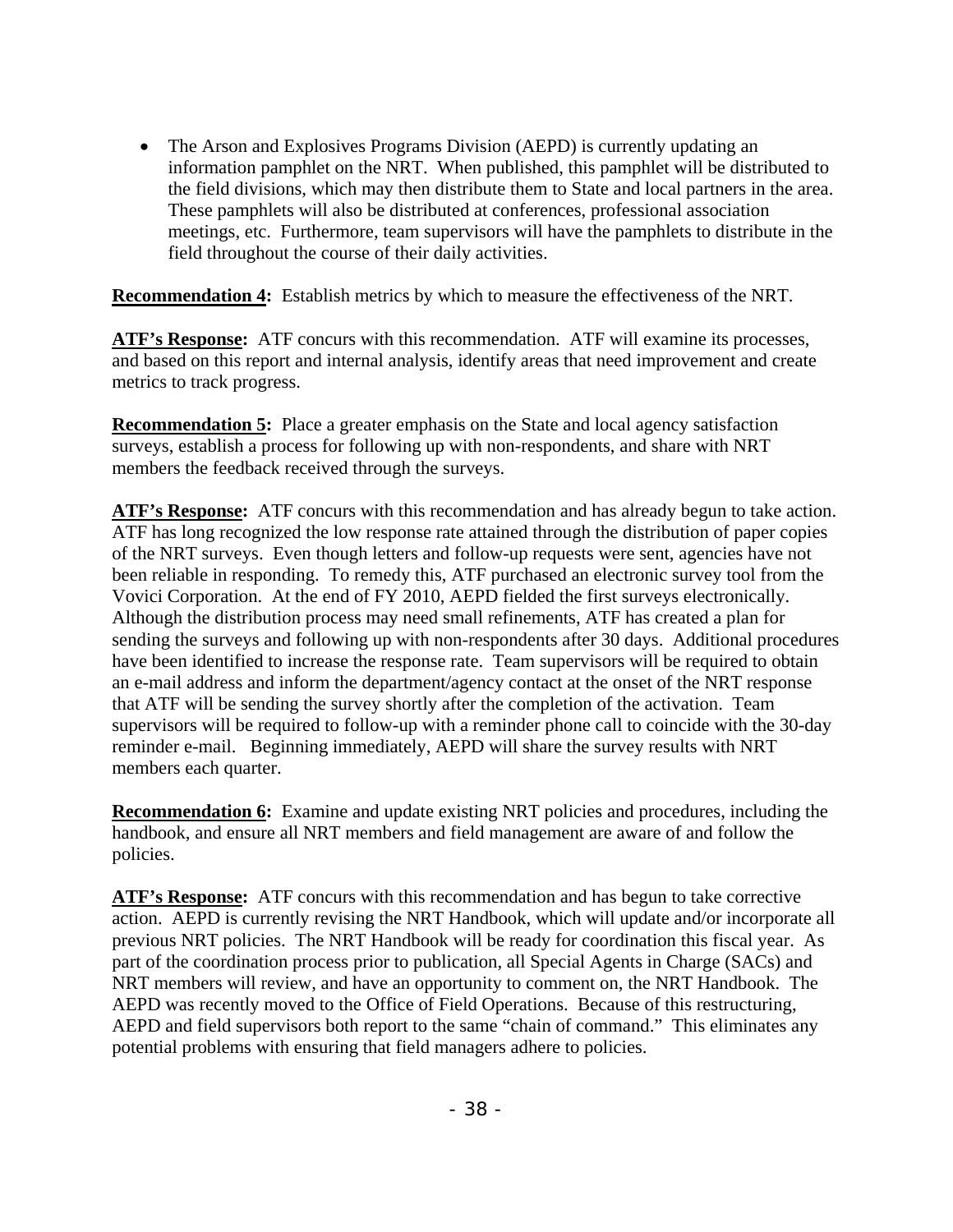- The Arson and Explosives Programs Division (AEPD) is currently updating an information pamphlet on the NRT. When published, this pamphlet will be distributed to the field divisions, which may then distribute them to State and local partners in the area. These pamphlets will also be distributed at conferences, professional association meetings, etc. Furthermore, team supervisors will have the pamphlets to distribute in the field throughout the course of their daily activities.

**Recommendation 4:** Establish metrics by which to measure the effectiveness of the NRT.

**ATF's Response:** ATF concurs with this recommendation. ATF will examine its processes, and based on this report and internal analysis, identify areas that need improvement and create metrics to track progress.

**Recommendation 5:** Place a greater emphasis on the State and local agency satisfaction surveys, establish a process for following up with non-respondents, and share with NRT members the feedback received through the surveys.

**ATF's Response:** ATF concurs with this recommendation and has already begun to take action. ATF has long recognized the low response rate attained through the distribution of paper copies of the NRT surveys. Even though letters and follow-up requests were sent, agencies have not been reliable in responding. To remedy this, ATF purchased an electronic survey tool from the Vovici Corporation. At the end of FY 2010, AEPD fielded the first surveys electronically. Although the distribution process may need small refinements, ATF has created a plan for sending the surveys and following up with non-respondents after 30 days. Additional procedures have been identified to increase the response rate. Team supervisors will be required to obtain an e-mail address and inform the department/agency contact at the onset of the NRT response that ATF will be sending the survey shortly after the completion of the activation. Team supervisors will be required to follow-up with a reminder phone call to coincide with the 30-day reminder e-mail. Beginning immediately, AEPD will share the survey results with NRT members each quarter.

**Recommendation 6:** Examine and update existing NRT policies and procedures, including the handbook, and ensure all NRT members and field management are aware of and follow the policies.

**ATF's Response:** ATF concurs with this recommendation and has begun to take corrective action. AEPD is currently revising the NRT Handbook, which will update and/or incorporate all previous NRT policies. The NRT Handbook will be ready for coordination this fiscal year. As part of the coordination process prior to publication, all Special Agents in Charge (SACs) and NRT members will review, and have an opportunity to comment on, the NRT Handbook. The AEPD was recently moved to the Office of Field Operations. Because of this restructuring, AEPD and field supervisors both report to the same "chain of command." This eliminates any potential problems with ensuring that field managers adhere to policies.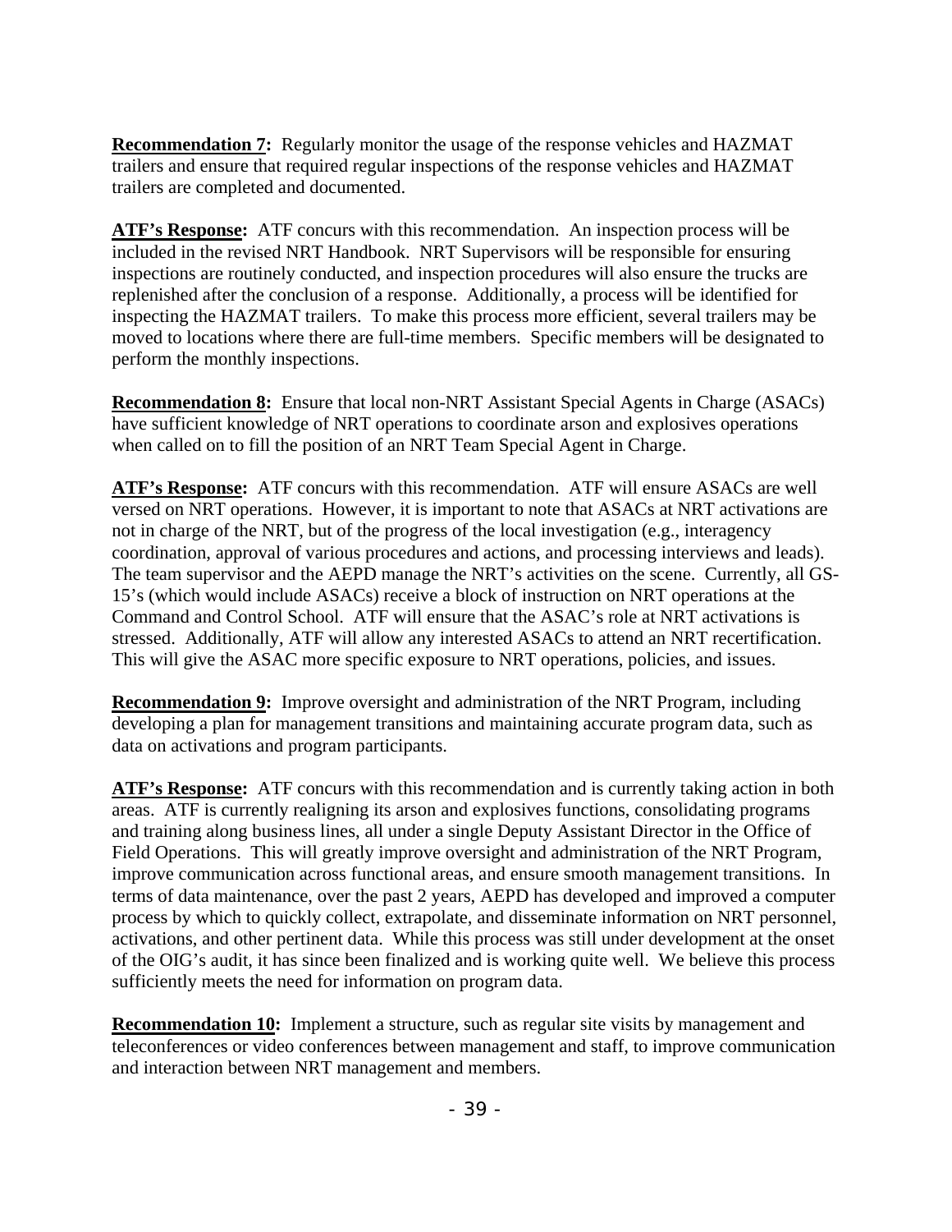**Recommendation 7:** Regularly monitor the usage of the response vehicles and HAZMAT trailers and ensure that required regular inspections of the response vehicles and HAZMAT trailers are completed and documented.

**ATF's Response:** ATF concurs with this recommendation. An inspection process will be included in the revised NRT Handbook. NRT Supervisors will be responsible for ensuring inspections are routinely conducted, and inspection procedures will also ensure the trucks are replenished after the conclusion of a response. Additionally, a process will be identified for inspecting the HAZMAT trailers. To make this process more efficient, several trailers may be moved to locations where there are full-time members. Specific members will be designated to perform the monthly inspections.

**Recommendation 8:** Ensure that local non-NRT Assistant Special Agents in Charge (ASACs) have sufficient knowledge of NRT operations to coordinate arson and explosives operations when called on to fill the position of an NRT Team Special Agent in Charge.

**ATF's Response:** ATF concurs with this recommendation. ATF will ensure ASACs are well versed on NRT operations. However, it is important to note that ASACs at NRT activations are not in charge of the NRT, but of the progress of the local investigation (e.g., interagency coordination, approval of various procedures and actions, and processing interviews and leads). The team supervisor and the AEPD manage the NRT's activities on the scene. Currently, all GS-15's (which would include ASACs) receive a block of instruction on NRT operations at the Command and Control School. ATF will ensure that the ASAC's role at NRT activations is stressed. Additionally, ATF will allow any interested ASACs to attend an NRT recertification. This will give the ASAC more specific exposure to NRT operations, policies, and issues.

**Recommendation 9:** Improve oversight and administration of the NRT Program, including developing a plan for management transitions and maintaining accurate program data, such as data on activations and program participants.

**ATF's Response:** ATF concurs with this recommendation and is currently taking action in both areas. ATF is currently realigning its arson and explosives functions, consolidating programs and training along business lines, all under a single Deputy Assistant Director in the Office of Field Operations. This will greatly improve oversight and administration of the NRT Program, improve communication across functional areas, and ensure smooth management transitions. In terms of data maintenance, over the past 2 years, AEPD has developed and improved a computer process by which to quickly collect, extrapolate, and disseminate information on NRT personnel, activations, and other pertinent data. While this process was still under development at the onset of the OIG's audit, it has since been finalized and is working quite well. We believe this process sufficiently meets the need for information on program data.

**Recommendation 10:** Implement a structure, such as regular site visits by management and teleconferences or video conferences between management and staff, to improve communication and interaction between NRT management and members.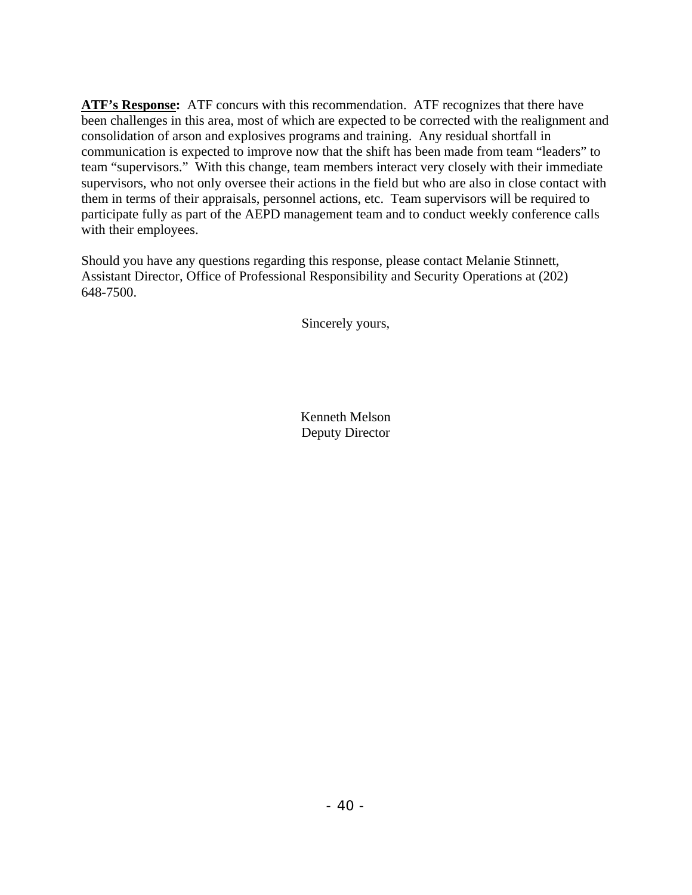**<u>ATF's Response</u>:** ATF concurs with this recommendation. ATF recognizes that there have been challenges in this area, most of which are expected to be corrected with the realignment and consolidation of arson and explosives programs and training. Any residual shortfall in communication is expected to improve now that the shift has been made from team "leaders" to team "supervisors." With this change, team members interact very closely with their immediate supervisors, who not only oversee their actions in the field but who are also in close contact with them in terms of their appraisals, personnel actions, etc. Team supervisors will be required to participate fully as part of the AEPD management team and to conduct weekly conference calls with their employees.

Should you have any questions regarding this response, please contact Melanie Stinnett, Assistant Director, Office of Professional Responsibility and Security Operations at (202) 648-7500.

Sincerely yours,

Kenneth Melson
Deputy Director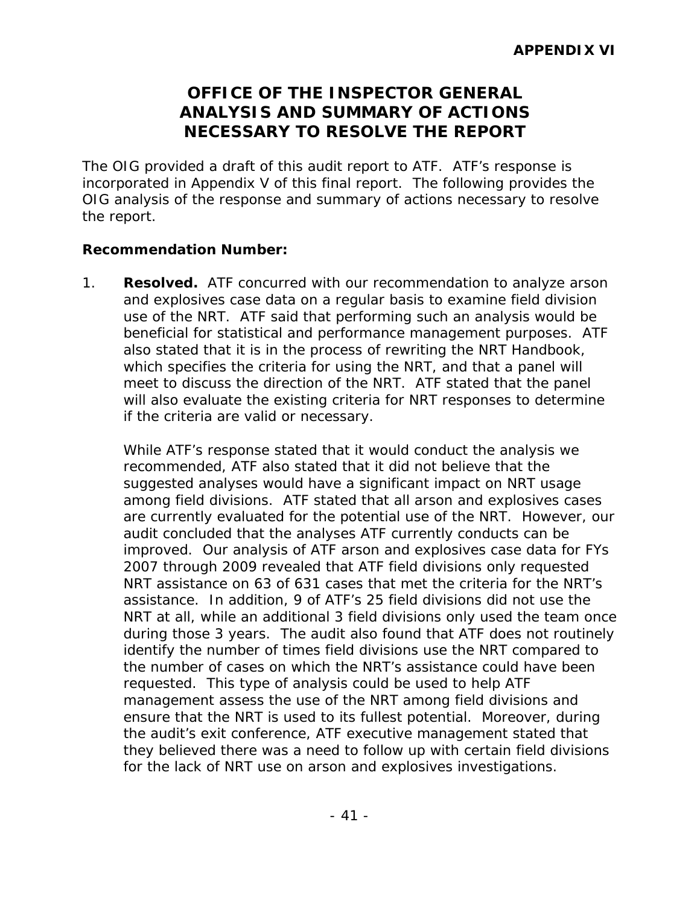**APPENDIX VI**

# OFFICE OF THE INSPECTOR GENERAL ANALYSIS AND SUMMARY OF ACTIONS NECESSARY TO RESOLVE THE REPORT

The OIG provided a draft of this audit report to ATF. ATF's response is incorporated in Appendix V of this final report. The following provides the OIG analysis of the response and summary of actions necessary to resolve the report.

**Recommendation Number:**

1. **Resolved.** ATF concurred with our recommendation to analyze arson and explosives case data on a regular basis to examine field division use of the NRT. ATF said that performing such an analysis would be beneficial for statistical and performance management purposes. ATF also stated that it is in the process of rewriting the NRT Handbook, which specifies the criteria for using the NRT, and that a panel will meet to discuss the direction of the NRT. ATF stated that the panel will also evaluate the existing criteria for NRT responses to determine if the criteria are valid or necessary.

   While ATF's response stated that it would conduct the analysis we recommended, ATF also stated that it did not believe that the suggested analyses would have a significant impact on NRT usage among field divisions. ATF stated that all arson and explosives cases are currently evaluated for the potential use of the NRT. However, our audit concluded that the analyses ATF currently conducts can be improved. Our analysis of ATF arson and explosives case data for FYs 2007 through 2009 revealed that ATF field divisions only requested NRT assistance on 63 of 631 cases that met the criteria for the NRT's assistance. In addition, 9 of ATF's 25 field divisions did not use the NRT at all, while an additional 3 field divisions only used the team once during those 3 years. The audit also found that ATF does not routinely identify the number of times field divisions use the NRT compared to the number of cases on which the NRT's assistance could have been requested. This type of analysis could be used to help ATF management assess the use of the NRT among field divisions and ensure that the NRT is used to its fullest potential. Moreover, during the audit's exit conference, ATF executive management stated that they believed there was a need to follow up with certain field divisions for the lack of NRT use on arson and explosives investigations.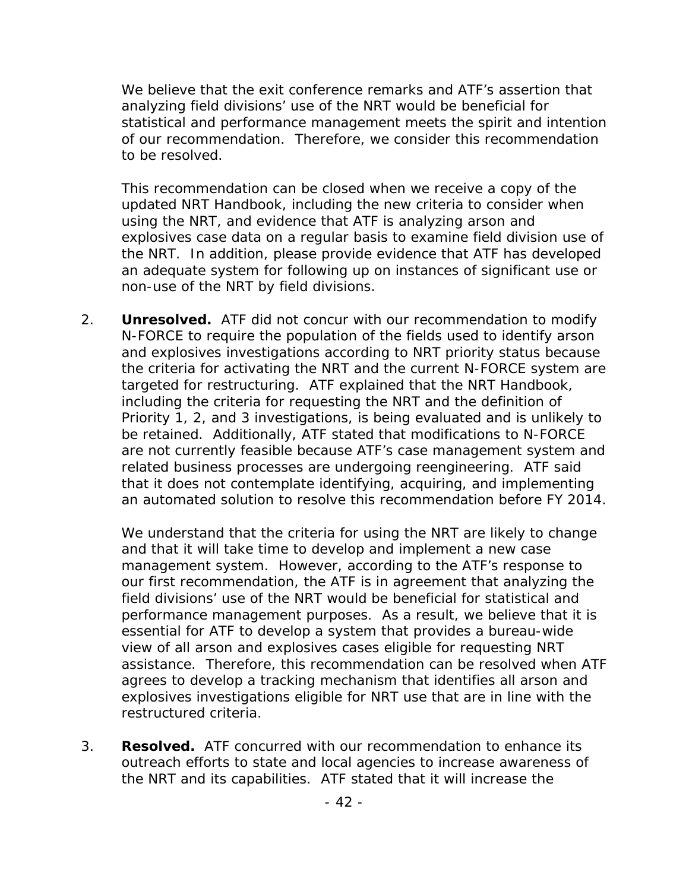We believe that the exit conference remarks and ATF's assertion that analyzing field divisions' use of the NRT would be beneficial for statistical and performance management meets the spirit and intention of our recommendation. Therefore, we consider this recommendation to be resolved.

This recommendation can be closed when we receive a copy of the updated NRT Handbook, including the new criteria to consider when using the NRT, and evidence that ATF is analyzing arson and explosives case data on a regular basis to examine field division use of the NRT. In addition, please provide evidence that ATF has developed an adequate system for following up on instances of significant use or non-use of the NRT by field divisions.

2. **Unresolved.** ATF did not concur with our recommendation to modify N-FORCE to require the population of the fields used to identify arson and explosives investigations according to NRT priority status because the criteria for activating the NRT and the current N-FORCE system are targeted for restructuring. ATF explained that the NRT Handbook, including the criteria for requesting the NRT and the definition of Priority 1, 2, and 3 investigations, is being evaluated and is unlikely to be retained. Additionally, ATF stated that modifications to N-FORCE are not currently feasible because ATF's case management system and related business processes are undergoing reengineering. ATF said that it does not contemplate identifying, acquiring, and implementing an automated solution to resolve this recommendation before FY 2014.

   We understand that the criteria for using the NRT are likely to change and that it will take time to develop and implement a new case management system. However, according to the ATF's response to our first recommendation, the ATF is in agreement that analyzing the field divisions' use of the NRT would be beneficial for statistical and performance management purposes. As a result, we believe that it is essential for ATF to develop a system that provides a bureau-wide view of all arson and explosives cases eligible for requesting NRT assistance. Therefore, this recommendation can be resolved when ATF agrees to develop a tracking mechanism that identifies all arson and explosives investigations eligible for NRT use that are in line with the restructured criteria.

3. **Resolved.** ATF concurred with our recommendation to enhance its outreach efforts to state and local agencies to increase awareness of the NRT and its capabilities. ATF stated that it will increase the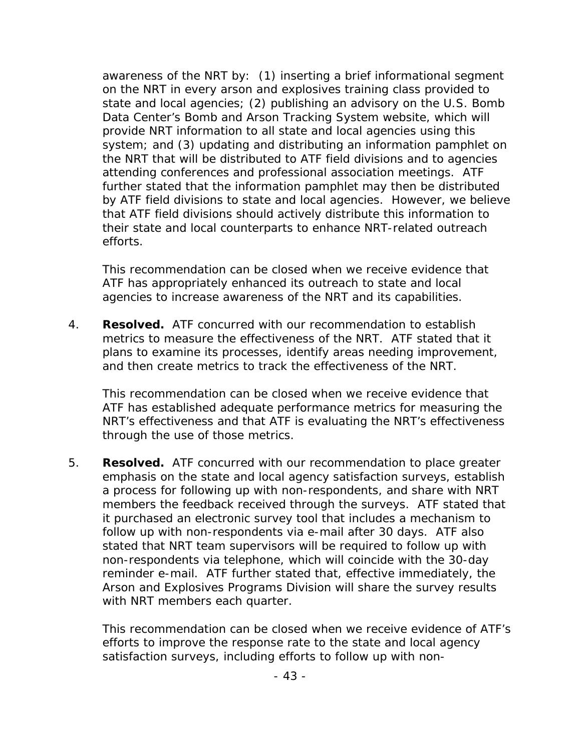awareness of the NRT by: (1) inserting a brief informational segment on the NRT in every arson and explosives training class provided to state and local agencies; (2) publishing an advisory on the U.S. Bomb Data Center's Bomb and Arson Tracking System website, which will provide NRT information to all state and local agencies using this system; and (3) updating and distributing an information pamphlet on the NRT that will be distributed to ATF field divisions and to agencies attending conferences and professional association meetings. ATF further stated that the information pamphlet may then be distributed by ATF field divisions to state and local agencies. However, we believe that ATF field divisions should actively distribute this information to their state and local counterparts to enhance NRT-related outreach efforts.

This recommendation can be closed when we receive evidence that ATF has appropriately enhanced its outreach to state and local agencies to increase awareness of the NRT and its capabilities.

4. **Resolved.** ATF concurred with our recommendation to establish metrics to measure the effectiveness of the NRT. ATF stated that it plans to examine its processes, identify areas needing improvement, and then create metrics to track the effectiveness of the NRT.

   This recommendation can be closed when we receive evidence that ATF has established adequate performance metrics for measuring the NRT's effectiveness and that ATF is evaluating the NRT's effectiveness through the use of those metrics.

5. **Resolved.** ATF concurred with our recommendation to place greater emphasis on the state and local agency satisfaction surveys, establish a process for following up with non-respondents, and share with NRT members the feedback received through the surveys. ATF stated that it purchased an electronic survey tool that includes a mechanism to follow up with non-respondents via e-mail after 30 days. ATF also stated that NRT team supervisors will be required to follow up with non-respondents via telephone, which will coincide with the 30-day reminder e-mail. ATF further stated that, effective immediately, the Arson and Explosives Programs Division will share the survey results with NRT members each quarter.

   This recommendation can be closed when we receive evidence of ATF's efforts to improve the response rate to the state and local agency satisfaction surveys, including efforts to follow up with non-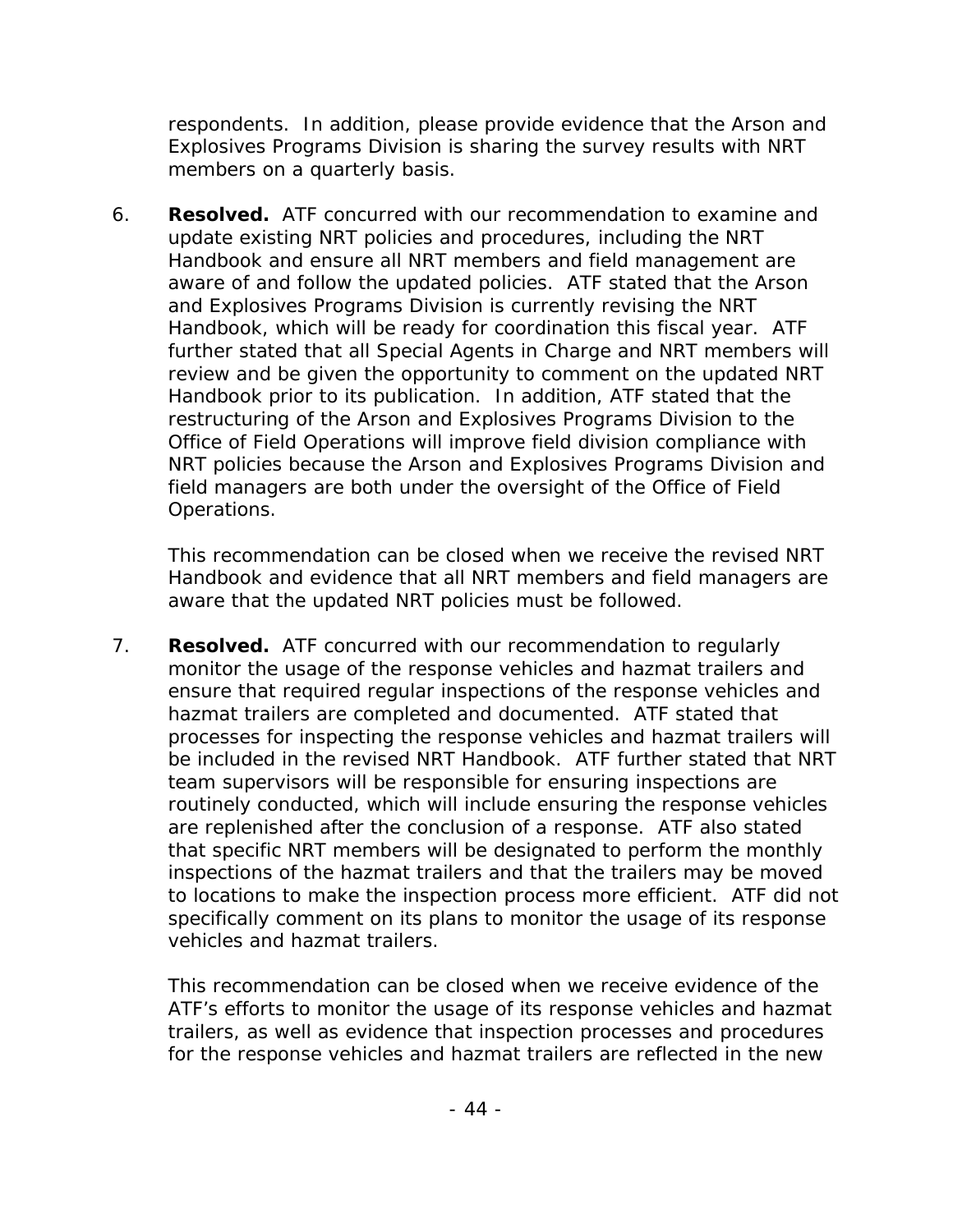respondents. In addition, please provide evidence that the Arson and Explosives Programs Division is sharing the survey results with NRT members on a quarterly basis.

6. **Resolved.** ATF concurred with our recommendation to examine and update existing NRT policies and procedures, including the NRT Handbook and ensure all NRT members and field management are aware of and follow the updated policies. ATF stated that the Arson and Explosives Programs Division is currently revising the NRT Handbook, which will be ready for coordination this fiscal year. ATF further stated that all Special Agents in Charge and NRT members will review and be given the opportunity to comment on the updated NRT Handbook prior to its publication. In addition, ATF stated that the restructuring of the Arson and Explosives Programs Division to the Office of Field Operations will improve field division compliance with NRT policies because the Arson and Explosives Programs Division and field managers are both under the oversight of the Office of Field Operations.

   This recommendation can be closed when we receive the revised NRT Handbook and evidence that all NRT members and field managers are aware that the updated NRT policies must be followed.

7. **Resolved.** ATF concurred with our recommendation to regularly monitor the usage of the response vehicles and hazmat trailers and ensure that required regular inspections of the response vehicles and hazmat trailers are completed and documented. ATF stated that processes for inspecting the response vehicles and hazmat trailers will be included in the revised NRT Handbook. ATF further stated that NRT team supervisors will be responsible for ensuring inspections are routinely conducted, which will include ensuring the response vehicles are replenished after the conclusion of a response. ATF also stated that specific NRT members will be designated to perform the monthly inspections of the hazmat trailers and that the trailers may be moved to locations to make the inspection process more efficient. ATF did not specifically comment on its plans to monitor the usage of its response vehicles and hazmat trailers.

   This recommendation can be closed when we receive evidence of the ATF's efforts to monitor the usage of its response vehicles and hazmat trailers, as well as evidence that inspection processes and procedures for the response vehicles and hazmat trailers are reflected in the new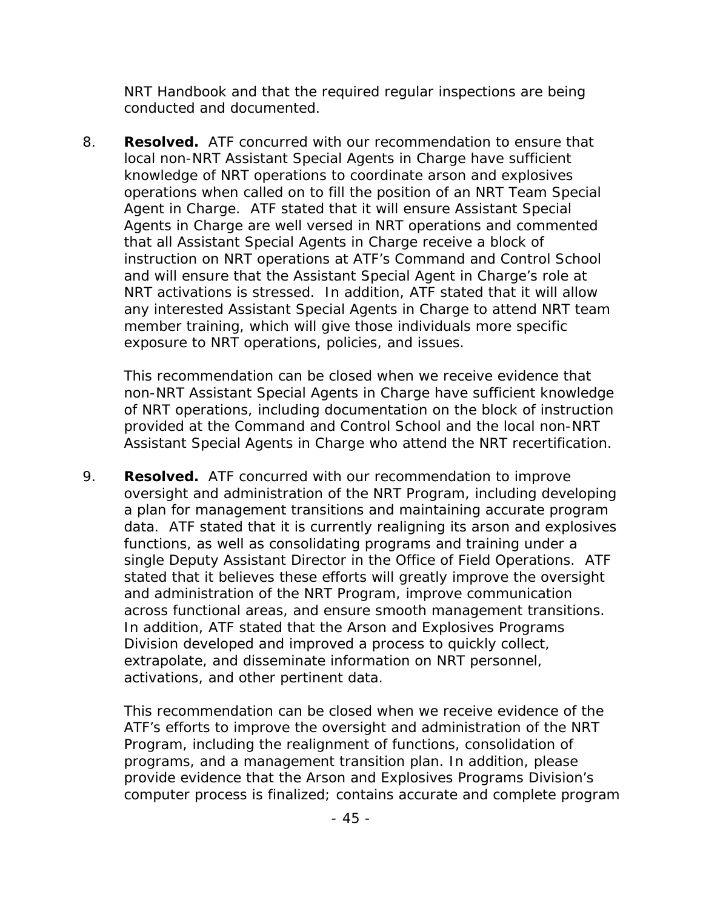NRT Handbook and that the required regular inspections are being conducted and documented.

8. **Resolved.** ATF concurred with our recommendation to ensure that local non-NRT Assistant Special Agents in Charge have sufficient knowledge of NRT operations to coordinate arson and explosives operations when called on to fill the position of an NRT Team Special Agent in Charge. ATF stated that it will ensure Assistant Special Agents in Charge are well versed in NRT operations and commented that all Assistant Special Agents in Charge receive a block of instruction on NRT operations at ATF's Command and Control School and will ensure that the Assistant Special Agent in Charge's role at NRT activations is stressed. In addition, ATF stated that it will allow any interested Assistant Special Agents in Charge to attend NRT team member training, which will give those individuals more specific exposure to NRT operations, policies, and issues.

   This recommendation can be closed when we receive evidence that non-NRT Assistant Special Agents in Charge have sufficient knowledge of NRT operations, including documentation on the block of instruction provided at the Command and Control School and the local non-NRT Assistant Special Agents in Charge who attend the NRT recertification.

9. **Resolved.** ATF concurred with our recommendation to improve oversight and administration of the NRT Program, including developing a plan for management transitions and maintaining accurate program data. ATF stated that it is currently realigning its arson and explosives functions, as well as consolidating programs and training under a single Deputy Assistant Director in the Office of Field Operations. ATF stated that it believes these efforts will greatly improve the oversight and administration of the NRT Program, improve communication across functional areas, and ensure smooth management transitions. In addition, ATF stated that the Arson and Explosives Programs Division developed and improved a process to quickly collect, extrapolate, and disseminate information on NRT personnel, activations, and other pertinent data.

   This recommendation can be closed when we receive evidence of the ATF's efforts to improve the oversight and administration of the NRT Program, including the realignment of functions, consolidation of programs, and a management transition plan. In addition, please provide evidence that the Arson and Explosives Programs Division's computer process is finalized; contains accurate and complete program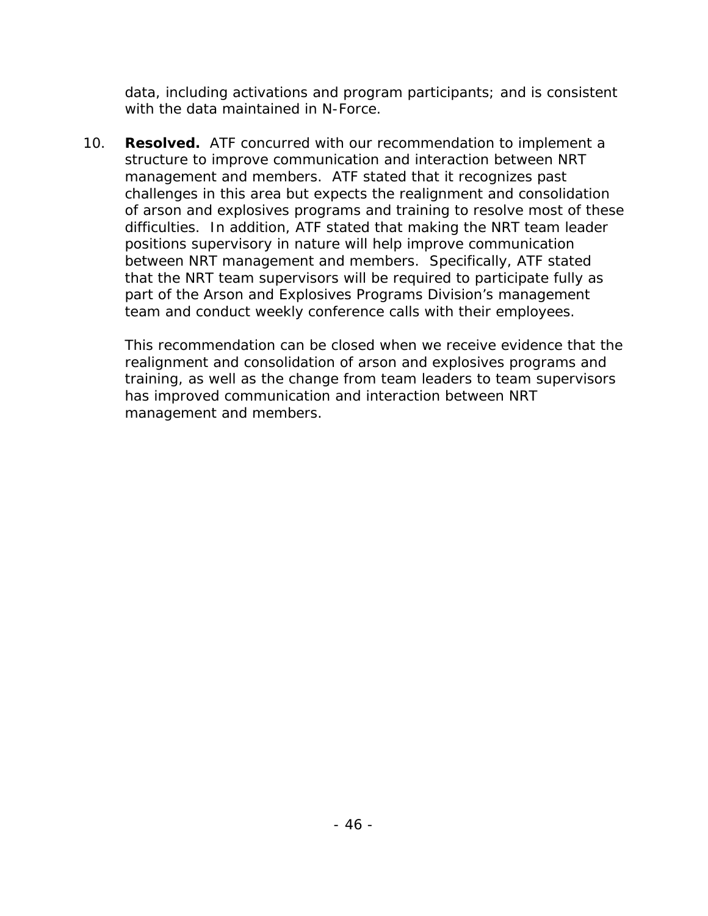data, including activations and program participants; and is consistent with the data maintained in N-Force.

10. **Resolved.** ATF concurred with our recommendation to implement a structure to improve communication and interaction between NRT management and members. ATF stated that it recognizes past challenges in this area but expects the realignment and consolidation of arson and explosives programs and training to resolve most of these difficulties. In addition, ATF stated that making the NRT team leader positions supervisory in nature will help improve communication between NRT management and members. Specifically, ATF stated that the NRT team supervisors will be required to participate fully as part of the Arson and Explosives Programs Division's management team and conduct weekly conference calls with their employees.

    This recommendation can be closed when we receive evidence that the realignment and consolidation of arson and explosives programs and training, as well as the change from team leaders to team supervisors has improved communication and interaction between NRT management and members.